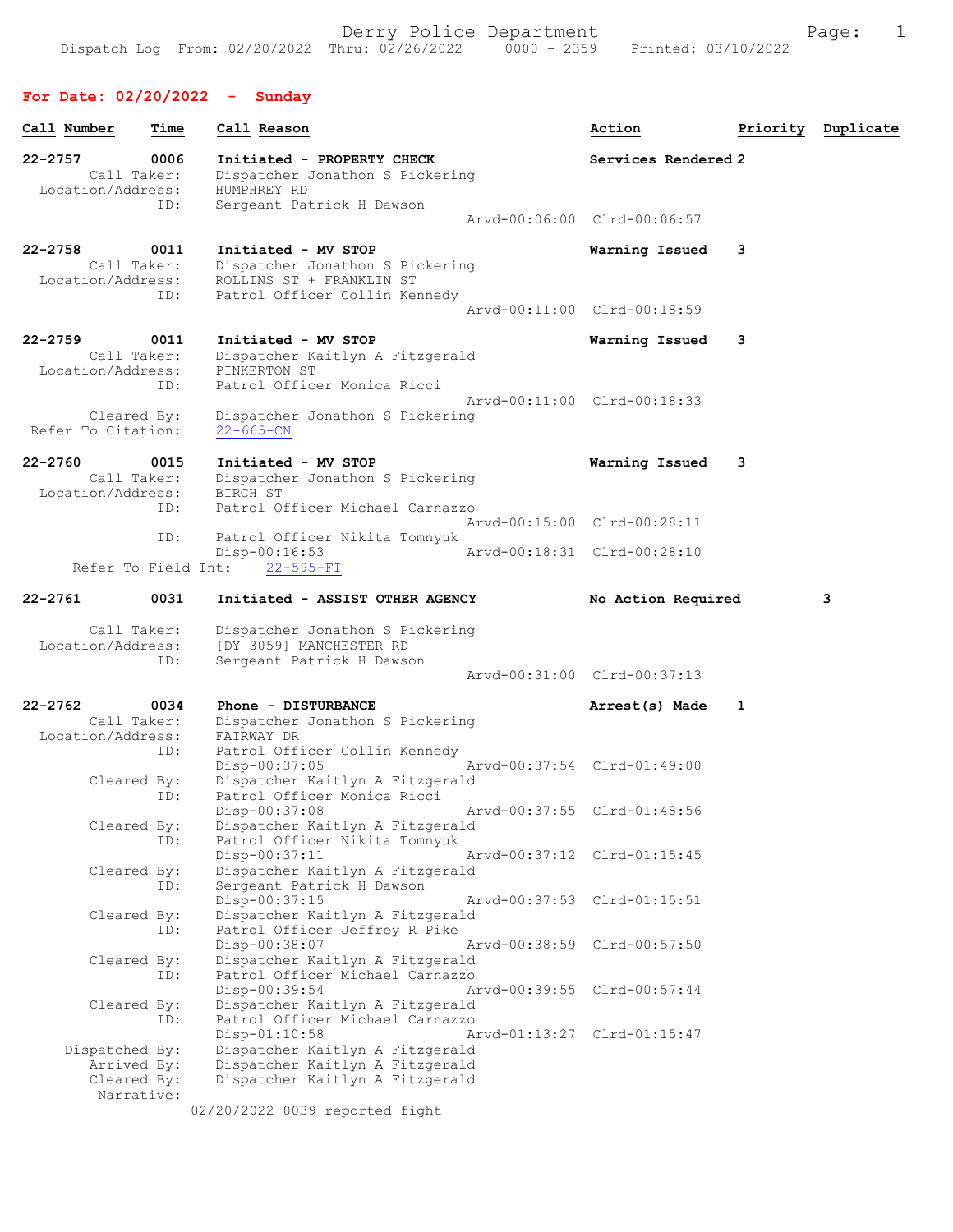Derry Police Department
Dispatch Log From: 02/20/2022 Thru: 02/26/2022 0000 - 2359 Printed: 03/10/2022

## For Date: 02/20/2022 - Sunday

| Call Number | Time | Call Reason | Action | Priority | Duplicate |
|---|---|---|---|---|---|

**22-2757** 0006 Initiated - PROPERTY CHECK — Services Rendered 2
Call Taker: Dispatcher Jonathon S Pickering
Location/Address: HUMPHREY RD
ID: Sergeant Patrick H Dawson
Arvd-00:06:00 Clrd-00:06:57

**22-2758** 0011 Initiated - MV STOP — Warning Issued 3
Call Taker: Dispatcher Jonathon S Pickering
Location/Address: ROLLINS ST + FRANKLIN ST
ID: Patrol Officer Collin Kennedy
Arvd-00:11:00 Clrd-00:18:59

**22-2759** 0011 Initiated - MV STOP — Warning Issued 3
Call Taker: Dispatcher Kaitlyn A Fitzgerald
Location/Address: PINKERTON ST
ID: Patrol Officer Monica Ricci
Arvd-00:11:00 Clrd-00:18:33
Cleared By: Dispatcher Jonathon S Pickering
Refer To Citation: 22-665-CN

**22-2760** 0015 Initiated - MV STOP — Warning Issued 3
Call Taker: Dispatcher Jonathon S Pickering
Location/Address: BIRCH ST
ID: Patrol Officer Michael Carnazzo
Arvd-00:15:00 Clrd-00:28:11
ID: Patrol Officer Nikita Tomnyuk
Disp-00:16:53 Arvd-00:18:31 Clrd-00:28:10
Refer To Field Int: 22-595-FI

**22-2761** 0031 Initiated - ASSIST OTHER AGENCY — No Action Required — Duplicate: 3
Call Taker: Dispatcher Jonathon S Pickering
Location/Address: [DY 3059] MANCHESTER RD
ID: Sergeant Patrick H Dawson
Arvd-00:31:00 Clrd-00:37:13

**22-2762** 0034 Phone - DISTURBANCE — Arrest(s) Made 1
Call Taker: Dispatcher Jonathon S Pickering
Location/Address: FAIRWAY DR
ID: Patrol Officer Collin Kennedy
Disp-00:37:05 Arvd-00:37:54 Clrd-01:49:00
Cleared By: Dispatcher Kaitlyn A Fitzgerald
ID: Patrol Officer Monica Ricci
Disp-00:37:08 Arvd-00:37:55 Clrd-01:48:56
Cleared By: Dispatcher Kaitlyn A Fitzgerald
ID: Patrol Officer Nikita Tomnyuk
Disp-00:37:11 Arvd-00:37:12 Clrd-01:15:45
Cleared By: Dispatcher Kaitlyn A Fitzgerald
ID: Sergeant Patrick H Dawson
Disp-00:37:15 Arvd-00:37:53 Clrd-01:15:51
Cleared By: Dispatcher Kaitlyn A Fitzgerald
ID: Patrol Officer Jeffrey R Pike
Disp-00:38:07 Arvd-00:38:59 Clrd-00:57:50
Cleared By: Dispatcher Kaitlyn A Fitzgerald
ID: Patrol Officer Michael Carnazzo
Disp-00:39:54 Arvd-00:39:55 Clrd-00:57:44
Cleared By: Dispatcher Kaitlyn A Fitzgerald
ID: Patrol Officer Michael Carnazzo
Disp-01:10:58 Arvd-01:13:27 Clrd-01:15:47
Dispatched By: Dispatcher Kaitlyn A Fitzgerald
Arrived By: Dispatcher Kaitlyn A Fitzgerald
Cleared By: Dispatcher Kaitlyn A Fitzgerald
Narrative:
02/20/2022 0039 reported fight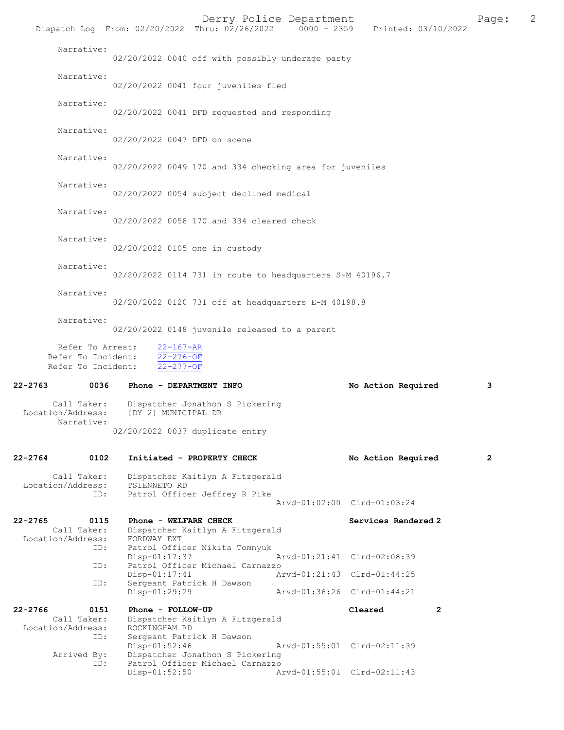Narrative:
02/20/2022 0040 off with possibly underage party

Narrative:
02/20/2022 0041 four juveniles fled

Narrative:
02/20/2022 0041 DFD requested and responding

Narrative:
02/20/2022 0047 DFD on scene

Narrative:
02/20/2022 0049 170 and 334 checking area for juveniles

Narrative:
02/20/2022 0054 subject declined medical

Narrative:
02/20/2022 0058 170 and 334 cleared check

Narrative:
02/20/2022 0105 one in custody

Narrative:
02/20/2022 0114 731 in route to headquarters S-M 40196.7

Narrative:
02/20/2022 0120 731 off at headquarters E-M 40198.8

Narrative:
02/20/2022 0148 juvenile released to a parent

Refer To Arrest: 22-167-AR
Refer To Incident: 22-276-OF
Refer To Incident: 22-277-OF

**22-2763 0036 Phone - DEPARTMENT INFO — No Action Required — 3**

Call Taker: Dispatcher Jonathon S Pickering
Location/Address: [DY 2] MUNICIPAL DR
Narrative:
02/20/2022 0037 duplicate entry

**22-2764 0102 Initiated - PROPERTY CHECK — No Action Required — 2**

Call Taker: Dispatcher Kaitlyn A Fitzgerald
Location/Address: TSIENNETO RD
ID: Patrol Officer Jeffrey R Pike
Arvd-01:02:00 Clrd-01:03:24

**22-2765 0115 Phone - WELFARE CHECK — Services Rendered 2**

Call Taker: Dispatcher Kaitlyn A Fitzgerald
Location/Address: FORDWAY EXT
ID: Patrol Officer Nikita Tomnyuk
Disp-01:17:37 Arvd-01:21:41 Clrd-02:08:39
ID: Patrol Officer Michael Carnazzo
Disp-01:17:41 Arvd-01:21:43 Clrd-01:44:25
ID: Sergeant Patrick H Dawson
Disp-01:29:29 Arvd-01:36:26 Clrd-01:44:21

**22-2766 0151 Phone - FOLLOW-UP — Cleared — 2**

Call Taker: Dispatcher Kaitlyn A Fitzgerald
Location/Address: ROCKINGHAM RD
ID: Sergeant Patrick H Dawson
Disp-01:52:46 Arvd-01:55:01 Clrd-02:11:39
Arrived By: Dispatcher Jonathon S Pickering
ID: Patrol Officer Michael Carnazzo
Disp-01:52:50 Arvd-01:55:01 Clrd-02:11:43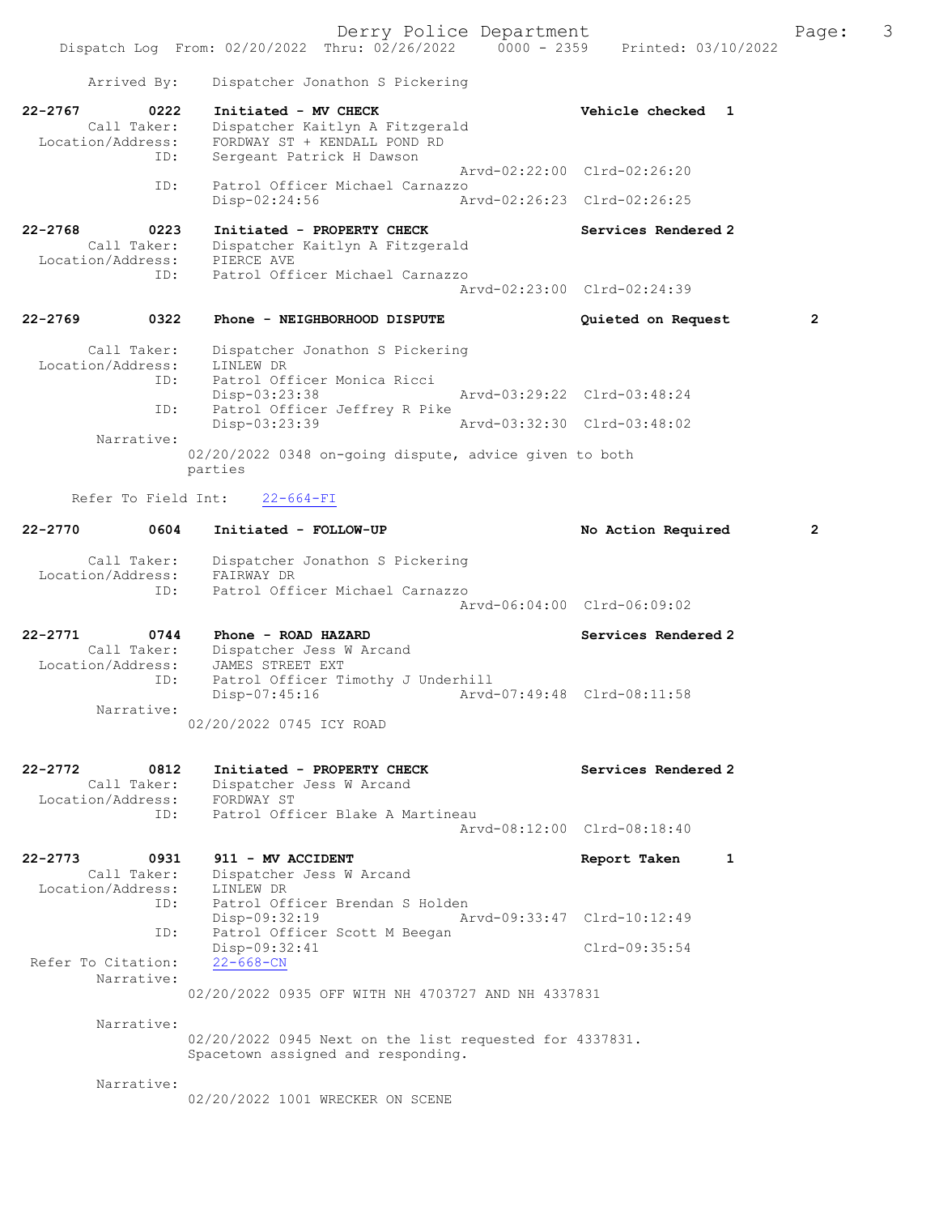Arrived By: Dispatcher Jonathon S Pickering

**22-2767 0222 Initiated - MV CHECK** — Vehicle checked 1
Call Taker: Dispatcher Kaitlyn A Fitzgerald
Location/Address: FORDWAY ST + KENDALL POND RD
ID: Sergeant Patrick H Dawson
Arvd-02:22:00 Clrd-02:26:20
ID: Patrol Officer Michael Carnazzo
Disp-02:24:56 Arvd-02:26:23 Clrd-02:26:25

**22-2768 0223 Initiated - PROPERTY CHECK** — Services Rendered 2
Call Taker: Dispatcher Kaitlyn A Fitzgerald
Location/Address: PIERCE AVE
ID: Patrol Officer Michael Carnazzo
Arvd-02:23:00 Clrd-02:24:39

**22-2769 0322 Phone - NEIGHBORHOOD DISPUTE** — Quieted on Request 2
Call Taker: Dispatcher Jonathon S Pickering
Location/Address: LINLEW DR
ID: Patrol Officer Monica Ricci
Disp-03:23:38 Arvd-03:29:22 Clrd-03:48:24
ID: Patrol Officer Jeffrey R Pike
Disp-03:23:39 Arvd-03:32:30 Clrd-03:48:02
Narrative:
02/20/2022 0348 on-going dispute, advice given to both parties

Refer To Field Int: 22-664-FI

**22-2770 0604 Initiated - FOLLOW-UP** — No Action Required 2
Call Taker: Dispatcher Jonathon S Pickering
Location/Address: FAIRWAY DR
ID: Patrol Officer Michael Carnazzo
Arvd-06:04:00 Clrd-06:09:02

**22-2771 0744 Phone - ROAD HAZARD** — Services Rendered 2
Call Taker: Dispatcher Jess W Arcand
Location/Address: JAMES STREET EXT
ID: Patrol Officer Timothy J Underhill
Disp-07:45:16 Arvd-07:49:48 Clrd-08:11:58
Narrative:
02/20/2022 0745 ICY ROAD

**22-2772 0812 Initiated - PROPERTY CHECK** — Services Rendered 2
Call Taker: Dispatcher Jess W Arcand
Location/Address: FORDWAY ST
ID: Patrol Officer Blake A Martineau
Arvd-08:12:00 Clrd-08:18:40

**22-2773 0931 911 - MV ACCIDENT** — Report Taken 1
Call Taker: Dispatcher Jess W Arcand
Location/Address: LINLEW DR
ID: Patrol Officer Brendan S Holden
Disp-09:32:19 Arvd-09:33:47 Clrd-10:12:49
ID: Patrol Officer Scott M Beegan
Disp-09:32:41 Clrd-09:35:54
Refer To Citation: 22-668-CN
Narrative:
02/20/2022 0935 OFF WITH NH 4703727 AND NH 4337831

Narrative:
02/20/2022 0945 Next on the list requested for 4337831. Spacetown assigned and responding.

Narrative:
02/20/2022 1001 WRECKER ON SCENE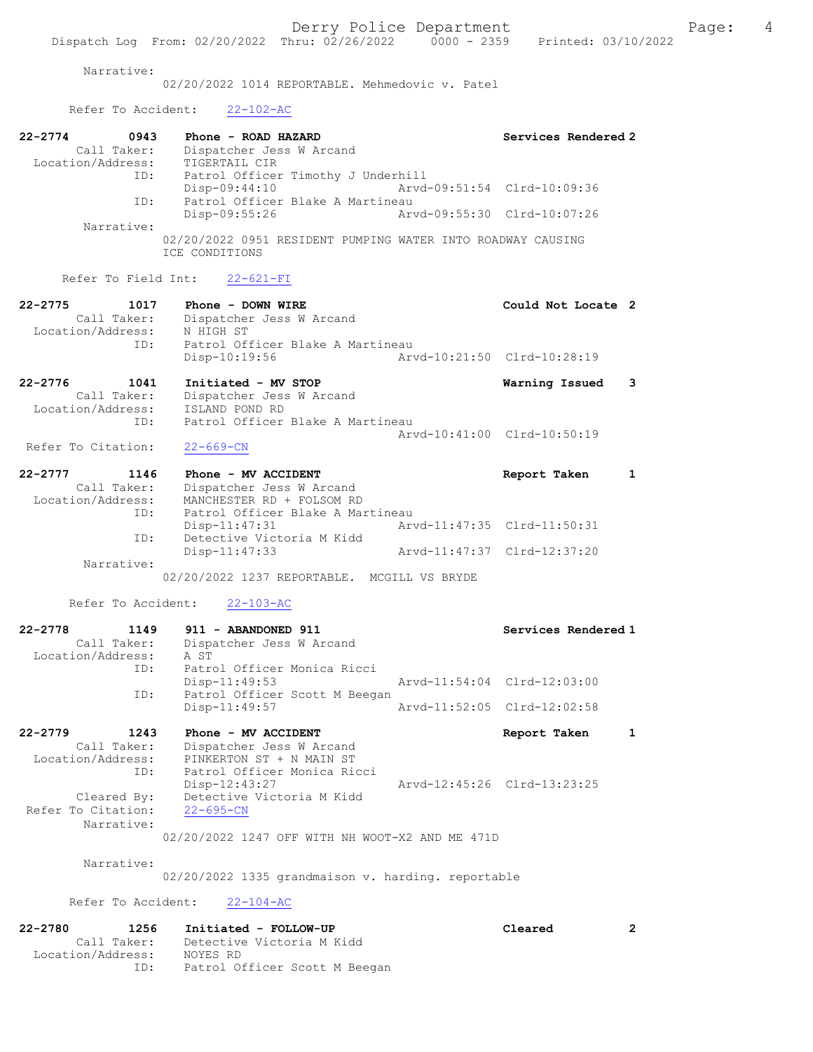Narrative:
02/20/2022 1014 REPORTABLE. Mehmedovic v. Patel

Refer To Accident: 22-102-AC

**22-2774 0943 Phone - ROAD HAZARD** — Services Rendered 2
Call Taker: Dispatcher Jess W Arcand
Location/Address: TIGERTAIL CIR
ID: Patrol Officer Timothy J Underhill
Disp-09:44:10 Arvd-09:51:54 Clrd-10:09:36
ID: Patrol Officer Blake A Martineau
Disp-09:55:26 Arvd-09:55:30 Clrd-10:07:26
Narrative:
02/20/2022 0951 RESIDENT PUMPING WATER INTO ROADWAY CAUSING ICE CONDITIONS

Refer To Field Int: 22-621-FI

**22-2775 1017 Phone - DOWN WIRE** — Could Not Locate 2
Call Taker: Dispatcher Jess W Arcand
Location/Address: N HIGH ST
ID: Patrol Officer Blake A Martineau
Disp-10:19:56 Arvd-10:21:50 Clrd-10:28:19

**22-2776 1041 Initiated - MV STOP** — Warning Issued 3
Call Taker: Dispatcher Jess W Arcand
Location/Address: ISLAND POND RD
ID: Patrol Officer Blake A Martineau
Arvd-10:41:00 Clrd-10:50:19
Refer To Citation: 22-669-CN

**22-2777 1146 Phone - MV ACCIDENT** — Report Taken 1
Call Taker: Dispatcher Jess W Arcand
Location/Address: MANCHESTER RD + FOLSOM RD
ID: Patrol Officer Blake A Martineau
Disp-11:47:31 Arvd-11:47:35 Clrd-11:50:31
ID: Detective Victoria M Kidd
Disp-11:47:33 Arvd-11:47:37 Clrd-12:37:20
Narrative:
02/20/2022 1237 REPORTABLE. MCGILL VS BRYDE

Refer To Accident: 22-103-AC

**22-2778 1149 911 - ABANDONED 911** — Services Rendered 1
Call Taker: Dispatcher Jess W Arcand
Location/Address: A ST
ID: Patrol Officer Monica Ricci
Disp-11:49:53 Arvd-11:54:04 Clrd-12:03:00
ID: Patrol Officer Scott M Beegan
Disp-11:49:57 Arvd-11:52:05 Clrd-12:02:58

**22-2779 1243 Phone - MV ACCIDENT** — Report Taken 1
Call Taker: Dispatcher Jess W Arcand
Location/Address: PINKERTON ST + N MAIN ST
ID: Patrol Officer Monica Ricci
Disp-12:43:27 Arvd-12:45:26 Clrd-13:23:25
Cleared By: Detective Victoria M Kidd
Refer To Citation: 22-695-CN
Narrative:
02/20/2022 1247 OFF WITH NH WOOT-X2 AND ME 471D

Narrative:
02/20/2022 1335 grandmaison v. harding. reportable

Refer To Accident: 22-104-AC

**22-2780 1256 Initiated - FOLLOW-UP** — Cleared 2
Call Taker: Detective Victoria M Kidd
Location/Address: NOYES RD
ID: Patrol Officer Scott M Beegan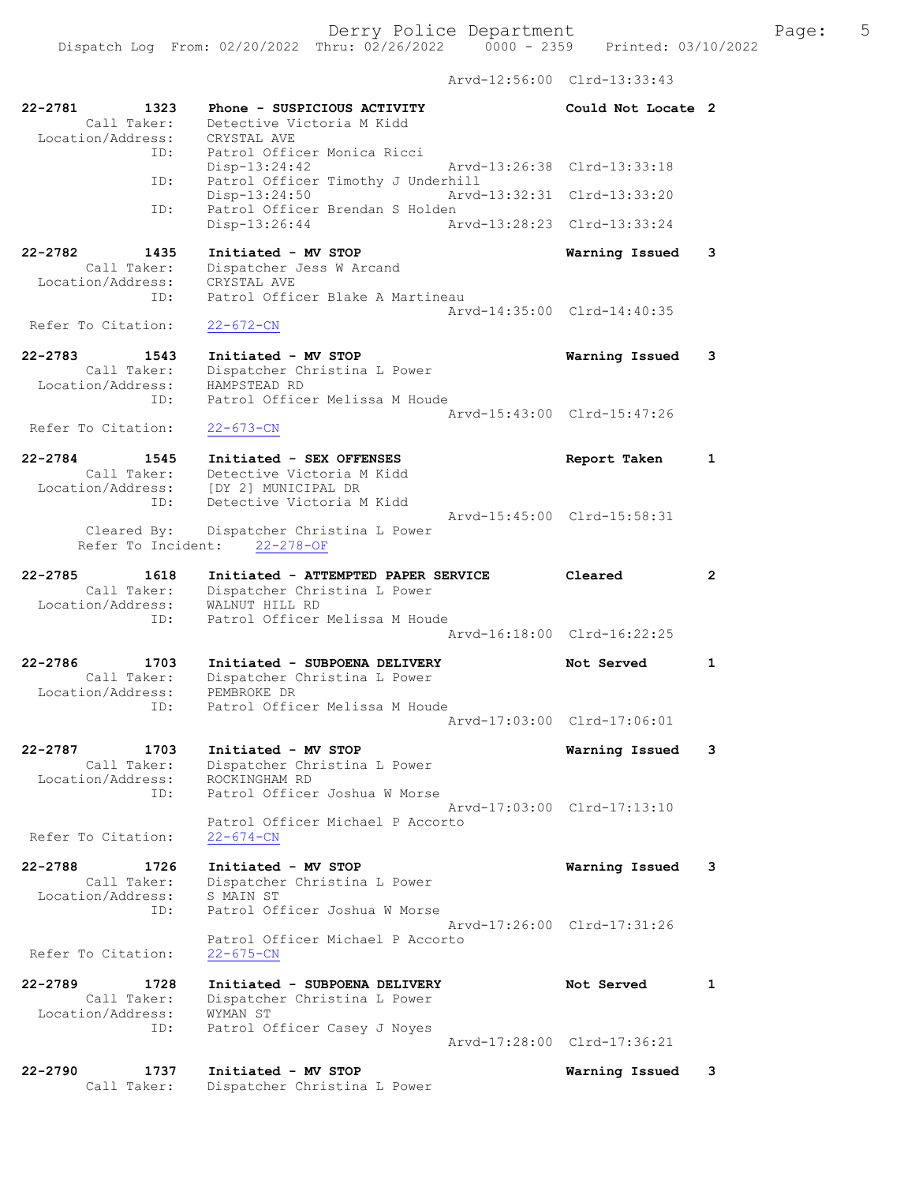Arvd-12:56:00 Clrd-13:33:43

```
22-2781        1323    Phone - SUSPICIOUS ACTIVITY                Could Not Locate 2
        Call Taker:    Detective Victoria M Kidd
  Location/Address:    CRYSTAL AVE
                ID:    Patrol Officer Monica Ricci
                       Disp-13:24:42              Arvd-13:26:38  Clrd-13:33:18
                ID:    Patrol Officer Timothy J Underhill
                       Disp-13:24:50              Arvd-13:32:31  Clrd-13:33:20
                ID:    Patrol Officer Brendan S Holden
                       Disp-13:26:44              Arvd-13:28:23  Clrd-13:33:24

22-2782        1435    Initiated - MV STOP                        Warning Issued   3
        Call Taker:    Dispatcher Jess W Arcand
  Location/Address:    CRYSTAL AVE
                ID:    Patrol Officer Blake A Martineau
                                                  Arvd-14:35:00  Clrd-14:40:35
  Refer To Citation:   22-672-CN

22-2783        1543    Initiated - MV STOP                        Warning Issued   3
        Call Taker:    Dispatcher Christina L Power
  Location/Address:    HAMPSTEAD RD
                ID:    Patrol Officer Melissa M Houde
                                                  Arvd-15:43:00  Clrd-15:47:26
  Refer To Citation:   22-673-CN

22-2784        1545    Initiated - SEX OFFENSES                   Report Taken     1
        Call Taker:    Detective Victoria M Kidd
  Location/Address:    [DY 2] MUNICIPAL DR
                ID:    Detective Victoria M Kidd
                                                  Arvd-15:45:00  Clrd-15:58:31
        Cleared By:    Dispatcher Christina L Power
    Refer To Incident:    22-278-OF

22-2785        1618    Initiated - ATTEMPTED PAPER SERVICE        Cleared          2
        Call Taker:    Dispatcher Christina L Power
  Location/Address:    WALNUT HILL RD
                ID:    Patrol Officer Melissa M Houde
                                                  Arvd-16:18:00  Clrd-16:22:25

22-2786        1703    Initiated - SUBPOENA DELIVERY              Not Served       1
        Call Taker:    Dispatcher Christina L Power
  Location/Address:    PEMBROKE DR
                ID:    Patrol Officer Melissa M Houde
                                                  Arvd-17:03:00  Clrd-17:06:01

22-2787        1703    Initiated - MV STOP                        Warning Issued   3
        Call Taker:    Dispatcher Christina L Power
  Location/Address:    ROCKINGHAM RD
                ID:    Patrol Officer Joshua W Morse
                                                  Arvd-17:03:00  Clrd-17:13:10
                       Patrol Officer Michael P Accorto
  Refer To Citation:   22-674-CN

22-2788        1726    Initiated - MV STOP                        Warning Issued   3
        Call Taker:    Dispatcher Christina L Power
  Location/Address:    S MAIN ST
                ID:    Patrol Officer Joshua W Morse
                                                  Arvd-17:26:00  Clrd-17:31:26
                       Patrol Officer Michael P Accorto
  Refer To Citation:   22-675-CN

22-2789        1728    Initiated - SUBPOENA DELIVERY              Not Served       1
        Call Taker:    Dispatcher Christina L Power
  Location/Address:    WYMAN ST
                ID:    Patrol Officer Casey J Noyes
                                                  Arvd-17:28:00  Clrd-17:36:21

22-2790        1737    Initiated - MV STOP                        Warning Issued   3
        Call Taker:    Dispatcher Christina L Power
```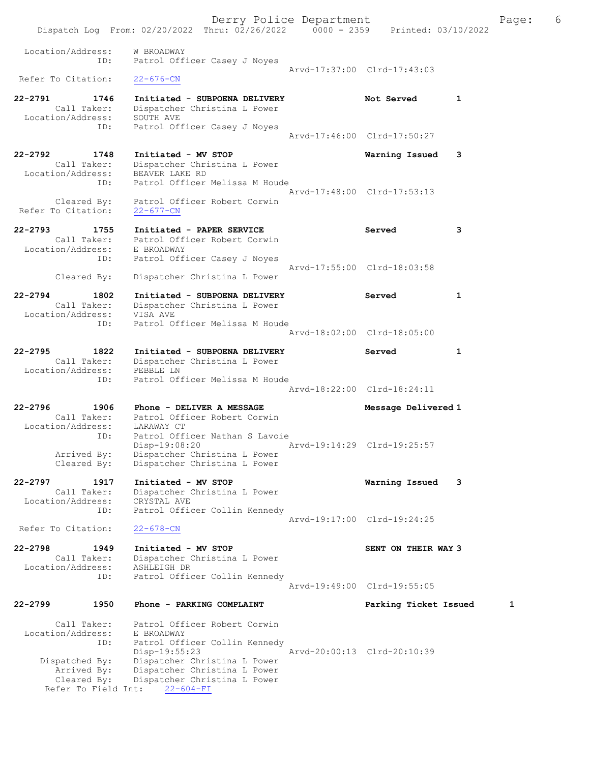Dispatch Log From: 02/20/2022 Thru: 02/26/2022 0000 - 2359 Printed: 03/10/2022

```
 Location/Address:    W BROADWAY
               ID:    Patrol Officer Casey J Noyes
                                                  Arvd-17:37:00  Clrd-17:43:03
 Refer To Citation:   22-676-CN

22-2791        1746   Initiated - SUBPOENA DELIVERY               Not Served        1
       Call Taker:    Dispatcher Christina L Power
 Location/Address:    SOUTH AVE
               ID:    Patrol Officer Casey J Noyes
                                                  Arvd-17:46:00  Clrd-17:50:27

22-2792        1748   Initiated - MV STOP                         Warning Issued    3
       Call Taker:    Dispatcher Christina L Power
 Location/Address:    BEAVER LAKE RD
               ID:    Patrol Officer Melissa M Houde
                                                  Arvd-17:48:00  Clrd-17:53:13
       Cleared By:    Patrol Officer Robert Corwin
 Refer To Citation:   22-677-CN

22-2793        1755   Initiated - PAPER SERVICE                   Served            3
       Call Taker:    Patrol Officer Robert Corwin
 Location/Address:    E BROADWAY
               ID:    Patrol Officer Casey J Noyes
                                                  Arvd-17:55:00  Clrd-18:03:58
       Cleared By:    Dispatcher Christina L Power

22-2794        1802   Initiated - SUBPOENA DELIVERY               Served            1
       Call Taker:    Dispatcher Christina L Power
 Location/Address:    VISA AVE
               ID:    Patrol Officer Melissa M Houde
                                                  Arvd-18:02:00  Clrd-18:05:00

22-2795        1822   Initiated - SUBPOENA DELIVERY               Served            1
       Call Taker:    Dispatcher Christina L Power
 Location/Address:    PEBBLE LN
               ID:    Patrol Officer Melissa M Houde
                                                  Arvd-18:22:00  Clrd-18:24:11

22-2796        1906   Phone - DELIVER A MESSAGE                   Message Delivered 1
       Call Taker:    Patrol Officer Robert Corwin
 Location/Address:    LARAWAY CT
               ID:    Patrol Officer Nathan S Lavoie
                      Disp-19:08:20               Arvd-19:14:29  Clrd-19:25:57
       Arrived By:    Dispatcher Christina L Power
       Cleared By:    Dispatcher Christina L Power

22-2797        1917   Initiated - MV STOP                         Warning Issued    3
       Call Taker:    Dispatcher Christina L Power
 Location/Address:    CRYSTAL AVE
               ID:    Patrol Officer Collin Kennedy
                                                  Arvd-19:17:00  Clrd-19:24:25
 Refer To Citation:   22-678-CN

22-2798        1949   Initiated - MV STOP                         SENT ON THEIR WAY 3
       Call Taker:    Dispatcher Christina L Power
 Location/Address:    ASHLEIGH DR
               ID:    Patrol Officer Collin Kennedy
                                                  Arvd-19:49:00  Clrd-19:55:05

22-2799        1950   Phone - PARKING COMPLAINT                   Parking Ticket Issued      1

       Call Taker:    Patrol Officer Robert Corwin
 Location/Address:    E BROADWAY
               ID:    Patrol Officer Collin Kennedy
                      Disp-19:55:23               Arvd-20:00:13  Clrd-20:10:39
    Dispatched By:    Dispatcher Christina L Power
       Arrived By:    Dispatcher Christina L Power
       Cleared By:    Dispatcher Christina L Power
  Refer To Field Int:    22-604-FI
```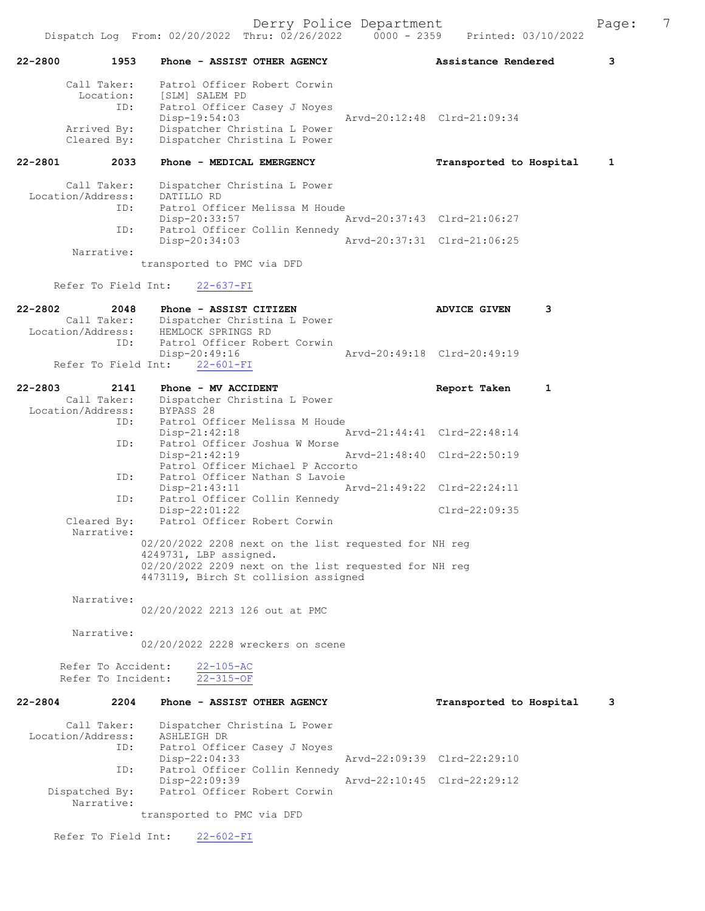**22-2800** 1953 Phone - ASSIST OTHER AGENCY — Assistance Rendered 3

Call Taker: Patrol Officer Robert Corwin
Location: [SLM] SALEM PD
ID: Patrol Officer Casey J Noyes
Disp-19:54:03 Arvd-20:12:48 Clrd-21:09:34
Arrived By: Dispatcher Christina L Power
Cleared By: Dispatcher Christina L Power

**22-2801** 2033 Phone - MEDICAL EMERGENCY — Transported to Hospital 1

Call Taker: Dispatcher Christina L Power
Location/Address: DATILLO RD
ID: Patrol Officer Melissa M Houde
Disp-20:33:57 Arvd-20:37:43 Clrd-21:06:27
ID: Patrol Officer Collin Kennedy
Disp-20:34:03 Arvd-20:37:31 Clrd-21:06:25
Narrative:
transported to PMC via DFD

Refer To Field Int: 22-637-FI

**22-2802** 2048 Phone - ASSIST CITIZEN — ADVICE GIVEN 3

Call Taker: Dispatcher Christina L Power
Location/Address: HEMLOCK SPRINGS RD
ID: Patrol Officer Robert Corwin
Disp-20:49:16 Arvd-20:49:18 Clrd-20:49:19
Refer To Field Int: 22-601-FI

**22-2803** 2141 Phone - MV ACCIDENT — Report Taken 1

Call Taker: Dispatcher Christina L Power
Location/Address: BYPASS 28
ID: Patrol Officer Melissa M Houde
Disp-21:42:18 Arvd-21:44:41 Clrd-22:48:14
ID: Patrol Officer Joshua W Morse
Disp-21:42:19 Arvd-21:48:40 Clrd-22:50:19
Patrol Officer Michael P Accorto
ID: Patrol Officer Nathan S Lavoie
Disp-21:43:11 Arvd-21:49:22 Clrd-22:24:11
ID: Patrol Officer Collin Kennedy
Disp-22:01:22 Clrd-22:09:35
Cleared By: Patrol Officer Robert Corwin
Narrative:
02/20/2022 2208 next on the list requested for NH reg 4249731, LBP assigned.
02/20/2022 2209 next on the list requested for NH reg 4473119, Birch St collision assigned

Narrative:
02/20/2022 2213 126 out at PMC

Narrative:
02/20/2022 2228 wreckers on scene

Refer To Accident: 22-105-AC
Refer To Incident: 22-315-OF

**22-2804** 2204 Phone - ASSIST OTHER AGENCY — Transported to Hospital 3

Call Taker: Dispatcher Christina L Power
Location/Address: ASHLEIGH DR
ID: Patrol Officer Casey J Noyes
Disp-22:04:33 Arvd-22:09:39 Clrd-22:29:10
ID: Patrol Officer Collin Kennedy
Disp-22:09:39 Arvd-22:10:45 Clrd-22:29:12
Dispatched By: Patrol Officer Robert Corwin
Narrative:
transported to PMC via DFD

Refer To Field Int: 22-602-FI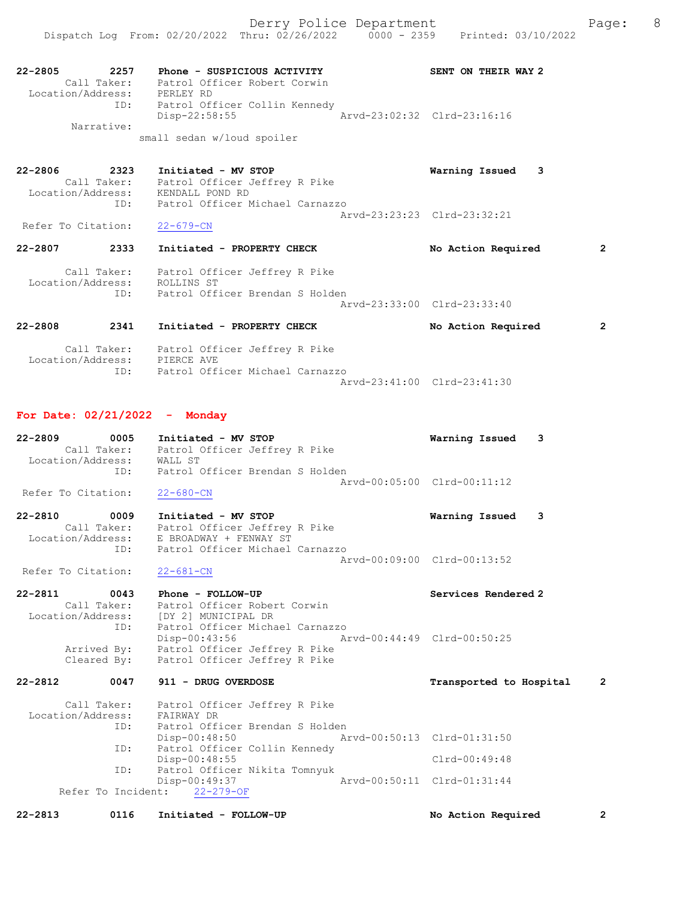22-2805 2257 Phone - SUSPICIOUS ACTIVITY SENT ON THEIR WAY 2
Call Taker: Patrol Officer Robert Corwin
Location/Address: PERLEY RD
ID: Patrol Officer Collin Kennedy
Disp-22:58:55 Arvd-23:02:32 Clrd-23:16:16
Narrative:
small sedan w/loud spoiler

22-2806 2323 Initiated - MV STOP Warning Issued 3
Call Taker: Patrol Officer Jeffrey R Pike
Location/Address: KENDALL POND RD
ID: Patrol Officer Michael Carnazzo
Arvd-23:23:23 Clrd-23:32:21
Refer To Citation: 22-679-CN

22-2807 2333 Initiated - PROPERTY CHECK No Action Required 2
Call Taker: Patrol Officer Jeffrey R Pike
Location/Address: ROLLINS ST
ID: Patrol Officer Brendan S Holden
Arvd-23:33:00 Clrd-23:33:40

22-2808 2341 Initiated - PROPERTY CHECK No Action Required 2
Call Taker: Patrol Officer Jeffrey R Pike
Location/Address: PIERCE AVE
ID: Patrol Officer Michael Carnazzo
Arvd-23:41:00 Clrd-23:41:30

## For Date: 02/21/2022 - Monday

22-2809 0005 Initiated - MV STOP Warning Issued 3
Call Taker: Patrol Officer Jeffrey R Pike
Location/Address: WALL ST
ID: Patrol Officer Brendan S Holden
Arvd-00:05:00 Clrd-00:11:12
Refer To Citation: 22-680-CN

22-2810 0009 Initiated - MV STOP Warning Issued 3
Call Taker: Patrol Officer Jeffrey R Pike
Location/Address: E BROADWAY + FENWAY ST
ID: Patrol Officer Michael Carnazzo
Arvd-00:09:00 Clrd-00:13:52
Refer To Citation: 22-681-CN

22-2811 0043 Phone - FOLLOW-UP Services Rendered 2
Call Taker: Patrol Officer Robert Corwin
Location/Address: [DY 2] MUNICIPAL DR
ID: Patrol Officer Michael Carnazzo
Disp-00:43:56 Arvd-00:44:49 Clrd-00:50:25
Arrived By: Patrol Officer Jeffrey R Pike
Cleared By: Patrol Officer Jeffrey R Pike

22-2812 0047 911 - DRUG OVERDOSE Transported to Hospital 2
Call Taker: Patrol Officer Jeffrey R Pike
Location/Address: FAIRWAY DR
ID: Patrol Officer Brendan S Holden
Disp-00:48:50 Arvd-00:50:13 Clrd-01:31:50
ID: Patrol Officer Collin Kennedy
Disp-00:48:55 Clrd-00:49:48
ID: Patrol Officer Nikita Tomnyuk
Disp-00:49:37 Arvd-00:50:11 Clrd-01:31:44
Refer To Incident: 22-279-OF

22-2813 0116 Initiated - FOLLOW-UP No Action Required 2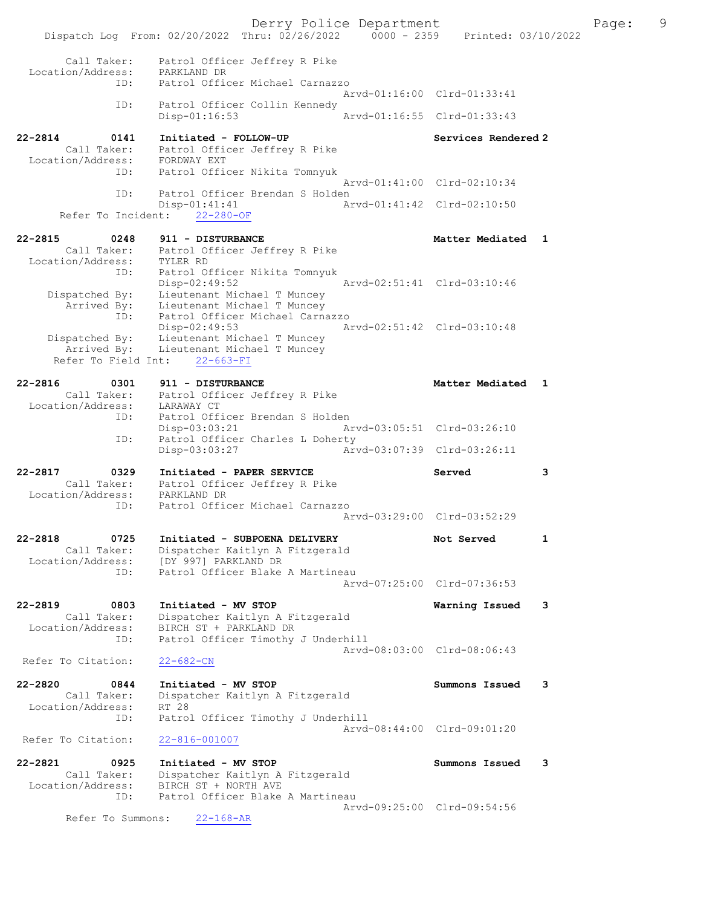```
 Call Taker:        Patrol Officer Jeffrey R Pike
 Location/Address:  PARKLAND DR
               ID:  Patrol Officer Michael Carnazzo
                                                  Arvd-01:16:00  Clrd-01:33:41
               ID:  Patrol Officer Collin Kennedy
                    Disp-01:16:53                 Arvd-01:16:55  Clrd-01:33:43

22-2814        0141   Initiated - FOLLOW-UP                      Services Rendered 2
 Call Taker:        Patrol Officer Jeffrey R Pike
 Location/Address:  FORDWAY EXT
               ID:  Patrol Officer Nikita Tomnyuk
                                                  Arvd-01:41:00  Clrd-02:10:34
               ID:  Patrol Officer Brendan S Holden
                    Disp-01:41:41                 Arvd-01:41:42  Clrd-02:10:50
 Refer To Incident:    22-280-OF

22-2815        0248   911 - DISTURBANCE                          Matter Mediated  1
 Call Taker:        Patrol Officer Jeffrey R Pike
 Location/Address:  TYLER RD
               ID:  Patrol Officer Nikita Tomnyuk
                    Disp-02:49:52                 Arvd-02:51:41  Clrd-03:10:46
 Dispatched By:     Lieutenant Michael T Muncey
 Arrived By:        Lieutenant Michael T Muncey
               ID:  Patrol Officer Michael Carnazzo
                    Disp-02:49:53                 Arvd-02:51:42  Clrd-03:10:48
 Dispatched By:     Lieutenant Michael T Muncey
 Arrived By:        Lieutenant Michael T Muncey
 Refer To Field Int:    22-663-FI

22-2816        0301   911 - DISTURBANCE                          Matter Mediated  1
 Call Taker:        Patrol Officer Jeffrey R Pike
 Location/Address:  LARAWAY CT
               ID:  Patrol Officer Brendan S Holden
                    Disp-03:03:21                 Arvd-03:05:51  Clrd-03:26:10
               ID:  Patrol Officer Charles L Doherty
                    Disp-03:03:27                 Arvd-03:07:39  Clrd-03:26:11

22-2817        0329   Initiated - PAPER SERVICE                  Served           3
 Call Taker:        Patrol Officer Jeffrey R Pike
 Location/Address:  PARKLAND DR
               ID:  Patrol Officer Michael Carnazzo
                                                  Arvd-03:29:00  Clrd-03:52:29

22-2818        0725   Initiated - SUBPOENA DELIVERY              Not Served       1
 Call Taker:        Dispatcher Kaitlyn A Fitzgerald
 Location/Address:  [DY 997] PARKLAND DR
               ID:  Patrol Officer Blake A Martineau
                                                  Arvd-07:25:00  Clrd-07:36:53

22-2819        0803   Initiated - MV STOP                        Warning Issued   3
 Call Taker:        Dispatcher Kaitlyn A Fitzgerald
 Location/Address:  BIRCH ST + PARKLAND DR
               ID:  Patrol Officer Timothy J Underhill
                                                  Arvd-08:03:00  Clrd-08:06:43
 Refer To Citation:    22-682-CN

22-2820        0844   Initiated - MV STOP                        Summons Issued   3
 Call Taker:        Dispatcher Kaitlyn A Fitzgerald
 Location/Address:  RT 28
               ID:  Patrol Officer Timothy J Underhill
                                                  Arvd-08:44:00  Clrd-09:01:20
 Refer To Citation:    22-816-001007

22-2821        0925   Initiated - MV STOP                        Summons Issued   3
 Call Taker:        Dispatcher Kaitlyn A Fitzgerald
 Location/Address:  BIRCH ST + NORTH AVE
               ID:  Patrol Officer Blake A Martineau
                                                  Arvd-09:25:00  Clrd-09:54:56
 Refer To Summons:    22-168-AR
```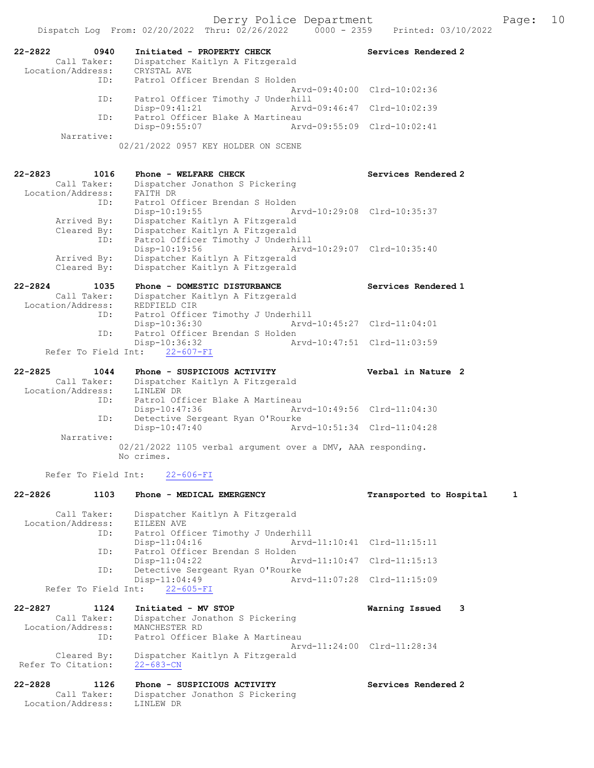Dispatch Log From: 02/20/2022 Thru: 02/26/2022 0000 - 2359 Printed: 03/10/2022

```
22-2822        0940    Initiated - PROPERTY CHECK                  Services Rendered 2
        Call Taker:    Dispatcher Kaitlyn A Fitzgerald
  Location/Address:    CRYSTAL AVE
                ID:    Patrol Officer Brendan S Holden
                                              Arvd-09:40:00  Clrd-10:02:36
                ID:    Patrol Officer Timothy J Underhill
                       Disp-09:41:21          Arvd-09:46:47  Clrd-10:02:39
                ID:    Patrol Officer Blake A Martineau
                       Disp-09:55:07          Arvd-09:55:09  Clrd-10:02:41
         Narrative:
                     02/21/2022 0957 KEY HOLDER ON SCENE

22-2823        1016    Phone - WELFARE CHECK                       Services Rendered 2
        Call Taker:    Dispatcher Jonathon S Pickering
  Location/Address:    FAITH DR
                ID:    Patrol Officer Brendan S Holden
                       Disp-10:19:55          Arvd-10:29:08  Clrd-10:35:37
        Arrived By:    Dispatcher Kaitlyn A Fitzgerald
        Cleared By:    Dispatcher Kaitlyn A Fitzgerald
                ID:    Patrol Officer Timothy J Underhill
                       Disp-10:19:56          Arvd-10:29:07  Clrd-10:35:40
        Arrived By:    Dispatcher Kaitlyn A Fitzgerald
        Cleared By:    Dispatcher Kaitlyn A Fitzgerald

22-2824        1035    Phone - DOMESTIC DISTURBANCE                Services Rendered 1
        Call Taker:    Dispatcher Kaitlyn A Fitzgerald
  Location/Address:    REDFIELD CIR
                ID:    Patrol Officer Timothy J Underhill
                       Disp-10:36:30          Arvd-10:45:27  Clrd-11:04:01
                ID:    Patrol Officer Brendan S Holden
                       Disp-10:36:32          Arvd-10:47:51  Clrd-11:03:59
    Refer To Field Int:    22-607-FI

22-2825        1044    Phone - SUSPICIOUS ACTIVITY                 Verbal in Nature  2
        Call Taker:    Dispatcher Kaitlyn A Fitzgerald
  Location/Address:    LINLEW DR
                ID:    Patrol Officer Blake A Martineau
                       Disp-10:47:36          Arvd-10:49:56  Clrd-11:04:30
                ID:    Detective Sergeant Ryan O'Rourke
                       Disp-10:47:40          Arvd-10:51:34  Clrd-11:04:28
         Narrative:
                     02/21/2022 1105 verbal argument over a DMV, AAA responding.
                     No crimes.

    Refer To Field Int:    22-606-FI

22-2826        1103    Phone - MEDICAL EMERGENCY                   Transported to Hospital    1

        Call Taker:    Dispatcher Kaitlyn A Fitzgerald
  Location/Address:    EILEEN AVE
                ID:    Patrol Officer Timothy J Underhill
                       Disp-11:04:16          Arvd-11:10:41  Clrd-11:15:11
                ID:    Patrol Officer Brendan S Holden
                       Disp-11:04:22          Arvd-11:10:47  Clrd-11:15:13
                ID:    Detective Sergeant Ryan O'Rourke
                       Disp-11:04:49          Arvd-11:07:28  Clrd-11:15:09
    Refer To Field Int:    22-605-FI

22-2827        1124    Initiated - MV STOP                         Warning Issued    3
        Call Taker:    Dispatcher Jonathon S Pickering
  Location/Address:    MANCHESTER RD
                ID:    Patrol Officer Blake A Martineau
                                              Arvd-11:24:00  Clrd-11:28:34
        Cleared By:    Dispatcher Kaitlyn A Fitzgerald
 Refer To Citation:    22-683-CN

22-2828        1126    Phone - SUSPICIOUS ACTIVITY                 Services Rendered 2
        Call Taker:    Dispatcher Jonathon S Pickering
  Location/Address:    LINLEW DR
```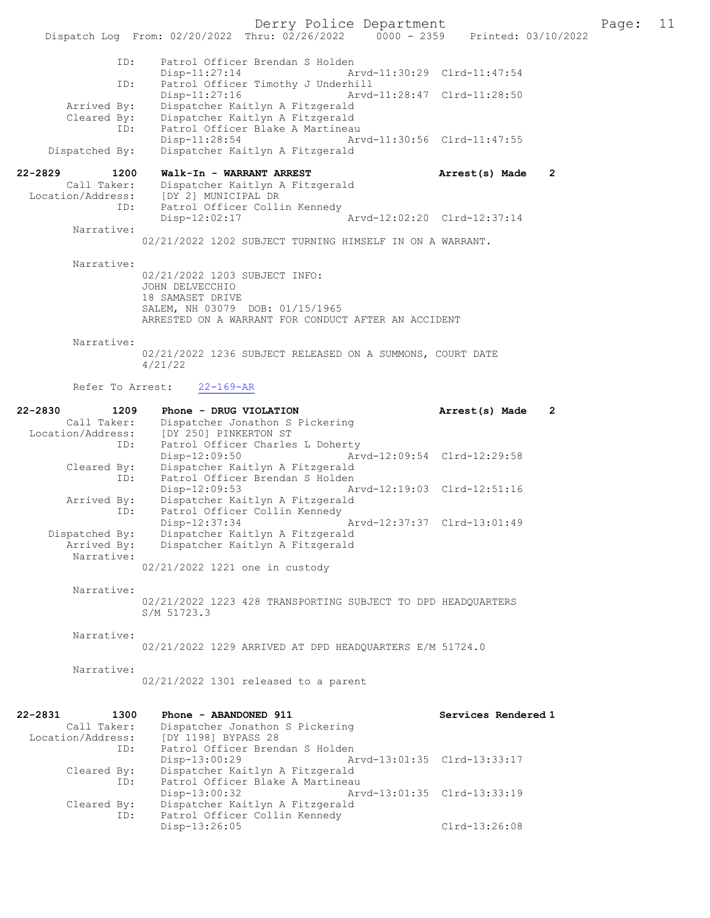```
            ID:      Patrol Officer Brendan S Holden
                     Disp-11:27:14                Arvd-11:30:29  Clrd-11:47:54
            ID:      Patrol Officer Timothy J Underhill
                     Disp-11:27:16                Arvd-11:28:47  Clrd-11:28:50
      Arrived By:    Dispatcher Kaitlyn A Fitzgerald
      Cleared By:    Dispatcher Kaitlyn A Fitzgerald
            ID:      Patrol Officer Blake A Martineau
                     Disp-11:28:54                Arvd-11:30:56  Clrd-11:47:55
   Dispatched By:    Dispatcher Kaitlyn A Fitzgerald

22-2829        1200  Walk-In - WARRANT ARREST                    Arrest(s) Made   2
     Call Taker:     Dispatcher Kaitlyn A Fitzgerald
 Location/Address:   [DY 2] MUNICIPAL DR
            ID:      Patrol Officer Collin Kennedy
                     Disp-12:02:17                Arvd-12:02:20  Clrd-12:37:14
       Narrative:
                 02/21/2022 1202 SUBJECT TURNING HIMSELF IN ON A WARRANT.

       Narrative:
                 02/21/2022 1203 SUBJECT INFO:
                 JOHN DELVECCHIO
                 18 SAMASET DRIVE
                 SALEM, NH 03079  DOB: 01/15/1965
                 ARRESTED ON A WARRANT FOR CONDUCT AFTER AN ACCIDENT

       Narrative:
                 02/21/2022 1236 SUBJECT RELEASED ON A SUMMONS, COURT DATE
                 4/21/22

       Refer To Arrest:    22-169-AR

22-2830        1209  Phone - DRUG VIOLATION                      Arrest(s) Made   2
     Call Taker:     Dispatcher Jonathon S Pickering
 Location/Address:   [DY 250] PINKERTON ST
            ID:      Patrol Officer Charles L Doherty
                     Disp-12:09:50                Arvd-12:09:54  Clrd-12:29:58
      Cleared By:    Dispatcher Kaitlyn A Fitzgerald
            ID:      Patrol Officer Brendan S Holden
                     Disp-12:09:53                Arvd-12:19:03  Clrd-12:51:16
      Arrived By:    Dispatcher Kaitlyn A Fitzgerald
            ID:      Patrol Officer Collin Kennedy
                     Disp-12:37:34                Arvd-12:37:37  Clrd-13:01:49
   Dispatched By:    Dispatcher Kaitlyn A Fitzgerald
      Arrived By:    Dispatcher Kaitlyn A Fitzgerald
       Narrative:
                 02/21/2022 1221 one in custody

       Narrative:
                 02/21/2022 1223 428 TRANSPORTING SUBJECT TO DPD HEADQUARTERS
                 S/M 51723.3

       Narrative:
                 02/21/2022 1229 ARRIVED AT DPD HEADQUARTERS E/M 51724.0

       Narrative:
                 02/21/2022 1301 released to a parent


22-2831        1300  Phone - ABANDONED 911                       Services Rendered 1
     Call Taker:     Dispatcher Jonathon S Pickering
 Location/Address:   [DY 1198] BYPASS 28
            ID:      Patrol Officer Brendan S Holden
                     Disp-13:00:29                Arvd-13:01:35  Clrd-13:33:17
      Cleared By:    Dispatcher Kaitlyn A Fitzgerald
            ID:      Patrol Officer Blake A Martineau
                     Disp-13:00:32                Arvd-13:01:35  Clrd-13:33:19
      Cleared By:    Dispatcher Kaitlyn A Fitzgerald
            ID:      Patrol Officer Collin Kennedy
                     Disp-13:26:05                               Clrd-13:26:08
```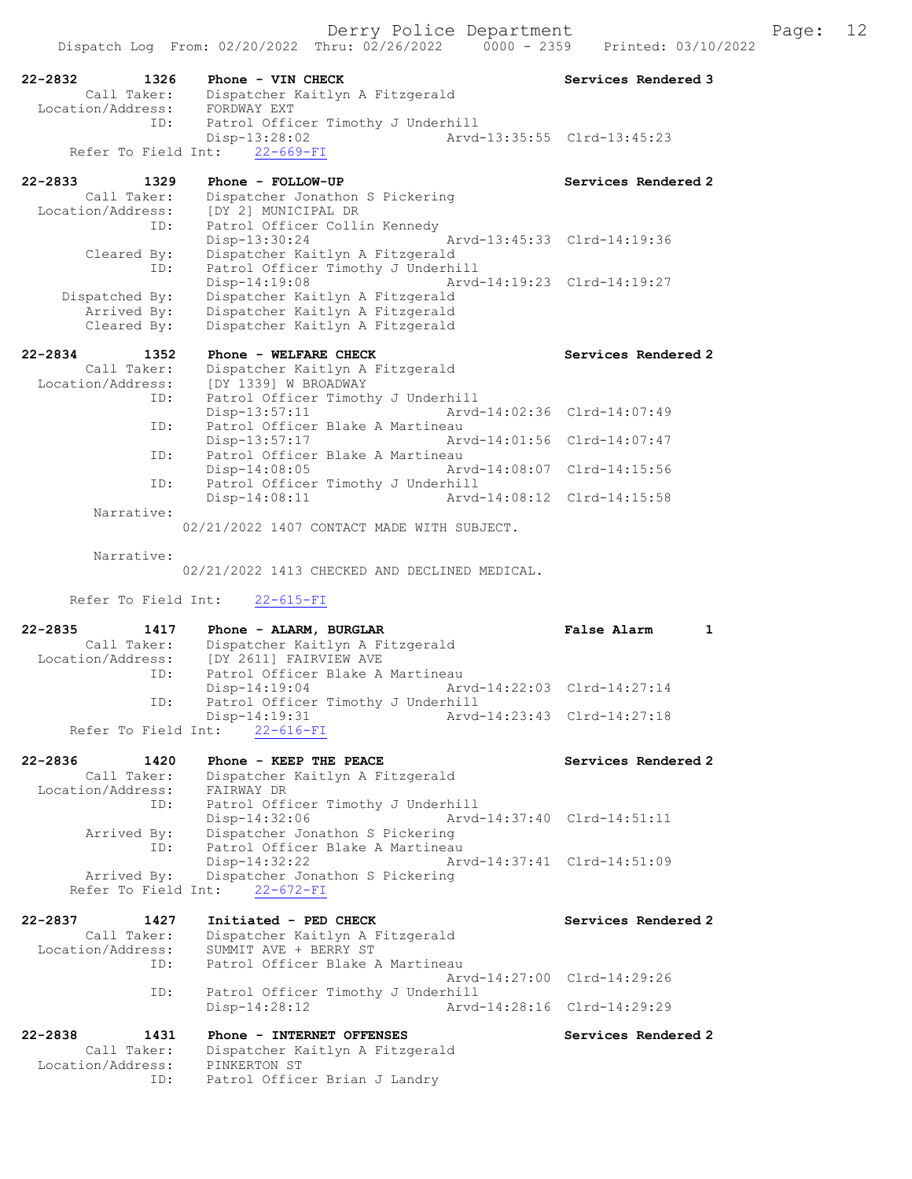```
22-2832        1326    Phone - VIN CHECK                          Services Rendered 3
        Call Taker:    Dispatcher Kaitlyn A Fitzgerald
  Location/Address:    FORDWAY EXT
                ID:    Patrol Officer Timothy J Underhill
                       Disp-13:28:02              Arvd-13:35:55  Clrd-13:45:23
     Refer To Field Int:    22-669-FI

22-2833        1329    Phone - FOLLOW-UP                          Services Rendered 2
        Call Taker:    Dispatcher Jonathon S Pickering
  Location/Address:    [DY 2] MUNICIPAL DR
                ID:    Patrol Officer Collin Kennedy
                       Disp-13:30:24              Arvd-13:45:33  Clrd-14:19:36
        Cleared By:    Dispatcher Kaitlyn A Fitzgerald
                ID:    Patrol Officer Timothy J Underhill
                       Disp-14:19:08              Arvd-14:19:23  Clrd-14:19:27
     Dispatched By:    Dispatcher Kaitlyn A Fitzgerald
        Arrived By:    Dispatcher Kaitlyn A Fitzgerald
        Cleared By:    Dispatcher Kaitlyn A Fitzgerald

22-2834        1352    Phone - WELFARE CHECK                      Services Rendered 2
        Call Taker:    Dispatcher Kaitlyn A Fitzgerald
  Location/Address:    [DY 1339] W BROADWAY
                ID:    Patrol Officer Timothy J Underhill
                       Disp-13:57:11              Arvd-14:02:36  Clrd-14:07:49
                ID:    Patrol Officer Blake A Martineau
                       Disp-13:57:17              Arvd-14:01:56  Clrd-14:07:47
                ID:    Patrol Officer Blake A Martineau
                       Disp-14:08:05              Arvd-14:08:07  Clrd-14:15:56
                ID:    Patrol Officer Timothy J Underhill
                       Disp-14:08:11              Arvd-14:08:12  Clrd-14:15:58
         Narrative:
                   02/21/2022 1407 CONTACT MADE WITH SUBJECT.

         Narrative:
                   02/21/2022 1413 CHECKED AND DECLINED MEDICAL.

     Refer To Field Int:    22-615-FI

22-2835        1417    Phone - ALARM, BURGLAR                     False Alarm      1
        Call Taker:    Dispatcher Kaitlyn A Fitzgerald
  Location/Address:    [DY 2611] FAIRVIEW AVE
                ID:    Patrol Officer Blake A Martineau
                       Disp-14:19:04              Arvd-14:22:03  Clrd-14:27:14
                ID:    Patrol Officer Timothy J Underhill
                       Disp-14:19:31              Arvd-14:23:43  Clrd-14:27:18
     Refer To Field Int:    22-616-FI

22-2836        1420    Phone - KEEP THE PEACE                     Services Rendered 2
        Call Taker:    Dispatcher Kaitlyn A Fitzgerald
  Location/Address:    FAIRWAY DR
                ID:    Patrol Officer Timothy J Underhill
                       Disp-14:32:06              Arvd-14:37:40  Clrd-14:51:11
        Arrived By:    Dispatcher Jonathon S Pickering
                ID:    Patrol Officer Blake A Martineau
                       Disp-14:32:22              Arvd-14:37:41  Clrd-14:51:09
        Arrived By:    Dispatcher Jonathon S Pickering
     Refer To Field Int:    22-672-FI

22-2837        1427    Initiated - PED CHECK                      Services Rendered 2
        Call Taker:    Dispatcher Kaitlyn A Fitzgerald
  Location/Address:    SUMMIT AVE + BERRY ST
                ID:    Patrol Officer Blake A Martineau
                                                  Arvd-14:27:00  Clrd-14:29:26
                ID:    Patrol Officer Timothy J Underhill
                       Disp-14:28:12              Arvd-14:28:16  Clrd-14:29:29

22-2838        1431    Phone - INTERNET OFFENSES                  Services Rendered 2
        Call Taker:    Dispatcher Kaitlyn A Fitzgerald
  Location/Address:    PINKERTON ST
                ID:    Patrol Officer Brian J Landry
```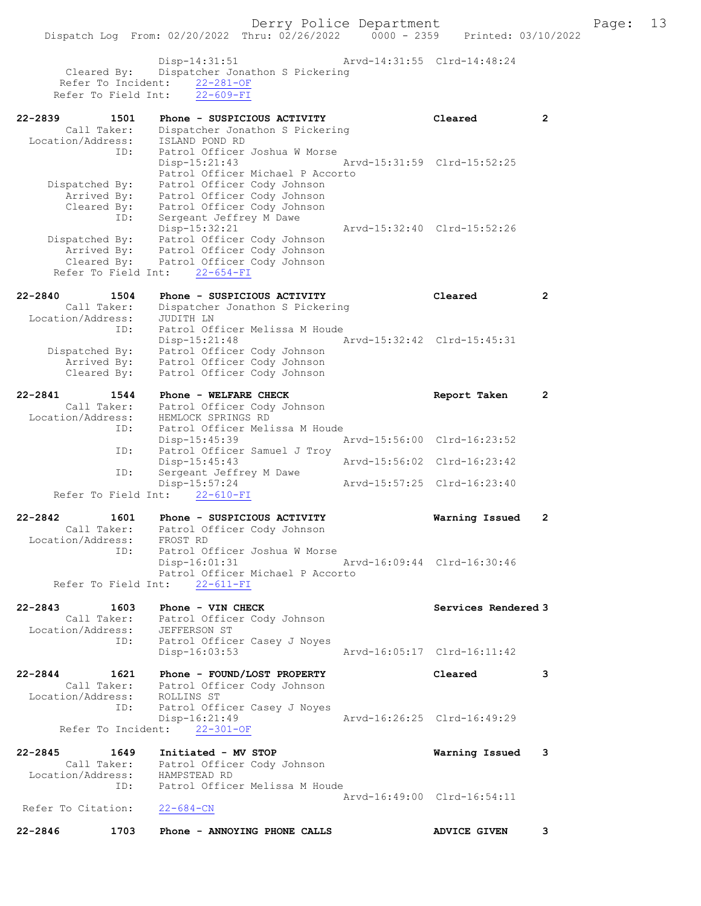```
                 Disp-14:31:51                 Arvd-14:31:55  Clrd-14:48:24
       Cleared By:    Dispatcher Jonathon S Pickering
      Refer To Incident:   22-281-OF
     Refer To Field Int:   22-609-FI

22-2839       1501    Phone - SUSPICIOUS ACTIVITY                 Cleared          2
       Call Taker:    Dispatcher Jonathon S Pickering
  Location/Address:   ISLAND POND RD
               ID:    Patrol Officer Joshua W Morse
                      Disp-15:21:43                 Arvd-15:31:59  Clrd-15:52:25
                      Patrol Officer Michael P Accorto
    Dispatched By:    Patrol Officer Cody Johnson
       Arrived By:    Patrol Officer Cody Johnson
       Cleared By:    Patrol Officer Cody Johnson
               ID:    Sergeant Jeffrey M Dawe
                      Disp-15:32:21                 Arvd-15:32:40  Clrd-15:52:26
    Dispatched By:    Patrol Officer Cody Johnson
       Arrived By:    Patrol Officer Cody Johnson
       Cleared By:    Patrol Officer Cody Johnson
     Refer To Field Int:   22-654-FI

22-2840       1504    Phone - SUSPICIOUS ACTIVITY                 Cleared          2
       Call Taker:    Dispatcher Jonathon S Pickering
  Location/Address:   JUDITH LN
               ID:    Patrol Officer Melissa M Houde
                      Disp-15:21:48                 Arvd-15:32:42  Clrd-15:45:31
    Dispatched By:    Patrol Officer Cody Johnson
       Arrived By:    Patrol Officer Cody Johnson
       Cleared By:    Patrol Officer Cody Johnson

22-2841       1544    Phone - WELFARE CHECK                       Report Taken     2
       Call Taker:    Patrol Officer Cody Johnson
  Location/Address:   HEMLOCK SPRINGS RD
               ID:    Patrol Officer Melissa M Houde
                      Disp-15:45:39                 Arvd-15:56:00  Clrd-16:23:52
               ID:    Patrol Officer Samuel J Troy
                      Disp-15:45:43                 Arvd-15:56:02  Clrd-16:23:42
               ID:    Sergeant Jeffrey M Dawe
                      Disp-15:57:24                 Arvd-15:57:25  Clrd-16:23:40
     Refer To Field Int:   22-610-FI

22-2842       1601    Phone - SUSPICIOUS ACTIVITY                 Warning Issued   2
       Call Taker:    Patrol Officer Cody Johnson
  Location/Address:   FROST RD
               ID:    Patrol Officer Joshua W Morse
                      Disp-16:01:31                 Arvd-16:09:44  Clrd-16:30:46
                      Patrol Officer Michael P Accorto
     Refer To Field Int:   22-611-FI

22-2843       1603    Phone - VIN CHECK                           Services Rendered 3
       Call Taker:    Patrol Officer Cody Johnson
  Location/Address:   JEFFERSON ST
               ID:    Patrol Officer Casey J Noyes
                      Disp-16:03:53                 Arvd-16:05:17  Clrd-16:11:42

22-2844       1621    Phone - FOUND/LOST PROPERTY                 Cleared          3
       Call Taker:    Patrol Officer Cody Johnson
  Location/Address:   ROLLINS ST
               ID:    Patrol Officer Casey J Noyes
                      Disp-16:21:49                 Arvd-16:26:25  Clrd-16:49:29
      Refer To Incident:   22-301-OF

22-2845       1649    Initiated - MV STOP                         Warning Issued   3
       Call Taker:    Patrol Officer Cody Johnson
  Location/Address:   HAMPSTEAD RD
               ID:    Patrol Officer Melissa M Houde
                                                    Arvd-16:49:00  Clrd-16:54:11
 Refer To Citation:   22-684-CN

22-2846       1703    Phone - ANNOYING PHONE CALLS                ADVICE GIVEN     3
```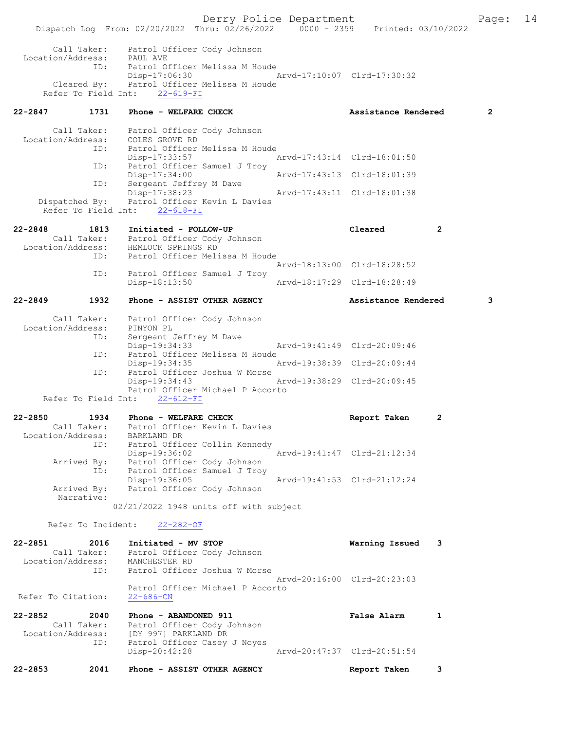```
        Call Taker:    Patrol Officer Cody Johnson
  Location/Address:    PAUL AVE
               ID:     Patrol Officer Melissa M Houde
                       Disp-17:06:30                 Arvd-17:10:07  Clrd-17:30:32
        Cleared By:    Patrol Officer Melissa M Houde
     Refer To Field Int:    22-619-FI

22-2847          1731    Phone - WELFARE CHECK                      Assistance Rendered        2

        Call Taker:    Patrol Officer Cody Johnson
  Location/Address:    COLES GROVE RD
               ID:     Patrol Officer Melissa M Houde
                       Disp-17:33:57                 Arvd-17:43:14  Clrd-18:01:50
               ID:     Patrol Officer Samuel J Troy
                       Disp-17:34:00                 Arvd-17:43:13  Clrd-18:01:39
               ID:     Sergeant Jeffrey M Dawe
                       Disp-17:38:23                 Arvd-17:43:11  Clrd-18:01:38
     Dispatched By:    Patrol Officer Kevin L Davies
     Refer To Field Int:    22-618-FI

22-2848          1813    Initiated - FOLLOW-UP                      Cleared             2
        Call Taker:    Patrol Officer Cody Johnson
  Location/Address:    HEMLOCK SPRINGS RD
               ID:     Patrol Officer Melissa M Houde
                                                     Arvd-18:13:00  Clrd-18:28:52
               ID:     Patrol Officer Samuel J Troy
                       Disp-18:13:50                 Arvd-18:17:29  Clrd-18:28:49

22-2849          1932    Phone - ASSIST OTHER AGENCY                Assistance Rendered        3

        Call Taker:    Patrol Officer Cody Johnson
  Location/Address:    PINYON PL
               ID:     Sergeant Jeffrey M Dawe
                       Disp-19:34:33                 Arvd-19:41:49  Clrd-20:09:46
               ID:     Patrol Officer Melissa M Houde
                       Disp-19:34:35                 Arvd-19:38:39  Clrd-20:09:44
               ID:     Patrol Officer Joshua W Morse
                       Disp-19:34:43                 Arvd-19:38:29  Clrd-20:09:45
                       Patrol Officer Michael P Accorto
     Refer To Field Int:    22-612-FI

22-2850          1934    Phone - WELFARE CHECK                      Report Taken        2
        Call Taker:    Patrol Officer Kevin L Davies
  Location/Address:    BARKLAND DR
               ID:     Patrol Officer Collin Kennedy
                       Disp-19:36:02                 Arvd-19:41:47  Clrd-21:12:34
        Arrived By:    Patrol Officer Cody Johnson
               ID:     Patrol Officer Samuel J Troy
                       Disp-19:36:05                 Arvd-19:41:53  Clrd-21:12:24
        Arrived By:    Patrol Officer Cody Johnson
         Narrative:
                  02/21/2022 1948 units off with subject

      Refer To Incident:    22-282-OF

22-2851          2016    Initiated - MV STOP                        Warning Issued      3
        Call Taker:    Patrol Officer Cody Johnson
  Location/Address:    MANCHESTER RD
               ID:     Patrol Officer Joshua W Morse
                                                     Arvd-20:16:00  Clrd-20:23:03
                       Patrol Officer Michael P Accorto
 Refer To Citation:    22-686-CN

22-2852          2040    Phone - ABANDONED 911                      False Alarm         1
        Call Taker:    Patrol Officer Cody Johnson
  Location/Address:    [DY 997] PARKLAND DR
               ID:     Patrol Officer Casey J Noyes
                       Disp-20:42:28                 Arvd-20:47:37  Clrd-20:51:54

22-2853          2041    Phone - ASSIST OTHER AGENCY                Report Taken        3
```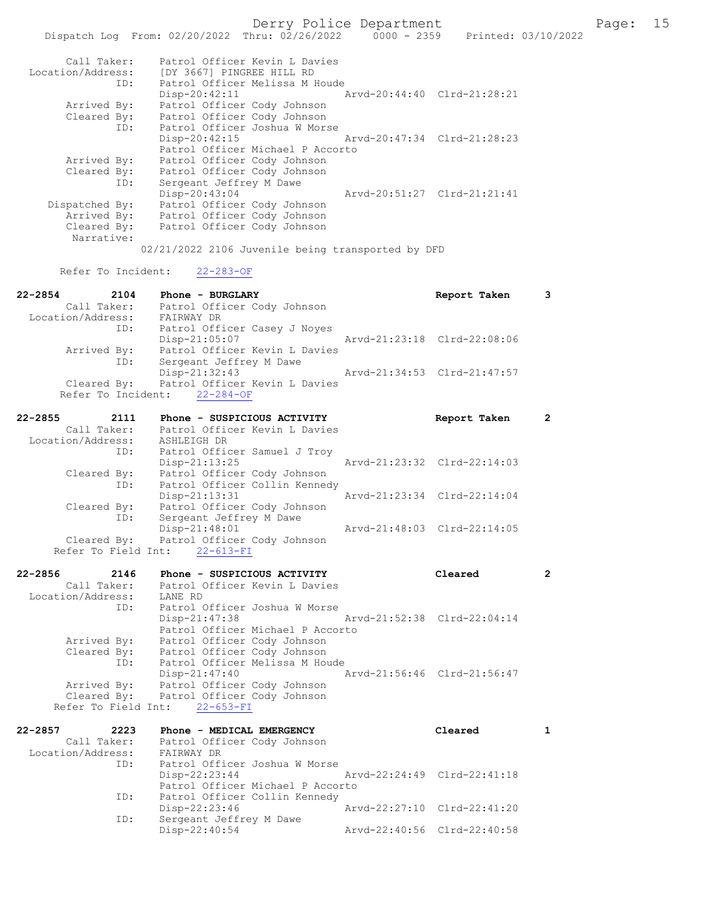```
        Call Taker:    Patrol Officer Kevin L Davies
  Location/Address:    [DY 3667] PINGREE HILL RD
                ID:    Patrol Officer Melissa M Houde
                       Disp-20:42:11                 Arvd-20:44:40  Clrd-21:28:21
        Arrived By:    Patrol Officer Cody Johnson
        Cleared By:    Patrol Officer Cody Johnson
                ID:    Patrol Officer Joshua W Morse
                       Disp-20:42:15                 Arvd-20:47:34  Clrd-21:28:23
                       Patrol Officer Michael P Accorto
        Arrived By:    Patrol Officer Cody Johnson
        Cleared By:    Patrol Officer Cody Johnson
                ID:    Sergeant Jeffrey M Dawe
                       Disp-20:43:04                 Arvd-20:51:27  Clrd-21:21:41
     Dispatched By:    Patrol Officer Cody Johnson
        Arrived By:    Patrol Officer Cody Johnson
        Cleared By:    Patrol Officer Cody Johnson
         Narrative:
                     02/21/2022 2106 Juvenile being transported by DFD

      Refer To Incident:    22-283-OF

22-2854         2104    Phone - BURGLARY                             Report Taken      3
        Call Taker:    Patrol Officer Cody Johnson
  Location/Address:    FAIRWAY DR
                ID:    Patrol Officer Casey J Noyes
                       Disp-21:05:07                 Arvd-21:23:18  Clrd-22:08:06
        Arrived By:    Patrol Officer Kevin L Davies
                ID:    Sergeant Jeffrey M Dawe
                       Disp-21:32:43                 Arvd-21:34:53  Clrd-21:47:57
        Cleared By:    Patrol Officer Kevin L Davies
      Refer To Incident:    22-284-OF

22-2855         2111    Phone - SUSPICIOUS ACTIVITY                  Report Taken      2
        Call Taker:    Patrol Officer Kevin L Davies
  Location/Address:    ASHLEIGH DR
                ID:    Patrol Officer Samuel J Troy
                       Disp-21:13:25                 Arvd-21:23:32  Clrd-22:14:03
        Cleared By:    Patrol Officer Cody Johnson
                ID:    Patrol Officer Collin Kennedy
                       Disp-21:13:31                 Arvd-21:23:34  Clrd-22:14:04
        Cleared By:    Patrol Officer Cody Johnson
                ID:    Sergeant Jeffrey M Dawe
                       Disp-21:48:01                 Arvd-21:48:03  Clrd-22:14:05
        Cleared By:    Patrol Officer Cody Johnson
     Refer To Field Int:    22-613-FI

22-2856         2146    Phone - SUSPICIOUS ACTIVITY                  Cleared           2
        Call Taker:    Patrol Officer Kevin L Davies
  Location/Address:    LANE RD
                ID:    Patrol Officer Joshua W Morse
                       Disp-21:47:38                 Arvd-21:52:38  Clrd-22:04:14
                       Patrol Officer Michael P Accorto
        Arrived By:    Patrol Officer Cody Johnson
        Cleared By:    Patrol Officer Cody Johnson
                ID:    Patrol Officer Melissa M Houde
                       Disp-21:47:40                 Arvd-21:56:46  Clrd-21:56:47
        Arrived By:    Patrol Officer Cody Johnson
        Cleared By:    Patrol Officer Cody Johnson
     Refer To Field Int:    22-653-FI

22-2857         2223    Phone - MEDICAL EMERGENCY                    Cleared           1
        Call Taker:    Patrol Officer Cody Johnson
  Location/Address:    FAIRWAY DR
                ID:    Patrol Officer Joshua W Morse
                       Disp-22:23:44                 Arvd-22:24:49  Clrd-22:41:18
                       Patrol Officer Michael P Accorto
                ID:    Patrol Officer Collin Kennedy
                       Disp-22:23:46                 Arvd-22:27:10  Clrd-22:41:20
                ID:    Sergeant Jeffrey M Dawe
                       Disp-22:40:54                 Arvd-22:40:56  Clrd-22:40:58
```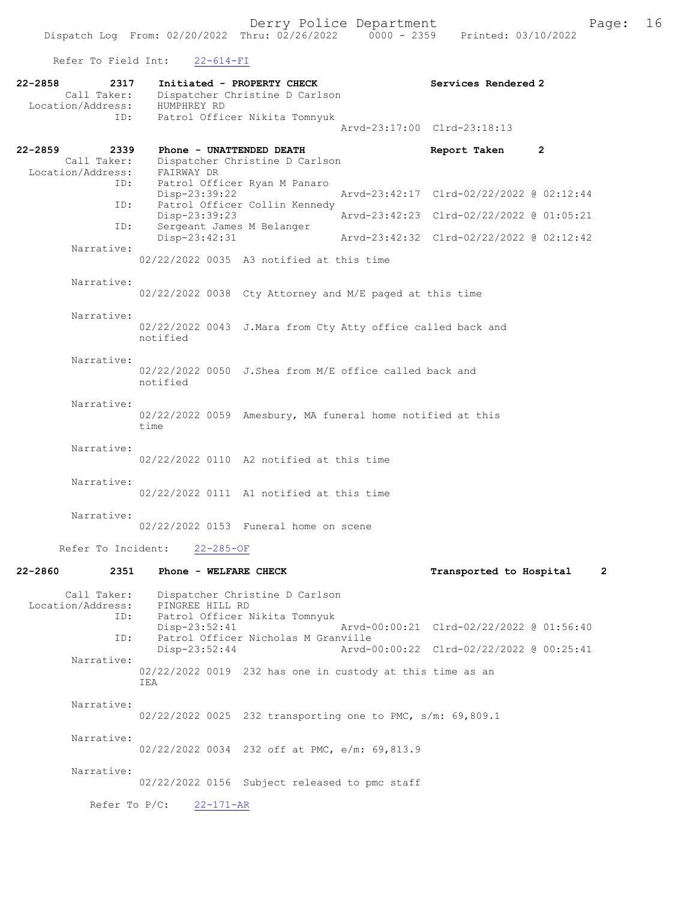Refer To Field Int: 22-614-FI

**22-2858 2317 Initiated - PROPERTY CHECK** Services Rendered 2
Call Taker: Dispatcher Christine D Carlson
Location/Address: HUMPHREY RD
ID: Patrol Officer Nikita Tomnyuk
Arvd-23:17:00 Clrd-23:18:13

**22-2859 2339 Phone - UNATTENDED DEATH** Report Taken 2
Call Taker: Dispatcher Christine D Carlson
Location/Address: FAIRWAY DR
ID: Patrol Officer Ryan M Panaro
Disp-23:39:22 Arvd-23:42:17 Clrd-02/22/2022 @ 02:12:44
ID: Patrol Officer Collin Kennedy
Disp-23:39:23 Arvd-23:42:23 Clrd-02/22/2022 @ 01:05:21
ID: Sergeant James M Belanger
Disp-23:42:31 Arvd-23:42:32 Clrd-02/22/2022 @ 02:12:42

Narrative:
02/22/2022 0035 A3 notified at this time

Narrative:
02/22/2022 0038 Cty Attorney and M/E paged at this time

Narrative:
02/22/2022 0043 J.Mara from Cty Atty office called back and notified

Narrative:
02/22/2022 0050 J.Shea from M/E office called back and notified

Narrative:
02/22/2022 0059 Amesbury, MA funeral home notified at this time

Narrative:
02/22/2022 0110 A2 notified at this time

Narrative:
02/22/2022 0111 A1 notified at this time

Narrative:
02/22/2022 0153 Funeral home on scene

Refer To Incident: 22-285-OF

**22-2860 2351 Phone - WELFARE CHECK** Transported to Hospital 2
Call Taker: Dispatcher Christine D Carlson
Location/Address: PINGREE HILL RD
ID: Patrol Officer Nikita Tomnyuk
Disp-23:52:41 Arvd-00:00:21 Clrd-02/22/2022 @ 01:56:40
ID: Patrol Officer Nicholas M Granville
Disp-23:52:44 Arvd-00:00:22 Clrd-02/22/2022 @ 00:25:41

Narrative:
02/22/2022 0019 232 has one in custody at this time as an IEA

Narrative:
02/22/2022 0025 232 transporting one to PMC, s/m: 69,809.1

Narrative:
02/22/2022 0034 232 off at PMC, e/m: 69,813.9

Narrative:
02/22/2022 0156 Subject released to pmc staff

Refer To P/C: 22-171-AR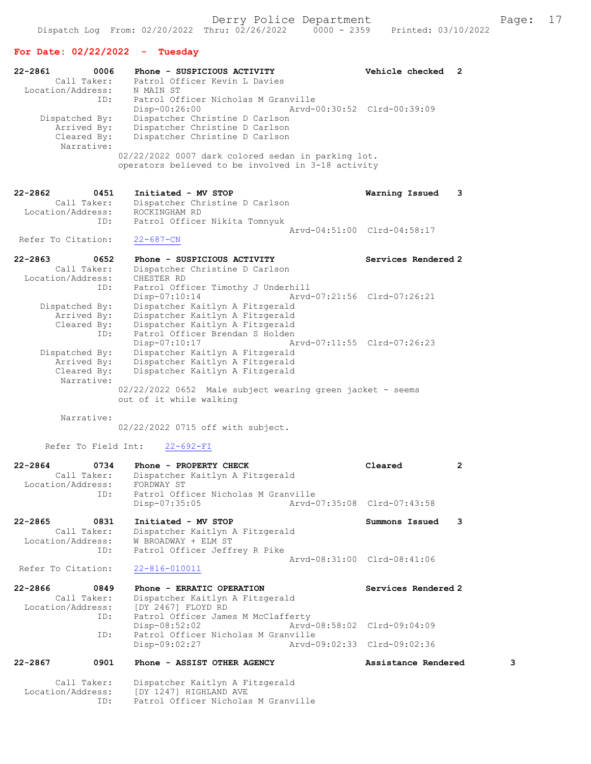## For Date: 02/22/2022 - Tuesday

```
22-2861        0006    Phone - SUSPICIOUS ACTIVITY              Vehicle checked  2
        Call Taker:    Patrol Officer Kevin L Davies
  Location/Address:    N MAIN ST
                ID:    Patrol Officer Nicholas M Granville
                       Disp-00:26:00              Arvd-00:30:52  Clrd-00:39:09
     Dispatched By:    Dispatcher Christine D Carlson
        Arrived By:    Dispatcher Christine D Carlson
        Cleared By:    Dispatcher Christine D Carlson
         Narrative:
                 02/22/2022 0007 dark colored sedan in parking lot.
                 operators believed to be involved in 3-18 activity

22-2862        0451    Initiated - MV STOP                      Warning Issued   3
        Call Taker:    Dispatcher Christine D Carlson
  Location/Address:    ROCKINGHAM RD
                ID:    Patrol Officer Nikita Tomnyuk
                                                  Arvd-04:51:00  Clrd-04:58:17
 Refer To Citation:    22-687-CN

22-2863        0652    Phone - SUSPICIOUS ACTIVITY              Services Rendered 2
        Call Taker:    Dispatcher Christine D Carlson
  Location/Address:    CHESTER RD
                ID:    Patrol Officer Timothy J Underhill
                       Disp-07:10:14              Arvd-07:21:56  Clrd-07:26:21
     Dispatched By:    Dispatcher Kaitlyn A Fitzgerald
        Arrived By:    Dispatcher Kaitlyn A Fitzgerald
        Cleared By:    Dispatcher Kaitlyn A Fitzgerald
                ID:    Patrol Officer Brendan S Holden
                       Disp-07:10:17              Arvd-07:11:55  Clrd-07:26:23
     Dispatched By:    Dispatcher Kaitlyn A Fitzgerald
        Arrived By:    Dispatcher Kaitlyn A Fitzgerald
        Cleared By:    Dispatcher Kaitlyn A Fitzgerald
         Narrative:
                 02/22/2022 0652  Male subject wearing green jacket - seems
                 out of it while walking

         Narrative:
                 02/22/2022 0715 off with subject.

      Refer To Field Int:    22-692-FI

22-2864        0734    Phone - PROPERTY CHECK                   Cleared          2
        Call Taker:    Dispatcher Kaitlyn A Fitzgerald
  Location/Address:    FORDWAY ST
                ID:    Patrol Officer Nicholas M Granville
                       Disp-07:35:05              Arvd-07:35:08  Clrd-07:43:58

22-2865        0831    Initiated - MV STOP                      Summons Issued   3
        Call Taker:    Dispatcher Kaitlyn A Fitzgerald
  Location/Address:    W BROADWAY + ELM ST
                ID:    Patrol Officer Jeffrey R Pike
                                                  Arvd-08:31:00  Clrd-08:41:06
 Refer To Citation:    22-816-010011

22-2866        0849    Phone - ERRATIC OPERATION                Services Rendered 2
        Call Taker:    Dispatcher Kaitlyn A Fitzgerald
  Location/Address:    [DY 2467] FLOYD RD
                ID:    Patrol Officer James M McClafferty
                       Disp-08:52:02              Arvd-08:58:02  Clrd-09:04:09
                ID:    Patrol Officer Nicholas M Granville
                       Disp-09:02:27              Arvd-09:02:33  Clrd-09:02:36

22-2867        0901    Phone - ASSIST OTHER AGENCY              Assistance Rendered       3

        Call Taker:    Dispatcher Kaitlyn A Fitzgerald
  Location/Address:    [DY 1247] HIGHLAND AVE
                ID:    Patrol Officer Nicholas M Granville
```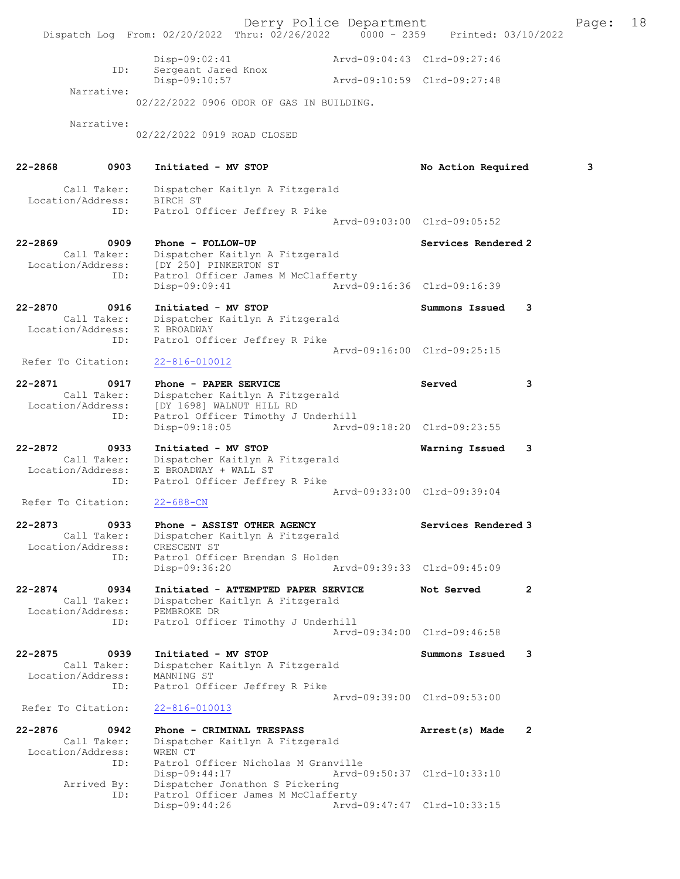```
                Disp-09:02:41                Arvd-09:04:43  Clrd-09:27:46
           ID:  Sergeant Jared Knox
                Disp-09:10:57                Arvd-09:10:59  Clrd-09:27:48
    Narrative:
              02/22/2022 0906 ODOR OF GAS IN BUILDING.

    Narrative:
              02/22/2022 0919 ROAD CLOSED


22-2868      0903   Initiated - MV STOP                       No Action Required      3

       Call Taker:  Dispatcher Kaitlyn A Fitzgerald
 Location/Address:  BIRCH ST
               ID:  Patrol Officer Jeffrey R Pike
                                             Arvd-09:03:00  Clrd-09:05:52

22-2869      0909   Phone - FOLLOW-UP                         Services Rendered 2
       Call Taker:  Dispatcher Kaitlyn A Fitzgerald
 Location/Address:  [DY 250] PINKERTON ST
               ID:  Patrol Officer James M McClafferty
                    Disp-09:09:41            Arvd-09:16:36  Clrd-09:16:39

22-2870      0916   Initiated - MV STOP                       Summons Issued    3
       Call Taker:  Dispatcher Kaitlyn A Fitzgerald
 Location/Address:  E BROADWAY
               ID:  Patrol Officer Jeffrey R Pike
                                             Arvd-09:16:00  Clrd-09:25:15
 Refer To Citation:  22-816-010012

22-2871      0917   Phone - PAPER SERVICE                     Served            3
       Call Taker:  Dispatcher Kaitlyn A Fitzgerald
 Location/Address:  [DY 1698] WALNUT HILL RD
               ID:  Patrol Officer Timothy J Underhill
                    Disp-09:18:05            Arvd-09:18:20  Clrd-09:23:55

22-2872      0933   Initiated - MV STOP                       Warning Issued    3
       Call Taker:  Dispatcher Kaitlyn A Fitzgerald
 Location/Address:  E BROADWAY + WALL ST
               ID:  Patrol Officer Jeffrey R Pike
                                             Arvd-09:33:00  Clrd-09:39:04
 Refer To Citation:  22-688-CN

22-2873      0933   Phone - ASSIST OTHER AGENCY               Services Rendered 3
       Call Taker:  Dispatcher Kaitlyn A Fitzgerald
 Location/Address:  CRESCENT ST
               ID:  Patrol Officer Brendan S Holden
                    Disp-09:36:20            Arvd-09:39:33  Clrd-09:45:09

22-2874      0934   Initiated - ATTEMPTED PAPER SERVICE       Not Served        2
       Call Taker:  Dispatcher Kaitlyn A Fitzgerald
 Location/Address:  PEMBROKE DR
               ID:  Patrol Officer Timothy J Underhill
                                             Arvd-09:34:00  Clrd-09:46:58

22-2875      0939   Initiated - MV STOP                       Summons Issued    3
       Call Taker:  Dispatcher Kaitlyn A Fitzgerald
 Location/Address:  MANNING ST
               ID:  Patrol Officer Jeffrey R Pike
                                             Arvd-09:39:00  Clrd-09:53:00
 Refer To Citation:  22-816-010013

22-2876      0942   Phone - CRIMINAL TRESPASS                 Arrest(s) Made    2
       Call Taker:  Dispatcher Kaitlyn A Fitzgerald
 Location/Address:  WREN CT
               ID:  Patrol Officer Nicholas M Granville
                    Disp-09:44:17            Arvd-09:50:37  Clrd-10:33:10
       Arrived By:  Dispatcher Jonathon S Pickering
               ID:  Patrol Officer James M McClafferty
                    Disp-09:44:26            Arvd-09:47:47  Clrd-10:33:15
```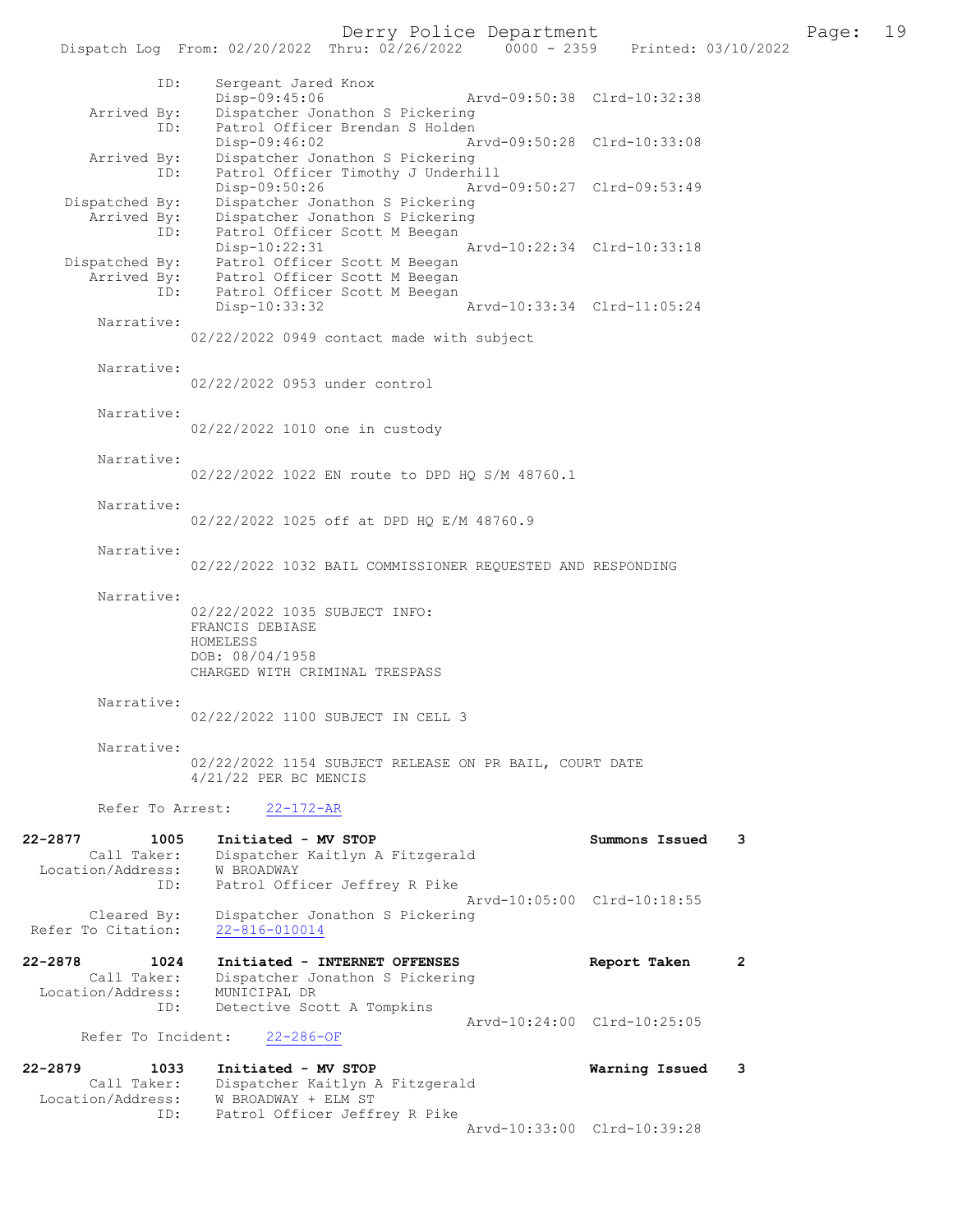```
            ID:     Sergeant Jared Knox
                    Disp-09:45:06                Arvd-09:50:38  Clrd-10:32:38
    Arrived By:     Dispatcher Jonathon S Pickering
            ID:     Patrol Officer Brendan S Holden
                    Disp-09:46:02                Arvd-09:50:28  Clrd-10:33:08
    Arrived By:     Dispatcher Jonathon S Pickering
            ID:     Patrol Officer Timothy J Underhill
                    Disp-09:50:26                Arvd-09:50:27  Clrd-09:53:49
 Dispatched By:     Dispatcher Jonathon S Pickering
    Arrived By:     Dispatcher Jonathon S Pickering
            ID:     Patrol Officer Scott M Beegan
                    Disp-10:22:31                Arvd-10:22:34  Clrd-10:33:18
 Dispatched By:     Patrol Officer Scott M Beegan
    Arrived By:     Patrol Officer Scott M Beegan
            ID:     Patrol Officer Scott M Beegan
                    Disp-10:33:32                Arvd-10:33:34  Clrd-11:05:24
     Narrative:
                  02/22/2022 0949 contact made with subject

     Narrative:
                  02/22/2022 0953 under control

     Narrative:
                  02/22/2022 1010 one in custody

     Narrative:
                  02/22/2022 1022 EN route to DPD HQ S/M 48760.1

     Narrative:
                  02/22/2022 1025 off at DPD HQ E/M 48760.9

     Narrative:
                  02/22/2022 1032 BAIL COMMISSIONER REQUESTED AND RESPONDING

     Narrative:
                  02/22/2022 1035 SUBJECT INFO:
                  FRANCIS DEBIASE
                  HOMELESS
                  DOB: 08/04/1958
                  CHARGED WITH CRIMINAL TRESPASS

     Narrative:
                  02/22/2022 1100 SUBJECT IN CELL 3

     Narrative:
                  02/22/2022 1154 SUBJECT RELEASE ON PR BAIL, COURT DATE
                  4/21/22 PER BC MENCIS

     Refer To Arrest:    22-172-AR

22-2877        1005    Initiated - MV STOP                          Summons Issued    3
      Call Taker:      Dispatcher Kaitlyn A Fitzgerald
 Location/Address:     W BROADWAY
             ID:       Patrol Officer Jeffrey R Pike
                                                   Arvd-10:05:00  Clrd-10:18:55
      Cleared By:      Dispatcher Jonathon S Pickering
Refer To Citation:     22-816-010014

22-2878        1024    Initiated - INTERNET OFFENSES                Report Taken      2
      Call Taker:      Dispatcher Jonathon S Pickering
 Location/Address:     MUNICIPAL DR
             ID:       Detective Scott A Tompkins
                                                   Arvd-10:24:00  Clrd-10:25:05
     Refer To Incident:    22-286-OF

22-2879        1033    Initiated - MV STOP                          Warning Issued    3
      Call Taker:      Dispatcher Kaitlyn A Fitzgerald
 Location/Address:     W BROADWAY + ELM ST
             ID:       Patrol Officer Jeffrey R Pike
                                                   Arvd-10:33:00  Clrd-10:39:28
```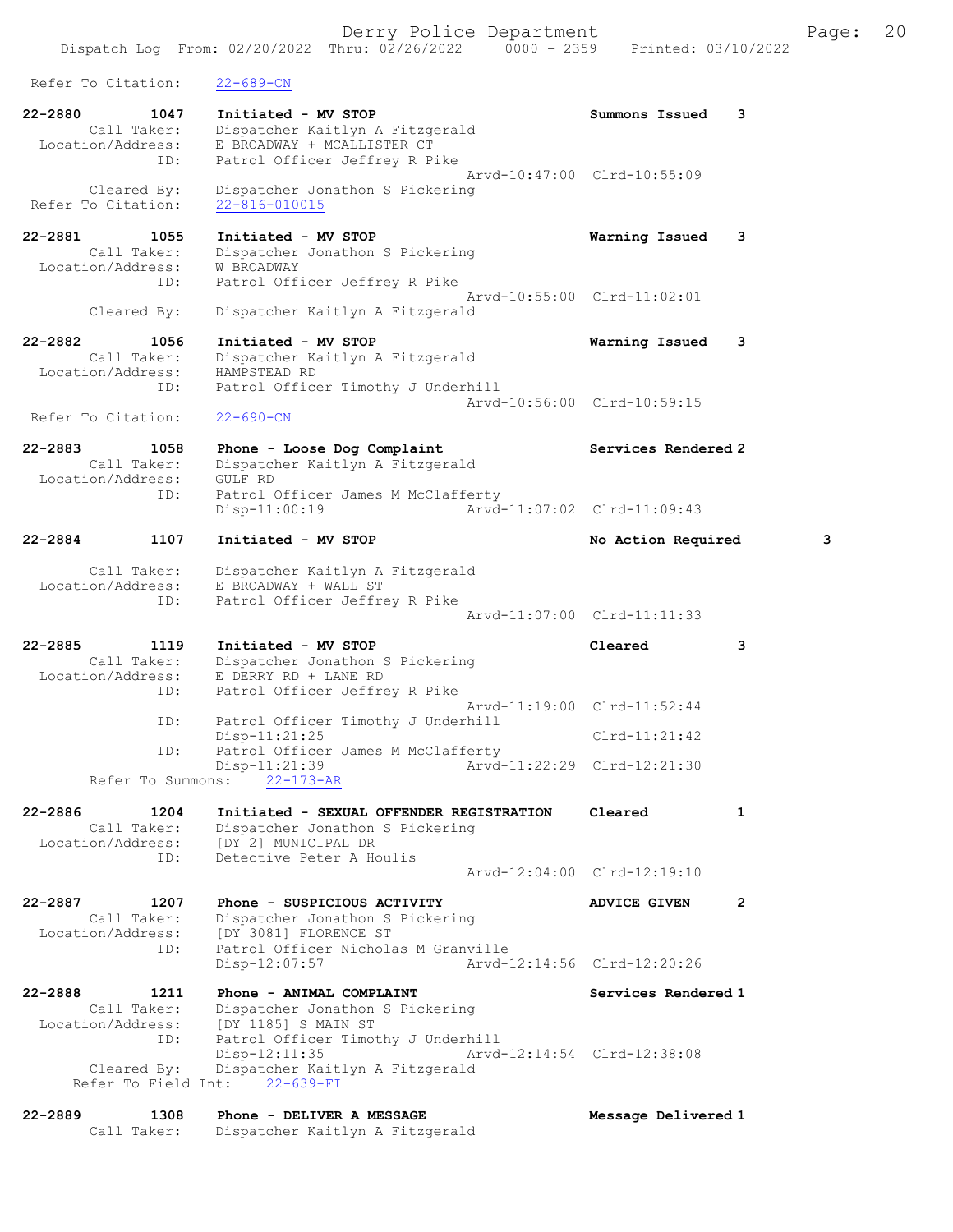Refer To Citation: 22-689-CN

```
22-2880        1047    Initiated - MV STOP                          Summons Issued   3
        Call Taker:    Dispatcher Kaitlyn A Fitzgerald
  Location/Address:    E BROADWAY + MCALLISTER CT
               ID:     Patrol Officer Jeffrey R Pike
                                                    Arvd-10:47:00  Clrd-10:55:09
        Cleared By:    Dispatcher Jonathon S Pickering
 Refer To Citation:    22-816-010015

22-2881        1055    Initiated - MV STOP                          Warning Issued   3
        Call Taker:    Dispatcher Jonathon S Pickering
  Location/Address:    W BROADWAY
               ID:     Patrol Officer Jeffrey R Pike
                                                    Arvd-10:55:00  Clrd-11:02:01
        Cleared By:    Dispatcher Kaitlyn A Fitzgerald

22-2882        1056    Initiated - MV STOP                          Warning Issued   3
        Call Taker:    Dispatcher Kaitlyn A Fitzgerald
  Location/Address:    HAMPSTEAD RD
               ID:     Patrol Officer Timothy J Underhill
                                                    Arvd-10:56:00  Clrd-10:59:15
 Refer To Citation:    22-690-CN

22-2883        1058    Phone - Loose Dog Complaint                  Services Rendered 2
        Call Taker:    Dispatcher Kaitlyn A Fitzgerald
  Location/Address:    GULF RD
               ID:     Patrol Officer James M McClafferty
                       Disp-11:00:19                Arvd-11:07:02  Clrd-11:09:43

22-2884        1107    Initiated - MV STOP                          No Action Required      3
        Call Taker:    Dispatcher Kaitlyn A Fitzgerald
  Location/Address:    E BROADWAY + WALL ST
               ID:     Patrol Officer Jeffrey R Pike
                                                    Arvd-11:07:00  Clrd-11:11:33

22-2885        1119    Initiated - MV STOP                          Cleared          3
        Call Taker:    Dispatcher Jonathon S Pickering
  Location/Address:    E DERRY RD + LANE RD
               ID:     Patrol Officer Jeffrey R Pike
                                                    Arvd-11:19:00  Clrd-11:52:44
               ID:     Patrol Officer Timothy J Underhill
                       Disp-11:21:25                               Clrd-11:21:42
               ID:     Patrol Officer James M McClafferty
                       Disp-11:21:39                Arvd-11:22:29  Clrd-12:21:30
     Refer To Summons:    22-173-AR

22-2886        1204    Initiated - SEXUAL OFFENDER REGISTRATION     Cleared          1
        Call Taker:    Dispatcher Jonathon S Pickering
  Location/Address:    [DY 2] MUNICIPAL DR
               ID:     Detective Peter A Houlis
                                                    Arvd-12:04:00  Clrd-12:19:10

22-2887        1207    Phone - SUSPICIOUS ACTIVITY                  ADVICE GIVEN     2
        Call Taker:    Dispatcher Jonathon S Pickering
  Location/Address:    [DY 3081] FLORENCE ST
               ID:     Patrol Officer Nicholas M Granville
                       Disp-12:07:57                Arvd-12:14:56  Clrd-12:20:26

22-2888        1211    Phone - ANIMAL COMPLAINT                     Services Rendered 1
        Call Taker:    Dispatcher Jonathon S Pickering
  Location/Address:    [DY 1185] S MAIN ST
               ID:     Patrol Officer Timothy J Underhill
                       Disp-12:11:35                Arvd-12:14:54  Clrd-12:38:08
        Cleared By:    Dispatcher Kaitlyn A Fitzgerald
    Refer To Field Int:    22-639-FI

22-2889        1308    Phone - DELIVER A MESSAGE                    Message Delivered 1
        Call Taker:    Dispatcher Kaitlyn A Fitzgerald
```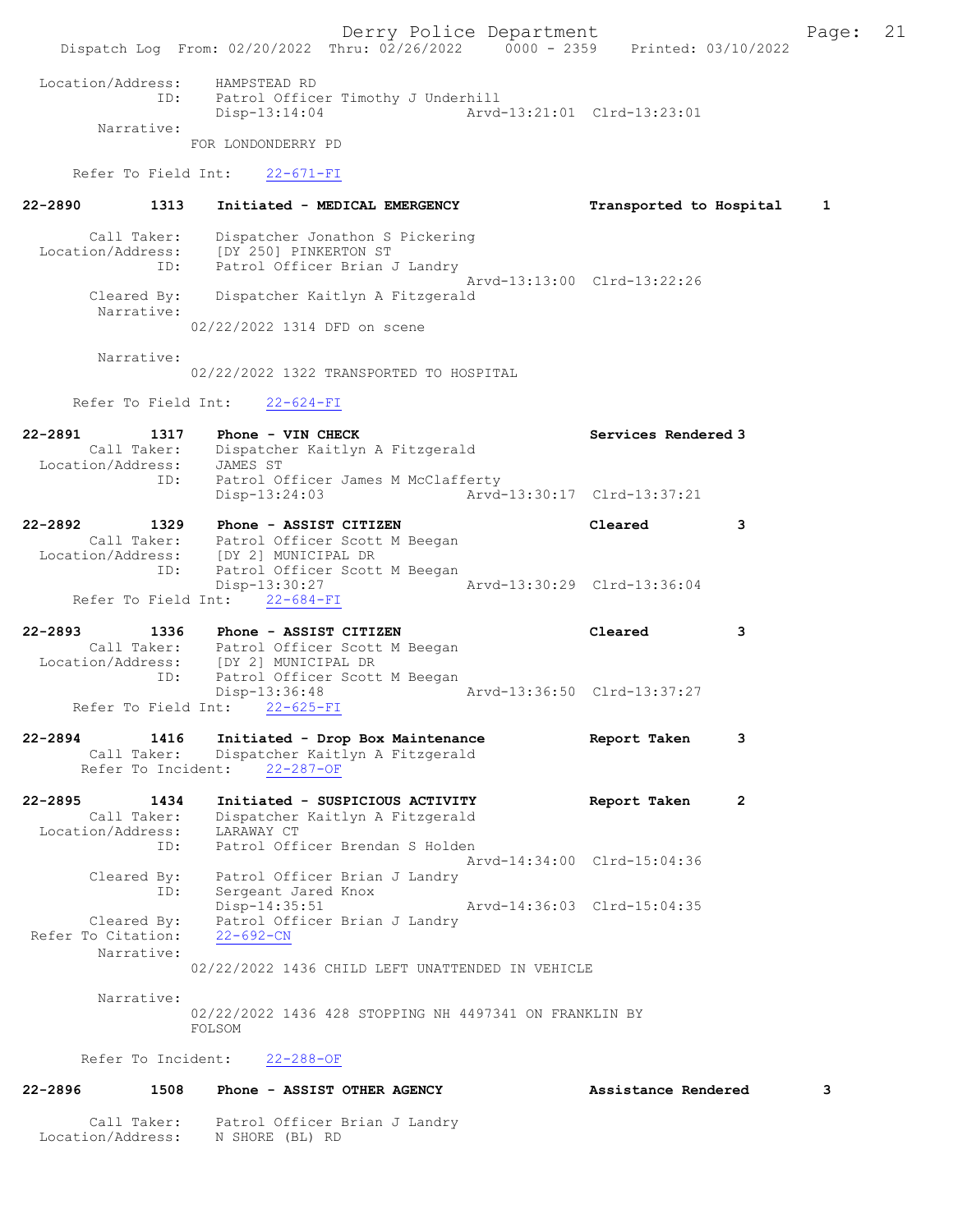```
Location/Address:    HAMPSTEAD RD
              ID:    Patrol Officer Timothy J Underhill
                     Disp-13:14:04                 Arvd-13:21:01  Clrd-13:23:01
       Narrative:
                   FOR LONDONDERRY PD

     Refer To Field Int:    22-671-FI

22-2890        1313    Initiated - MEDICAL EMERGENCY               Transported to Hospital     1

       Call Taker:    Dispatcher Jonathon S Pickering
 Location/Address:    [DY 250] PINKERTON ST
              ID:    Patrol Officer Brian J Landry
                                                   Arvd-13:13:00  Clrd-13:22:26
       Cleared By:    Dispatcher Kaitlyn A Fitzgerald
        Narrative:
                   02/22/2022 1314 DFD on scene

        Narrative:
                   02/22/2022 1322 TRANSPORTED TO HOSPITAL

     Refer To Field Int:    22-624-FI

22-2891        1317    Phone - VIN CHECK                           Services Rendered 3
       Call Taker:    Dispatcher Kaitlyn A Fitzgerald
 Location/Address:    JAMES ST
              ID:    Patrol Officer James M McClafferty
                     Disp-13:24:03                 Arvd-13:30:17  Clrd-13:37:21

22-2892        1329    Phone - ASSIST CITIZEN                      Cleared            3
       Call Taker:    Patrol Officer Scott M Beegan
 Location/Address:    [DY 2] MUNICIPAL DR
              ID:    Patrol Officer Scott M Beegan
                     Disp-13:30:27                 Arvd-13:30:29  Clrd-13:36:04
     Refer To Field Int:    22-684-FI

22-2893        1336    Phone - ASSIST CITIZEN                      Cleared            3
       Call Taker:    Patrol Officer Scott M Beegan
 Location/Address:    [DY 2] MUNICIPAL DR
              ID:    Patrol Officer Scott M Beegan
                     Disp-13:36:48                 Arvd-13:36:50  Clrd-13:37:27
     Refer To Field Int:    22-625-FI

22-2894        1416    Initiated - Drop Box Maintenance            Report Taken       3
       Call Taker:    Dispatcher Kaitlyn A Fitzgerald
      Refer To Incident:    22-287-OF

22-2895        1434    Initiated - SUSPICIOUS ACTIVITY             Report Taken       2
       Call Taker:    Dispatcher Kaitlyn A Fitzgerald
 Location/Address:    LARAWAY CT
              ID:    Patrol Officer Brendan S Holden
                                                   Arvd-14:34:00  Clrd-15:04:36
       Cleared By:    Patrol Officer Brian J Landry
              ID:    Sergeant Jared Knox
                     Disp-14:35:51                 Arvd-14:36:03  Clrd-15:04:35
       Cleared By:    Patrol Officer Brian J Landry
 Refer To Citation:    22-692-CN
        Narrative:
                   02/22/2022 1436 CHILD LEFT UNATTENDED IN VEHICLE

        Narrative:
                   02/22/2022 1436 428 STOPPING NH 4497341 ON FRANKLIN BY
                   FOLSOM

     Refer To Incident:    22-288-OF

22-2896        1508    Phone - ASSIST OTHER AGENCY                 Assistance Rendered        3

       Call Taker:    Patrol Officer Brian J Landry
 Location/Address:    N SHORE (BL) RD
```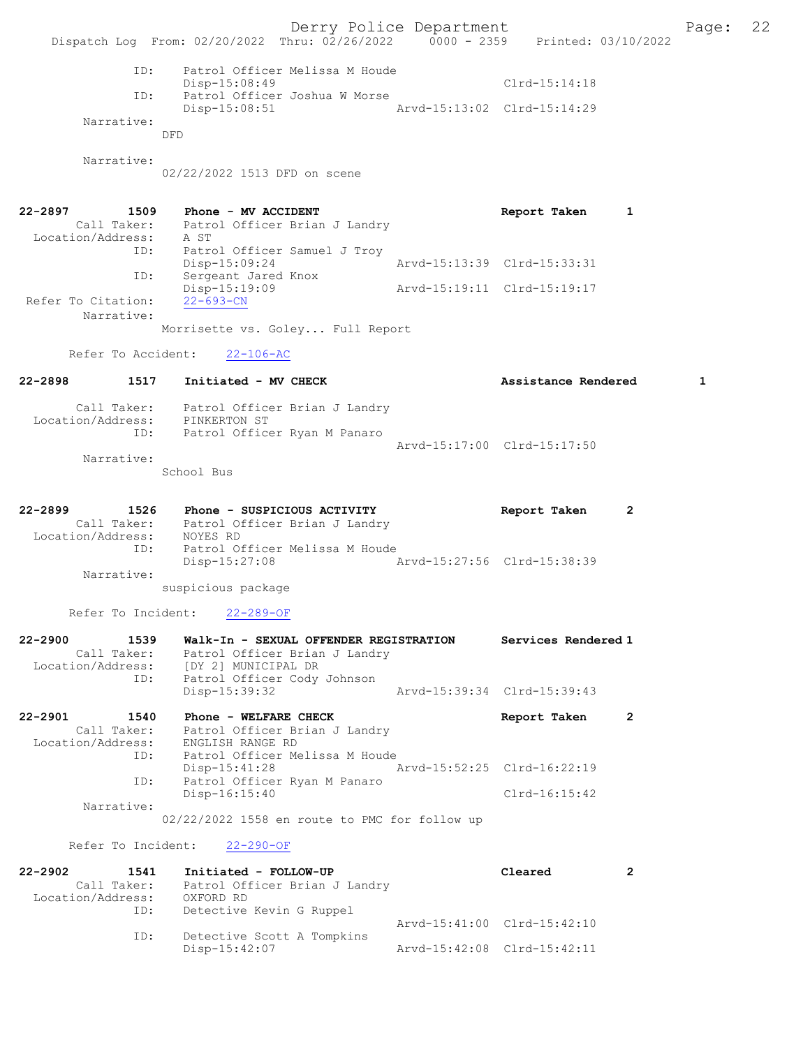```
            ID:     Patrol Officer Melissa M Houde
                    Disp-15:08:49                             Clrd-15:14:18
            ID:     Patrol Officer Joshua W Morse
                    Disp-15:08:51               Arvd-15:13:02  Clrd-15:14:29
      Narrative:
                  DFD

      Narrative:
                  02/22/2022 1513 DFD on scene


22-2897        1509     Phone - MV ACCIDENT                        Report Taken      1
     Call Taker:        Patrol Officer Brian J Landry
 Location/Address:      A ST
            ID:         Patrol Officer Samuel J Troy
                        Disp-15:09:24             Arvd-15:13:39  Clrd-15:33:31
            ID:         Sergeant Jared Knox
                        Disp-15:19:09             Arvd-15:19:11  Clrd-15:19:17
 Refer To Citation:     22-693-CN
      Narrative:
                  Morrisette vs. Goley... Full Report

      Refer To Accident:     22-106-AC

22-2898        1517     Initiated - MV CHECK                       Assistance Rendered       1

     Call Taker:        Patrol Officer Brian J Landry
 Location/Address:      PINKERTON ST
            ID:         Patrol Officer Ryan M Panaro
                                                  Arvd-15:17:00  Clrd-15:17:50
      Narrative:
                  School Bus


22-2899        1526     Phone - SUSPICIOUS ACTIVITY                Report Taken      2
     Call Taker:        Patrol Officer Brian J Landry
 Location/Address:      NOYES RD
            ID:         Patrol Officer Melissa M Houde
                        Disp-15:27:08             Arvd-15:27:56  Clrd-15:38:39
      Narrative:
                  suspicious package

      Refer To Incident:     22-289-OF

22-2900        1539     Walk-In - SEXUAL OFFENDER REGISTRATION     Services Rendered 1
     Call Taker:        Patrol Officer Brian J Landry
 Location/Address:      [DY 2] MUNICIPAL DR
            ID:         Patrol Officer Cody Johnson
                        Disp-15:39:32             Arvd-15:39:34  Clrd-15:39:43

22-2901        1540     Phone - WELFARE CHECK                      Report Taken      2
     Call Taker:        Patrol Officer Brian J Landry
 Location/Address:      ENGLISH RANGE RD
            ID:         Patrol Officer Melissa M Houde
                        Disp-15:41:28             Arvd-15:52:25  Clrd-16:22:19
            ID:         Patrol Officer Ryan M Panaro
                        Disp-16:15:40                            Clrd-16:15:42
      Narrative:
                  02/22/2022 1558 en route to PMC for follow up

      Refer To Incident:     22-290-OF

22-2902        1541     Initiated - FOLLOW-UP                      Cleared           2
     Call Taker:        Patrol Officer Brian J Landry
 Location/Address:      OXFORD RD
            ID:         Detective Kevin G Ruppel
                                                  Arvd-15:41:00  Clrd-15:42:10
            ID:         Detective Scott A Tompkins
                        Disp-15:42:07             Arvd-15:42:08  Clrd-15:42:11
```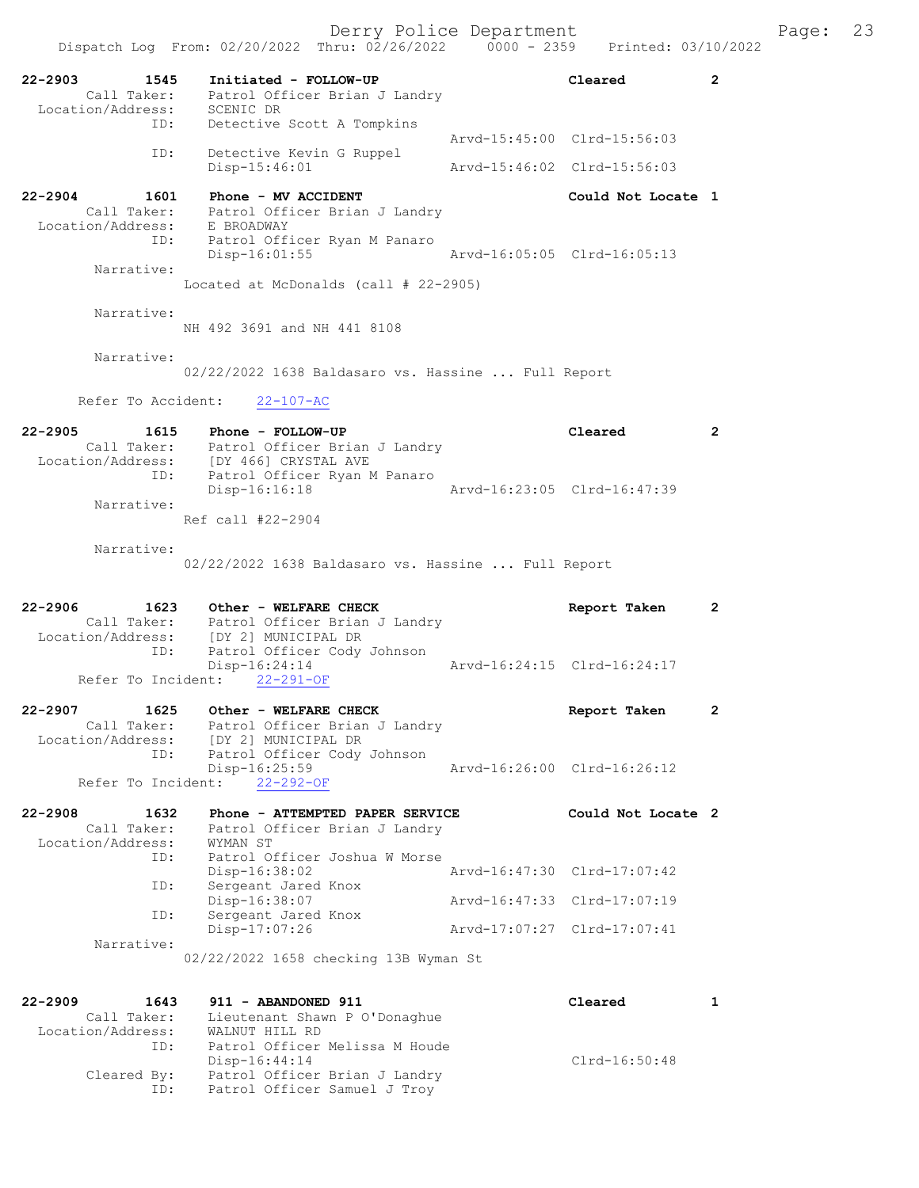22-2903 1545 Initiated - FOLLOW-UP Cleared 2
Call Taker: Patrol Officer Brian J Landry
Location/Address: SCENIC DR
ID: Detective Scott A Tompkins
Arvd-15:45:00 Clrd-15:56:03
ID: Detective Kevin G Ruppel
Disp-15:46:01 Arvd-15:46:02 Clrd-15:56:03

22-2904 1601 Phone - MV ACCIDENT Could Not Locate 1
Call Taker: Patrol Officer Brian J Landry
Location/Address: E BROADWAY
ID: Patrol Officer Ryan M Panaro
Disp-16:01:55 Arvd-16:05:05 Clrd-16:05:13
Narrative:
Located at McDonalds (call # 22-2905)

Narrative:
NH 492 3691 and NH 441 8108

Narrative:
02/22/2022 1638 Baldasaro vs. Hassine ... Full Report

Refer To Accident: 22-107-AC

22-2905 1615 Phone - FOLLOW-UP Cleared 2
Call Taker: Patrol Officer Brian J Landry
Location/Address: [DY 466] CRYSTAL AVE
ID: Patrol Officer Ryan M Panaro
Disp-16:16:18 Arvd-16:23:05 Clrd-16:47:39
Narrative:
Ref call #22-2904

Narrative:
02/22/2022 1638 Baldasaro vs. Hassine ... Full Report

22-2906 1623 Other - WELFARE CHECK Report Taken 2
Call Taker: Patrol Officer Brian J Landry
Location/Address: [DY 2] MUNICIPAL DR
ID: Patrol Officer Cody Johnson
Disp-16:24:14 Arvd-16:24:15 Clrd-16:24:17
Refer To Incident: 22-291-OF

22-2907 1625 Other - WELFARE CHECK Report Taken 2
Call Taker: Patrol Officer Brian J Landry
Location/Address: [DY 2] MUNICIPAL DR
ID: Patrol Officer Cody Johnson
Disp-16:25:59 Arvd-16:26:00 Clrd-16:26:12
Refer To Incident: 22-292-OF

22-2908 1632 Phone - ATTEMPTED PAPER SERVICE Could Not Locate 2
Call Taker: Patrol Officer Brian J Landry
Location/Address: WYMAN ST
ID: Patrol Officer Joshua W Morse
Disp-16:38:02 Arvd-16:47:30 Clrd-17:07:42
ID: Sergeant Jared Knox
Disp-16:38:07 Arvd-16:47:33 Clrd-17:07:19
ID: Sergeant Jared Knox
Disp-17:07:26 Arvd-17:07:27 Clrd-17:07:41
Narrative:
02/22/2022 1658 checking 13B Wyman St

22-2909 1643 911 - ABANDONED 911 Cleared 1
Call Taker: Lieutenant Shawn P O'Donaghue
Location/Address: WALNUT HILL RD
ID: Patrol Officer Melissa M Houde
Disp-16:44:14 Clrd-16:50:48
Cleared By: Patrol Officer Brian J Landry
ID: Patrol Officer Samuel J Troy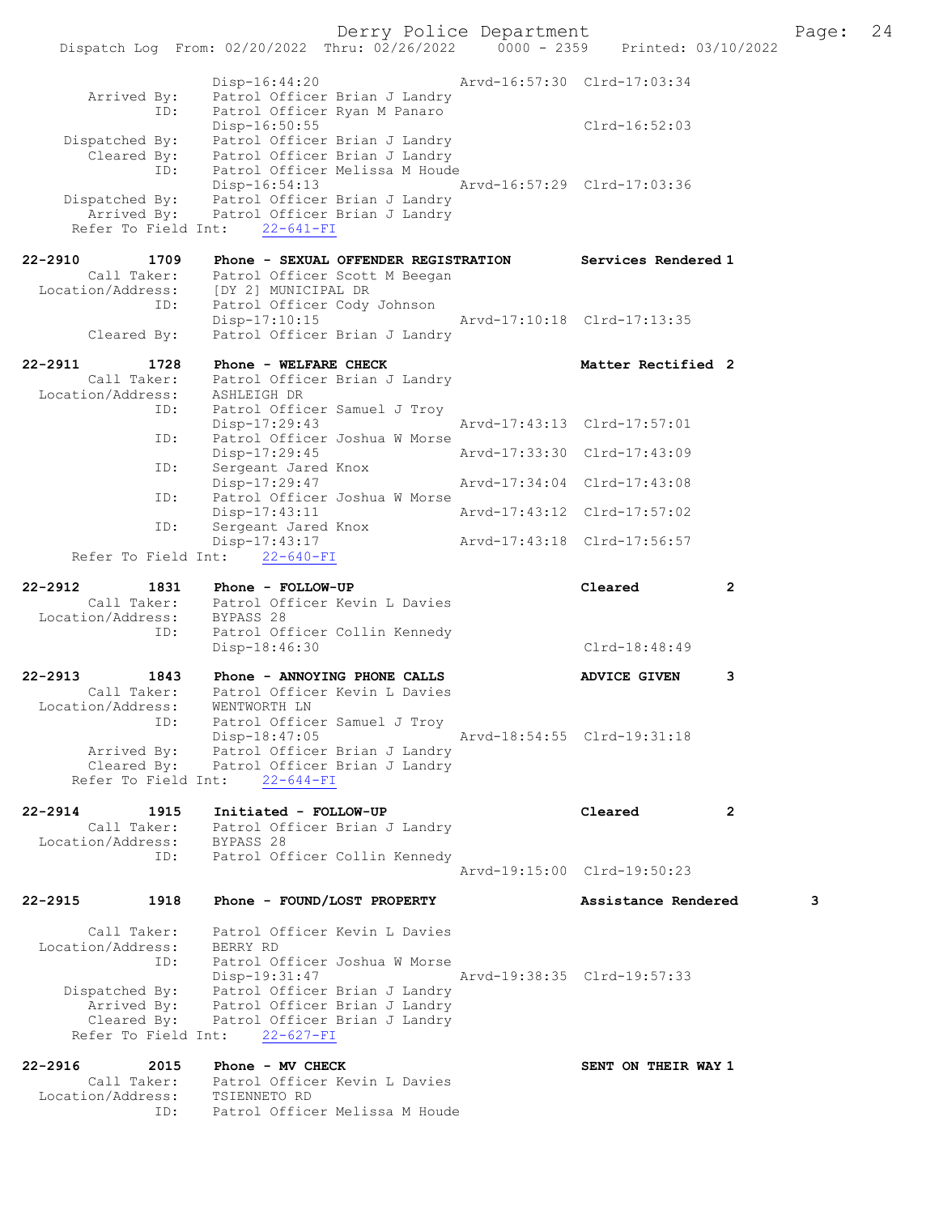```
              Disp-16:44:20                  Arvd-16:57:30  Clrd-17:03:34
      Arrived By:   Patrol Officer Brian J Landry
             ID:    Patrol Officer Ryan M Panaro
              Disp-16:50:55                                 Clrd-16:52:03
   Dispatched By:   Patrol Officer Brian J Landry
      Cleared By:   Patrol Officer Brian J Landry
             ID:    Patrol Officer Melissa M Houde
              Disp-16:54:13                  Arvd-16:57:29  Clrd-17:03:36
   Dispatched By:   Patrol Officer Brian J Landry
      Arrived By:   Patrol Officer Brian J Landry
   Refer To Field Int:   22-641-FI

22-2910       1709    Phone - SEXUAL OFFENDER REGISTRATION        Services Rendered 1
      Call Taker:   Patrol Officer Scott M Beegan
Location/Address:   [DY 2] MUNICIPAL DR
             ID:    Patrol Officer Cody Johnson
              Disp-17:10:15                  Arvd-17:10:18  Clrd-17:13:35
      Cleared By:   Patrol Officer Brian J Landry

22-2911       1728    Phone - WELFARE CHECK                       Matter Rectified 2
      Call Taker:   Patrol Officer Brian J Landry
Location/Address:   ASHLEIGH DR
             ID:    Patrol Officer Samuel J Troy
              Disp-17:29:43                  Arvd-17:43:13  Clrd-17:57:01
             ID:    Patrol Officer Joshua W Morse
              Disp-17:29:45                  Arvd-17:33:30  Clrd-17:43:09
             ID:    Sergeant Jared Knox
              Disp-17:29:47                  Arvd-17:34:04  Clrd-17:43:08
             ID:    Patrol Officer Joshua W Morse
              Disp-17:43:11                  Arvd-17:43:12  Clrd-17:57:02
             ID:    Sergeant Jared Knox
              Disp-17:43:17                  Arvd-17:43:18  Clrd-17:56:57
   Refer To Field Int:   22-640-FI

22-2912       1831    Phone - FOLLOW-UP                           Cleared           2
      Call Taker:   Patrol Officer Kevin L Davies
Location/Address:   BYPASS 28
             ID:    Patrol Officer Collin Kennedy
              Disp-18:46:30                                 Clrd-18:48:49

22-2913       1843    Phone - ANNOYING PHONE CALLS                ADVICE GIVEN      3
      Call Taker:   Patrol Officer Kevin L Davies
Location/Address:   WENTWORTH LN
             ID:    Patrol Officer Samuel J Troy
              Disp-18:47:05                  Arvd-18:54:55  Clrd-19:31:18
      Arrived By:   Patrol Officer Brian J Landry
      Cleared By:   Patrol Officer Brian J Landry
   Refer To Field Int:   22-644-FI

22-2914       1915    Initiated - FOLLOW-UP                       Cleared           2
      Call Taker:   Patrol Officer Brian J Landry
Location/Address:   BYPASS 28
             ID:    Patrol Officer Collin Kennedy
                                             Arvd-19:15:00  Clrd-19:50:23

22-2915       1918    Phone - FOUND/LOST PROPERTY                 Assistance Rendered        3

      Call Taker:   Patrol Officer Kevin L Davies
Location/Address:   BERRY RD
             ID:    Patrol Officer Joshua W Morse
              Disp-19:31:47                  Arvd-19:38:35  Clrd-19:57:33
   Dispatched By:   Patrol Officer Brian J Landry
      Arrived By:   Patrol Officer Brian J Landry
      Cleared By:   Patrol Officer Brian J Landry
   Refer To Field Int:   22-627-FI

22-2916       2015    Phone - MV CHECK                            SENT ON THEIR WAY 1
      Call Taker:   Patrol Officer Kevin L Davies
Location/Address:   TSIENNETO RD
             ID:    Patrol Officer Melissa M Houde
```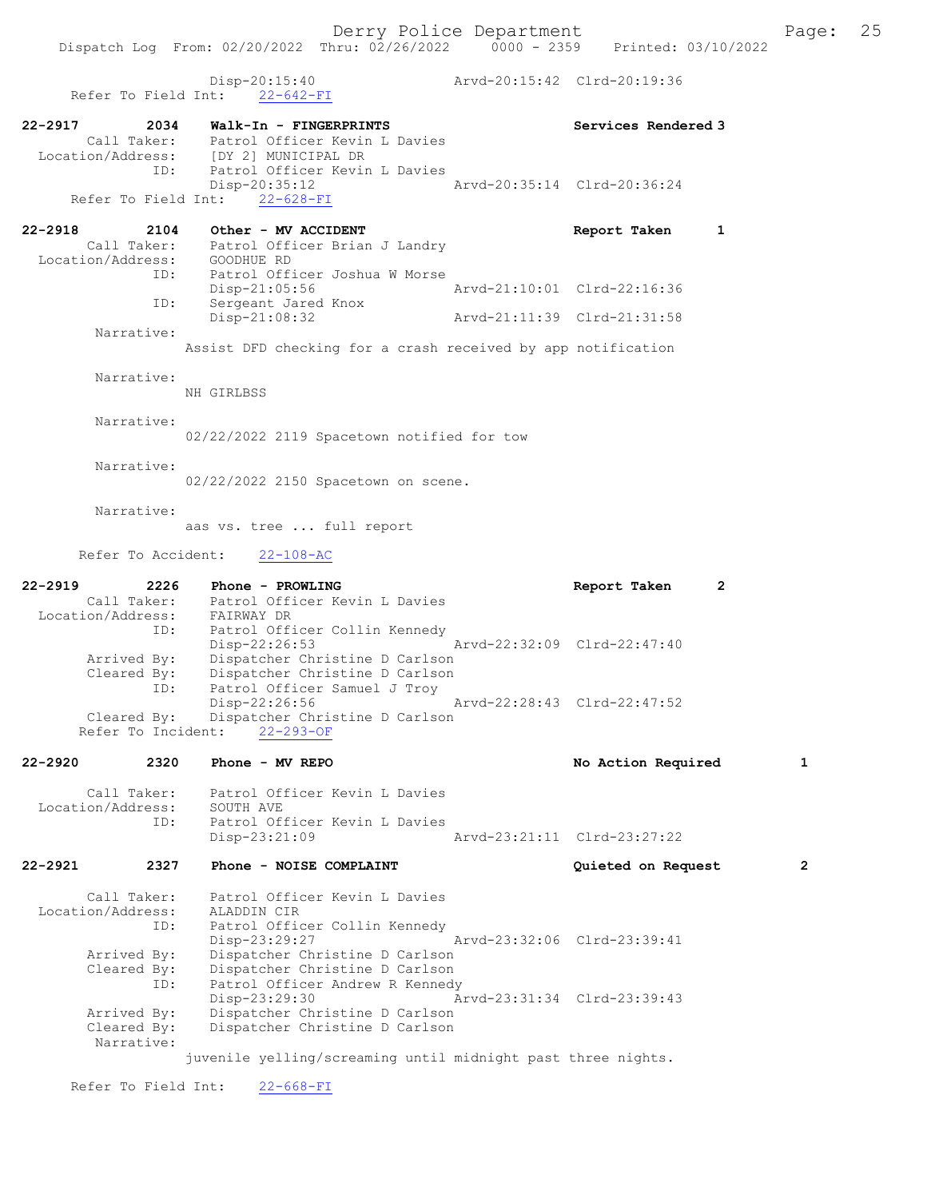```
            Disp-20:15:40                 Arvd-20:15:42  Clrd-20:19:36
   Refer To Field Int:    22-642-FI

22-2917        2034    Walk-In - FINGERPRINTS                     Services Rendered 3
        Call Taker:    Patrol Officer Kevin L Davies
   Location/Address:   [DY 2] MUNICIPAL DR
                ID:    Patrol Officer Kevin L Davies
                       Disp-20:35:12              Arvd-20:35:14  Clrd-20:36:24
   Refer To Field Int:    22-628-FI

22-2918        2104    Other - MV ACCIDENT                        Report Taken      1
        Call Taker:    Patrol Officer Brian J Landry
   Location/Address:   GOODHUE RD
                ID:    Patrol Officer Joshua W Morse
                       Disp-21:05:56              Arvd-21:10:01  Clrd-22:16:36
                ID:    Sergeant Jared Knox
                       Disp-21:08:32              Arvd-21:11:39  Clrd-21:31:58
         Narrative:
                  Assist DFD checking for a crash received by app notification

         Narrative:
                  NH GIRLBSS

         Narrative:
                  02/22/2022 2119 Spacetown notified for tow

         Narrative:
                  02/22/2022 2150 Spacetown on scene.

         Narrative:
                  aas vs. tree ... full report

   Refer To Accident:    22-108-AC

22-2919        2226    Phone - PROWLING                           Report Taken      2
        Call Taker:    Patrol Officer Kevin L Davies
   Location/Address:   FAIRWAY DR
                ID:    Patrol Officer Collin Kennedy
                       Disp-22:26:53              Arvd-22:32:09  Clrd-22:47:40
        Arrived By:    Dispatcher Christine D Carlson
        Cleared By:    Dispatcher Christine D Carlson
                ID:    Patrol Officer Samuel J Troy
                       Disp-22:26:56              Arvd-22:28:43  Clrd-22:47:52
        Cleared By:    Dispatcher Christine D Carlson
   Refer To Incident:    22-293-OF

22-2920        2320    Phone - MV REPO                            No Action Required        1

        Call Taker:    Patrol Officer Kevin L Davies
   Location/Address:   SOUTH AVE
                ID:    Patrol Officer Kevin L Davies
                       Disp-23:21:09              Arvd-23:21:11  Clrd-23:27:22

22-2921        2327    Phone - NOISE COMPLAINT                    Quieted on Request        2

        Call Taker:    Patrol Officer Kevin L Davies
   Location/Address:   ALADDIN CIR
                ID:    Patrol Officer Collin Kennedy
                       Disp-23:29:27              Arvd-23:32:06  Clrd-23:39:41
        Arrived By:    Dispatcher Christine D Carlson
        Cleared By:    Dispatcher Christine D Carlson
                ID:    Patrol Officer Andrew R Kennedy
                       Disp-23:29:30              Arvd-23:31:34  Clrd-23:39:43
        Arrived By:    Dispatcher Christine D Carlson
        Cleared By:    Dispatcher Christine D Carlson
         Narrative:
                  juvenile yelling/screaming until midnight past three nights.

   Refer To Field Int:    22-668-FI
```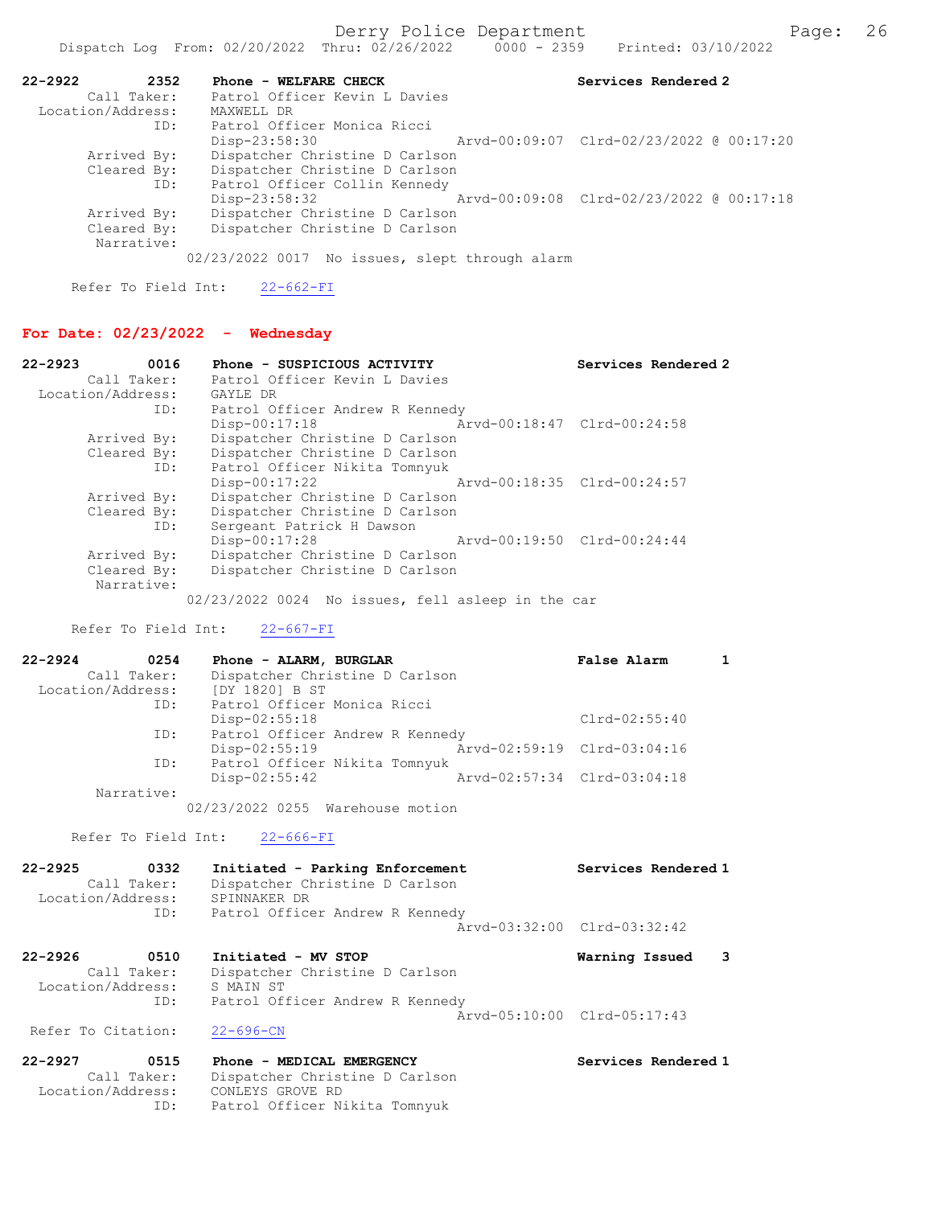```
22-2922        2352    Phone - WELFARE CHECK                        Services Rendered 2
        Call Taker:    Patrol Officer Kevin L Davies
  Location/Address:    MAXWELL DR
                ID:    Patrol Officer Monica Ricci
                       Disp-23:58:30                 Arvd-00:09:07  Clrd-02/23/2022 @ 00:17:20
        Arrived By:    Dispatcher Christine D Carlson
        Cleared By:    Dispatcher Christine D Carlson
                ID:    Patrol Officer Collin Kennedy
                       Disp-23:58:32                 Arvd-00:09:08  Clrd-02/23/2022 @ 00:17:18
        Arrived By:    Dispatcher Christine D Carlson
        Cleared By:    Dispatcher Christine D Carlson
         Narrative:
                     02/23/2022 0017  No issues, slept through alarm

      Refer To Field Int:    22-662-FI
```

## For Date: 02/23/2022 - Wednesday

```
22-2923        0016    Phone - SUSPICIOUS ACTIVITY                  Services Rendered 2
        Call Taker:    Patrol Officer Kevin L Davies
  Location/Address:    GAYLE DR
                ID:    Patrol Officer Andrew R Kennedy
                       Disp-00:17:18                 Arvd-00:18:47  Clrd-00:24:58
        Arrived By:    Dispatcher Christine D Carlson
        Cleared By:    Dispatcher Christine D Carlson
                ID:    Patrol Officer Nikita Tomnyuk
                       Disp-00:17:22                 Arvd-00:18:35  Clrd-00:24:57
        Arrived By:    Dispatcher Christine D Carlson
        Cleared By:    Dispatcher Christine D Carlson
                ID:    Sergeant Patrick H Dawson
                       Disp-00:17:28                 Arvd-00:19:50  Clrd-00:24:44
        Arrived By:    Dispatcher Christine D Carlson
        Cleared By:    Dispatcher Christine D Carlson
         Narrative:
                     02/23/2022 0024  No issues, fell asleep in the car

      Refer To Field Int:    22-667-FI

22-2924        0254    Phone - ALARM, BURGLAR                       False Alarm       1
        Call Taker:    Dispatcher Christine D Carlson
  Location/Address:    [DY 1820] B ST
                ID:    Patrol Officer Monica Ricci
                       Disp-02:55:18                                Clrd-02:55:40
                ID:    Patrol Officer Andrew R Kennedy
                       Disp-02:55:19                 Arvd-02:59:19  Clrd-03:04:16
                ID:    Patrol Officer Nikita Tomnyuk
                       Disp-02:55:42                 Arvd-02:57:34  Clrd-03:04:18
         Narrative:
                     02/23/2022 0255  Warehouse motion

      Refer To Field Int:    22-666-FI

22-2925        0332    Initiated - Parking Enforcement              Services Rendered 1
        Call Taker:    Dispatcher Christine D Carlson
  Location/Address:    SPINNAKER DR
                ID:    Patrol Officer Andrew R Kennedy
                                                     Arvd-03:32:00  Clrd-03:32:42

22-2926        0510    Initiated - MV STOP                          Warning Issued    3
        Call Taker:    Dispatcher Christine D Carlson
  Location/Address:    S MAIN ST
                ID:    Patrol Officer Andrew R Kennedy
                                                     Arvd-05:10:00  Clrd-05:17:43
 Refer To Citation:    22-696-CN

22-2927        0515    Phone - MEDICAL EMERGENCY                    Services Rendered 1
        Call Taker:    Dispatcher Christine D Carlson
  Location/Address:    CONLEYS GROVE RD
                ID:    Patrol Officer Nikita Tomnyuk
```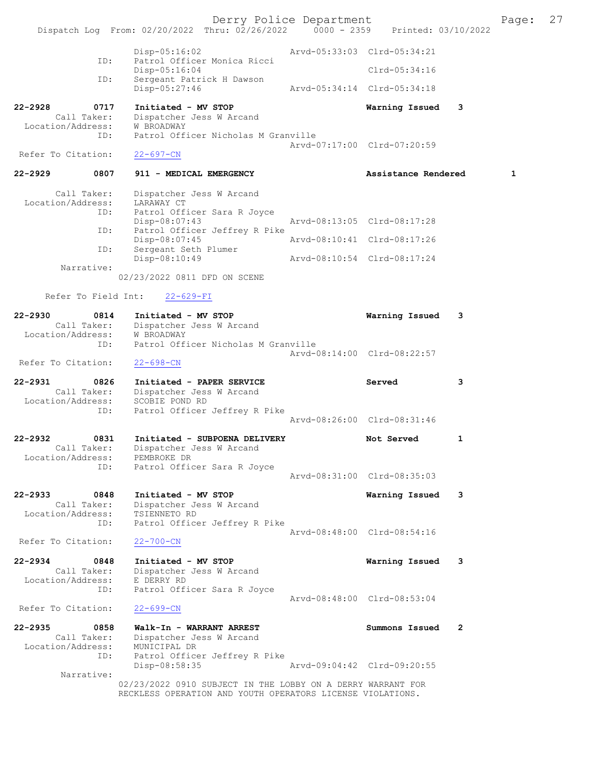```
            Disp-05:16:02                Arvd-05:33:03  Clrd-05:34:21
        ID: Patrol Officer Monica Ricci
            Disp-05:16:04                               Clrd-05:34:16
        ID: Sergeant Patrick H Dawson
            Disp-05:27:46                Arvd-05:34:14  Clrd-05:34:18

22-2928        0717   Initiated - MV STOP                  Warning Issued   3
      Call Taker:     Dispatcher Jess W Arcand
Location/Address:     W BROADWAY
             ID:      Patrol Officer Nicholas M Granville
                                         Arvd-07:17:00  Clrd-07:20:59
Refer To Citation:    22-697-CN

22-2929        0807   911 - MEDICAL EMERGENCY              Assistance Rendered     1

      Call Taker:     Dispatcher Jess W Arcand
Location/Address:     LARAWAY CT
             ID:      Patrol Officer Sara R Joyce
                      Disp-08:07:43      Arvd-08:13:05  Clrd-08:17:28
             ID:      Patrol Officer Jeffrey R Pike
                      Disp-08:07:45      Arvd-08:10:41  Clrd-08:17:26
             ID:      Sergeant Seth Plumer
                      Disp-08:10:49      Arvd-08:10:54  Clrd-08:17:24
       Narrative:
                    02/23/2022 0811 DFD ON SCENE

    Refer To Field Int:    22-629-FI

22-2930        0814   Initiated - MV STOP                  Warning Issued   3
      Call Taker:     Dispatcher Jess W Arcand
Location/Address:     W BROADWAY
             ID:      Patrol Officer Nicholas M Granville
                                         Arvd-08:14:00  Clrd-08:22:57
Refer To Citation:    22-698-CN

22-2931        0826   Initiated - PAPER SERVICE            Served           3
      Call Taker:     Dispatcher Jess W Arcand
Location/Address:     SCOBIE POND RD
             ID:      Patrol Officer Jeffrey R Pike
                                         Arvd-08:26:00  Clrd-08:31:46

22-2932        0831   Initiated - SUBPOENA DELIVERY        Not Served       1
      Call Taker:     Dispatcher Jess W Arcand
Location/Address:     PEMBROKE DR
             ID:      Patrol Officer Sara R Joyce
                                         Arvd-08:31:00  Clrd-08:35:03

22-2933        0848   Initiated - MV STOP                  Warning Issued   3
      Call Taker:     Dispatcher Jess W Arcand
Location/Address:     TSIENNETO RD
             ID:      Patrol Officer Jeffrey R Pike
                                         Arvd-08:48:00  Clrd-08:54:16
Refer To Citation:    22-700-CN

22-2934        0848   Initiated - MV STOP                  Warning Issued   3
      Call Taker:     Dispatcher Jess W Arcand
Location/Address:     E DERRY RD
             ID:      Patrol Officer Sara R Joyce
                                         Arvd-08:48:00  Clrd-08:53:04
Refer To Citation:    22-699-CN

22-2935        0858   Walk-In - WARRANT ARREST             Summons Issued   2
      Call Taker:     Dispatcher Jess W Arcand
Location/Address:     MUNICIPAL DR
             ID:      Patrol Officer Jeffrey R Pike
                      Disp-08:58:35      Arvd-09:04:42  Clrd-09:20:55
       Narrative:
                    02/23/2022 0910 SUBJECT IN THE LOBBY ON A DERRY WARRANT FOR
                    RECKLESS OPERATION AND YOUTH OPERATORS LICENSE VIOLATIONS.
```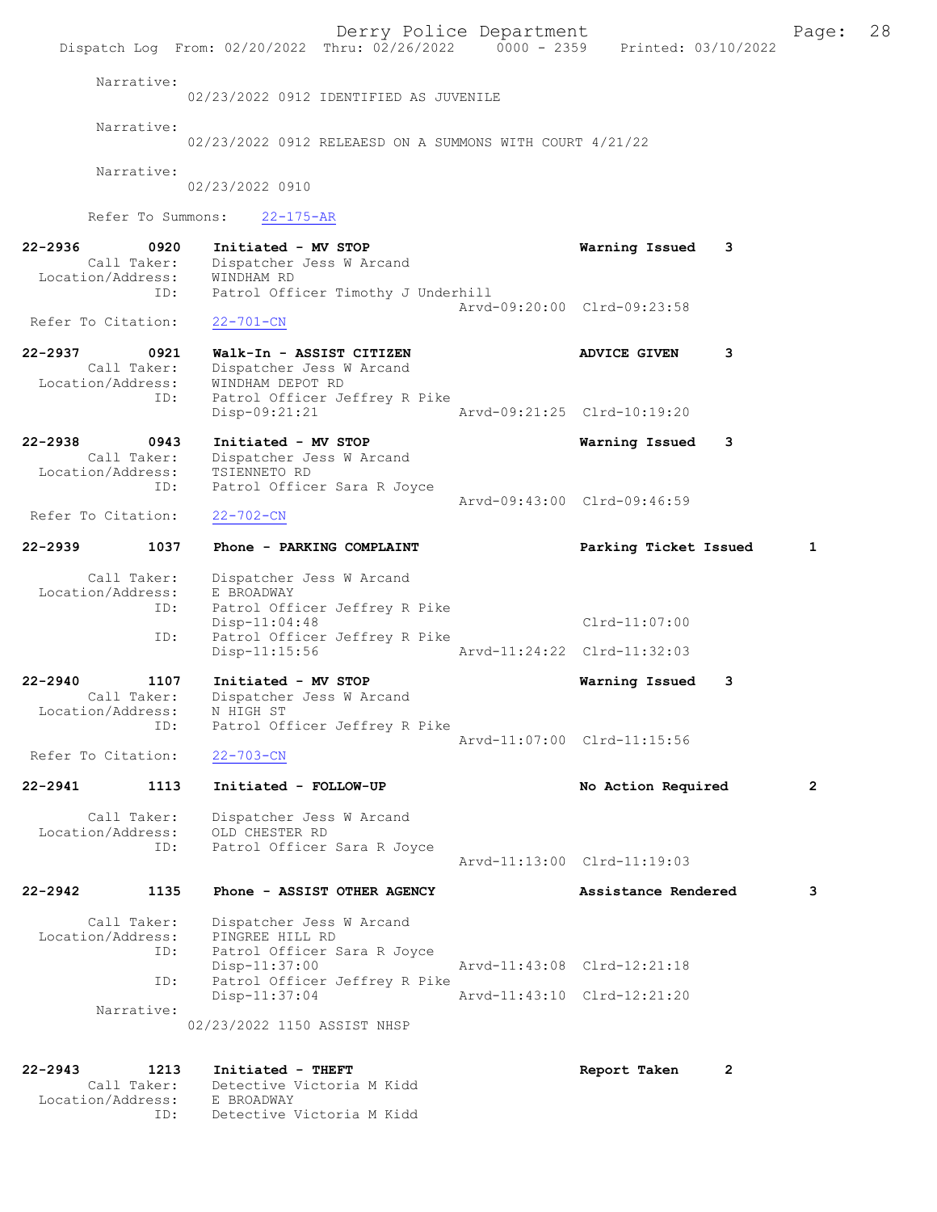Narrative:
02/23/2022 0912 IDENTIFIED AS JUVENILE

Narrative:
02/23/2022 0912 RELEAESD ON A SUMMONS WITH COURT 4/21/22

Narrative:
02/23/2022 0910

Refer To Summons: 22-175-AR

**22-2936 0920 Initiated - MV STOP** — **Warning Issued 3**
Call Taker: Dispatcher Jess W Arcand
Location/Address: WINDHAM RD
ID: Patrol Officer Timothy J Underhill
Arvd-09:20:00 Clrd-09:23:58
Refer To Citation: 22-701-CN

**22-2937 0921 Walk-In - ASSIST CITIZEN** — **ADVICE GIVEN 3**
Call Taker: Dispatcher Jess W Arcand
Location/Address: WINDHAM DEPOT RD
ID: Patrol Officer Jeffrey R Pike
Disp-09:21:21 Arvd-09:21:25 Clrd-10:19:20

**22-2938 0943 Initiated - MV STOP** — **Warning Issued 3**
Call Taker: Dispatcher Jess W Arcand
Location/Address: TSIENNETO RD
ID: Patrol Officer Sara R Joyce
Arvd-09:43:00 Clrd-09:46:59
Refer To Citation: 22-702-CN

**22-2939 1037 Phone - PARKING COMPLAINT** — **Parking Ticket Issued 1**
Call Taker: Dispatcher Jess W Arcand
Location/Address: E BROADWAY
ID: Patrol Officer Jeffrey R Pike
Disp-11:04:48 Clrd-11:07:00
ID: Patrol Officer Jeffrey R Pike
Disp-11:15:56 Arvd-11:24:22 Clrd-11:32:03

**22-2940 1107 Initiated - MV STOP** — **Warning Issued 3**
Call Taker: Dispatcher Jess W Arcand
Location/Address: N HIGH ST
ID: Patrol Officer Jeffrey R Pike
Arvd-11:07:00 Clrd-11:15:56
Refer To Citation: 22-703-CN

**22-2941 1113 Initiated - FOLLOW-UP** — **No Action Required 2**
Call Taker: Dispatcher Jess W Arcand
Location/Address: OLD CHESTER RD
ID: Patrol Officer Sara R Joyce
Arvd-11:13:00 Clrd-11:19:03

**22-2942 1135 Phone - ASSIST OTHER AGENCY** — **Assistance Rendered 3**
Call Taker: Dispatcher Jess W Arcand
Location/Address: PINGREE HILL RD
ID: Patrol Officer Sara R Joyce
Disp-11:37:00 Arvd-11:43:08 Clrd-12:21:18
ID: Patrol Officer Jeffrey R Pike
Disp-11:37:04 Arvd-11:43:10 Clrd-12:21:20
Narrative:
02/23/2022 1150 ASSIST NHSP

**22-2943 1213 Initiated - THEFT** — **Report Taken 2**
Call Taker: Detective Victoria M Kidd
Location/Address: E BROADWAY
ID: Detective Victoria M Kidd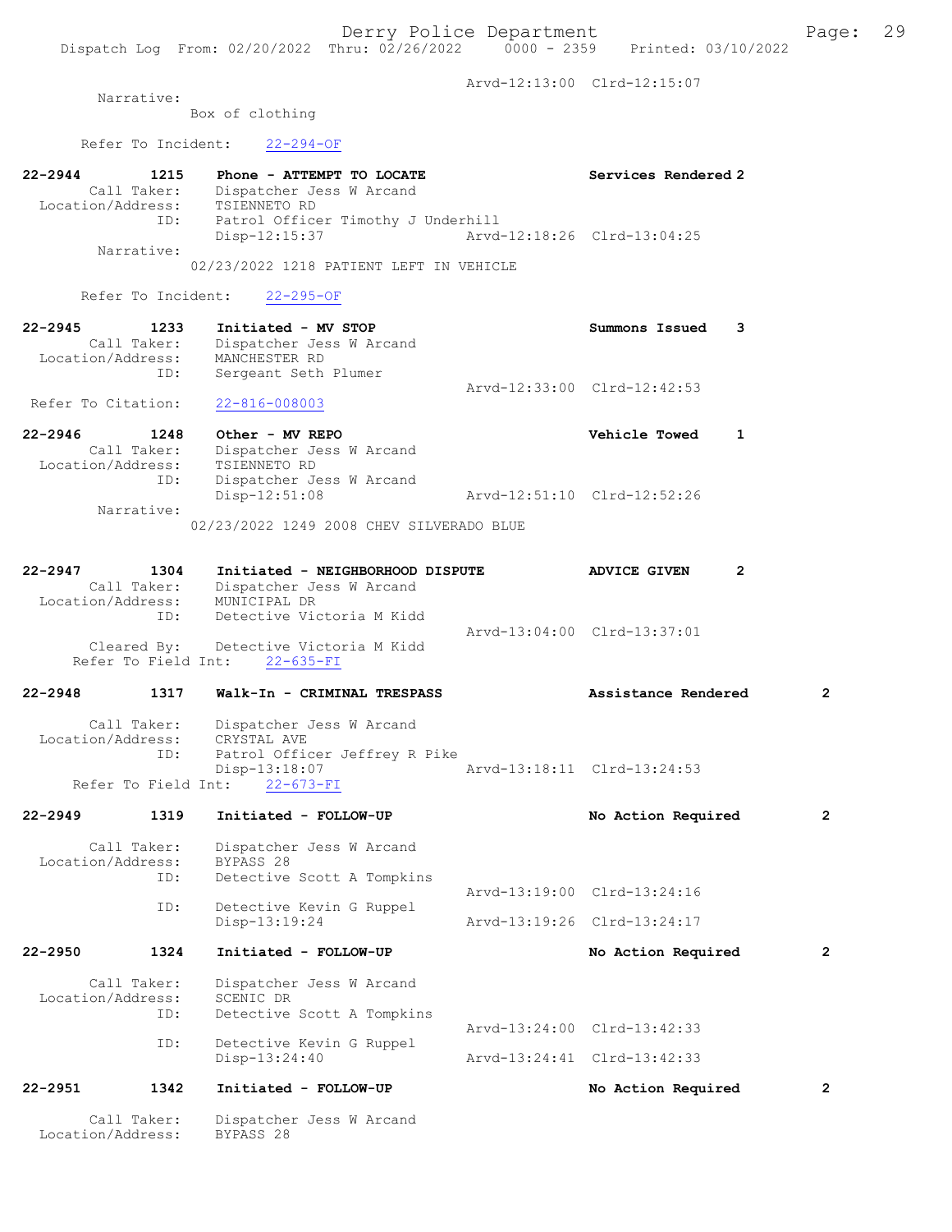Arvd-12:13:00 Clrd-12:15:07

Narrative:
Box of clothing

Refer To Incident: 22-294-OF

22-2944 1215 Phone - ATTEMPT TO LOCATE Services Rendered 2
Call Taker: Dispatcher Jess W Arcand
Location/Address: TSIENNETO RD
ID: Patrol Officer Timothy J Underhill
Disp-12:15:37 Arvd-12:18:26 Clrd-13:04:25
Narrative:
02/23/2022 1218 PATIENT LEFT IN VEHICLE

Refer To Incident: 22-295-OF

22-2945 1233 Initiated - MV STOP Summons Issued 3
Call Taker: Dispatcher Jess W Arcand
Location/Address: MANCHESTER RD
ID: Sergeant Seth Plumer
Arvd-12:33:00 Clrd-12:42:53
Refer To Citation: 22-816-008003

22-2946 1248 Other - MV REPO Vehicle Towed 1
Call Taker: Dispatcher Jess W Arcand
Location/Address: TSIENNETO RD
ID: Dispatcher Jess W Arcand
Disp-12:51:08 Arvd-12:51:10 Clrd-12:52:26
Narrative:
02/23/2022 1249 2008 CHEV SILVERADO BLUE

22-2947 1304 Initiated - NEIGHBORHOOD DISPUTE ADVICE GIVEN 2
Call Taker: Dispatcher Jess W Arcand
Location/Address: MUNICIPAL DR
ID: Detective Victoria M Kidd
Arvd-13:04:00 Clrd-13:37:01
Cleared By: Detective Victoria M Kidd
Refer To Field Int: 22-635-FI

22-2948 1317 Walk-In - CRIMINAL TRESPASS Assistance Rendered 2
Call Taker: Dispatcher Jess W Arcand
Location/Address: CRYSTAL AVE
ID: Patrol Officer Jeffrey R Pike
Disp-13:18:07 Arvd-13:18:11 Clrd-13:24:53
Refer To Field Int: 22-673-FI

22-2949 1319 Initiated - FOLLOW-UP No Action Required 2
Call Taker: Dispatcher Jess W Arcand
Location/Address: BYPASS 28
ID: Detective Scott A Tompkins
Arvd-13:19:00 Clrd-13:24:16
ID: Detective Kevin G Ruppel
Disp-13:19:24 Arvd-13:19:26 Clrd-13:24:17

22-2950 1324 Initiated - FOLLOW-UP No Action Required 2
Call Taker: Dispatcher Jess W Arcand
Location/Address: SCENIC DR
ID: Detective Scott A Tompkins
Arvd-13:24:00 Clrd-13:42:33
ID: Detective Kevin G Ruppel
Disp-13:24:40 Arvd-13:24:41 Clrd-13:42:33

22-2951 1342 Initiated - FOLLOW-UP No Action Required 2
Call Taker: Dispatcher Jess W Arcand
Location/Address: BYPASS 28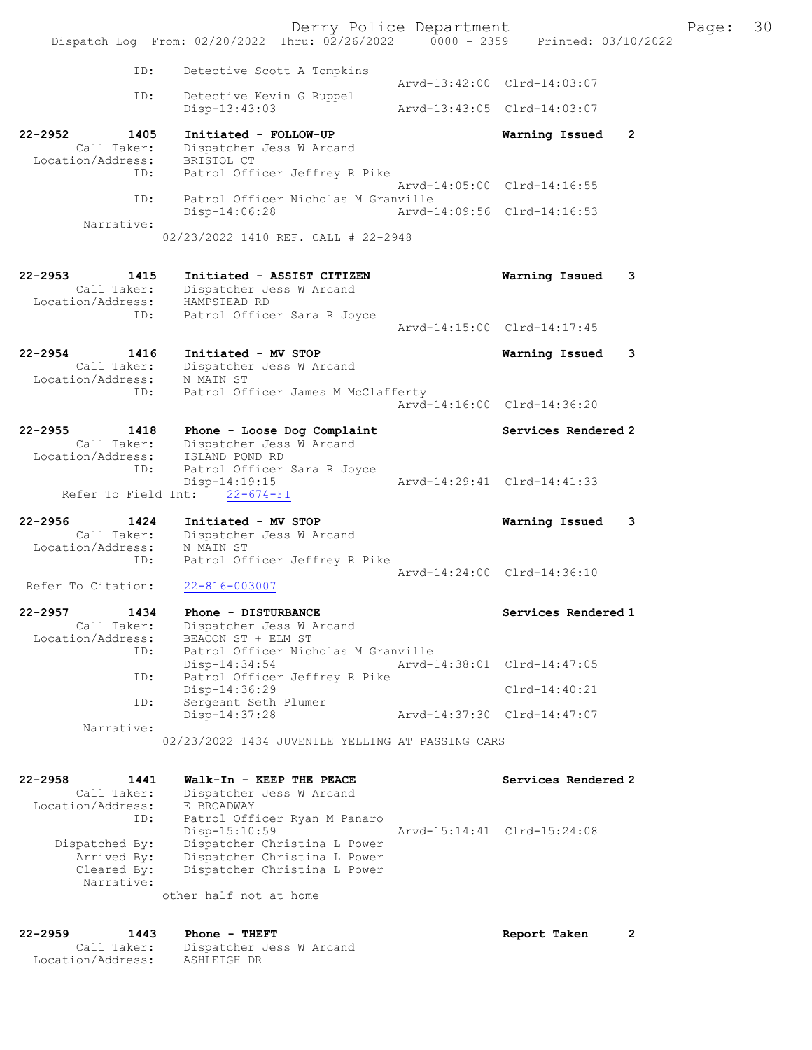```
            ID:     Detective Scott A Tompkins
                                                Arvd-13:42:00  Clrd-14:03:07
            ID:     Detective Kevin G Ruppel
                    Disp-13:43:03               Arvd-13:43:05  Clrd-14:03:07

22-2952       1405  Initiated - FOLLOW-UP                      Warning Issued   2
        Call Taker:   Dispatcher Jess W Arcand
  Location/Address:   BRISTOL CT
            ID:     Patrol Officer Jeffrey R Pike
                                                Arvd-14:05:00  Clrd-14:16:55
            ID:     Patrol Officer Nicholas M Granville
                    Disp-14:06:28               Arvd-14:09:56  Clrd-14:16:53
        Narrative:
                  02/23/2022 1410 REF. CALL # 22-2948

22-2953       1415  Initiated - ASSIST CITIZEN                 Warning Issued   3
        Call Taker:   Dispatcher Jess W Arcand
  Location/Address:   HAMPSTEAD RD
            ID:     Patrol Officer Sara R Joyce
                                                Arvd-14:15:00  Clrd-14:17:45

22-2954       1416  Initiated - MV STOP                        Warning Issued   3
        Call Taker:   Dispatcher Jess W Arcand
  Location/Address:   N MAIN ST
            ID:     Patrol Officer James M McClafferty
                                                Arvd-14:16:00  Clrd-14:36:20

22-2955       1418  Phone - Loose Dog Complaint                Services Rendered 2
        Call Taker:   Dispatcher Jess W Arcand
  Location/Address:   ISLAND POND RD
            ID:     Patrol Officer Sara R Joyce
                    Disp-14:19:15               Arvd-14:29:41  Clrd-14:41:33
    Refer To Field Int:    22-674-FI

22-2956       1424  Initiated - MV STOP                        Warning Issued   3
        Call Taker:   Dispatcher Jess W Arcand
  Location/Address:   N MAIN ST
            ID:     Patrol Officer Jeffrey R Pike
                                                Arvd-14:24:00  Clrd-14:36:10
  Refer To Citation:    22-816-003007

22-2957       1434  Phone - DISTURBANCE                        Services Rendered 1
        Call Taker:   Dispatcher Jess W Arcand
  Location/Address:   BEACON ST + ELM ST
            ID:     Patrol Officer Nicholas M Granville
                    Disp-14:34:54               Arvd-14:38:01  Clrd-14:47:05
            ID:     Patrol Officer Jeffrey R Pike
                    Disp-14:36:29                              Clrd-14:40:21
            ID:     Sergeant Seth Plumer
                    Disp-14:37:28               Arvd-14:37:30  Clrd-14:47:07
        Narrative:
                  02/23/2022 1434 JUVENILE YELLING AT PASSING CARS

22-2958       1441  Walk-In - KEEP THE PEACE                   Services Rendered 2
        Call Taker:   Dispatcher Jess W Arcand
  Location/Address:   E BROADWAY
            ID:     Patrol Officer Ryan M Panaro
                    Disp-15:10:59               Arvd-15:14:41  Clrd-15:24:08
     Dispatched By:   Dispatcher Christina L Power
        Arrived By:   Dispatcher Christina L Power
        Cleared By:   Dispatcher Christina L Power
        Narrative:
                  other half not at home

22-2959       1443  Phone - THEFT                              Report Taken     2
        Call Taker:   Dispatcher Jess W Arcand
  Location/Address:   ASHLEIGH DR
```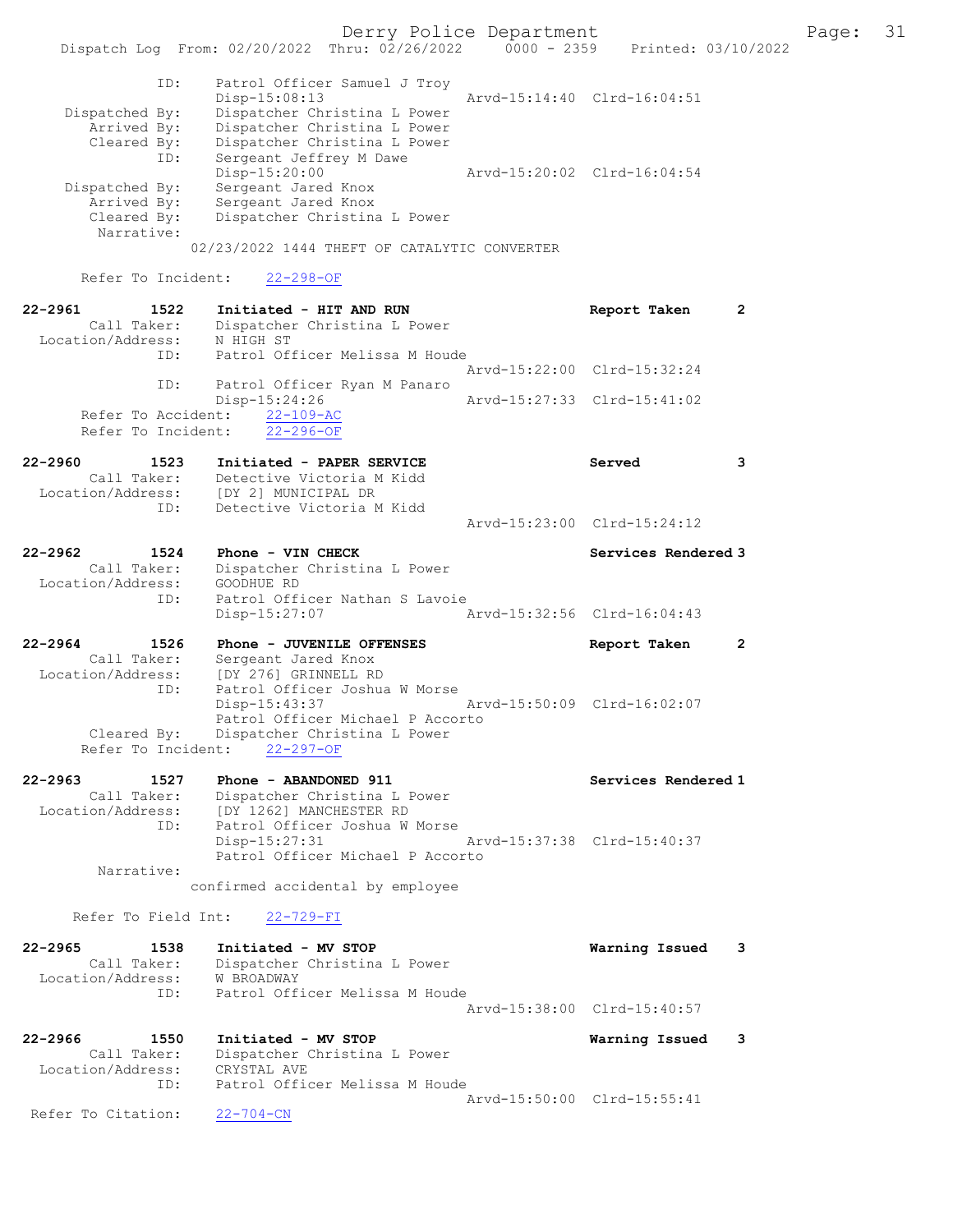```
            ID:     Patrol Officer Samuel J Troy
                    Disp-15:08:13                 Arvd-15:14:40  Clrd-16:04:51
 Dispatched By:     Dispatcher Christina L Power
    Arrived By:     Dispatcher Christina L Power
    Cleared By:     Dispatcher Christina L Power
            ID:     Sergeant Jeffrey M Dawe
                    Disp-15:20:00                 Arvd-15:20:02  Clrd-16:04:54
 Dispatched By:     Sergeant Jared Knox
    Arrived By:     Sergeant Jared Knox
    Cleared By:     Dispatcher Christina L Power
     Narrative:
                  02/23/2022 1444 THEFT OF CATALYTIC CONVERTER

     Refer To Incident:    22-298-OF

22-2961        1522    Initiated - HIT AND RUN                    Report Taken      2
        Call Taker:    Dispatcher Christina L Power
  Location/Address:    N HIGH ST
                ID:    Patrol Officer Melissa M Houde
                                                  Arvd-15:22:00  Clrd-15:32:24
                ID:    Patrol Officer Ryan M Panaro
                       Disp-15:24:26              Arvd-15:27:33  Clrd-15:41:02
     Refer To Accident:    22-109-AC
     Refer To Incident:    22-296-OF

22-2960        1523    Initiated - PAPER SERVICE                  Served            3
        Call Taker:    Detective Victoria M Kidd
  Location/Address:    [DY 2] MUNICIPAL DR
                ID:    Detective Victoria M Kidd
                                                  Arvd-15:23:00  Clrd-15:24:12

22-2962        1524    Phone - VIN CHECK                          Services Rendered 3
        Call Taker:    Dispatcher Christina L Power
  Location/Address:    GOODHUE RD
                ID:    Patrol Officer Nathan S Lavoie
                       Disp-15:27:07              Arvd-15:32:56  Clrd-16:04:43

22-2964        1526    Phone - JUVENILE OFFENSES                  Report Taken      2
        Call Taker:    Sergeant Jared Knox
  Location/Address:    [DY 276] GRINNELL RD
                ID:    Patrol Officer Joshua W Morse
                       Disp-15:43:37              Arvd-15:50:09  Clrd-16:02:07
                       Patrol Officer Michael P Accorto
        Cleared By:    Dispatcher Christina L Power
     Refer To Incident:    22-297-OF

22-2963        1527    Phone - ABANDONED 911                      Services Rendered 1
        Call Taker:    Dispatcher Christina L Power
  Location/Address:    [DY 1262] MANCHESTER RD
                ID:    Patrol Officer Joshua W Morse
                       Disp-15:27:31              Arvd-15:37:38  Clrd-15:40:37
                       Patrol Officer Michael P Accorto
         Narrative:
                  confirmed accidental by employee

     Refer To Field Int:    22-729-FI

22-2965        1538    Initiated - MV STOP                        Warning Issued    3
        Call Taker:    Dispatcher Christina L Power
  Location/Address:    W BROADWAY
                ID:    Patrol Officer Melissa M Houde
                                                  Arvd-15:38:00  Clrd-15:40:57

22-2966        1550    Initiated - MV STOP                        Warning Issued    3
        Call Taker:    Dispatcher Christina L Power
  Location/Address:    CRYSTAL AVE
                ID:    Patrol Officer Melissa M Houde
                                                  Arvd-15:50:00  Clrd-15:55:41
 Refer To Citation:    22-704-CN
```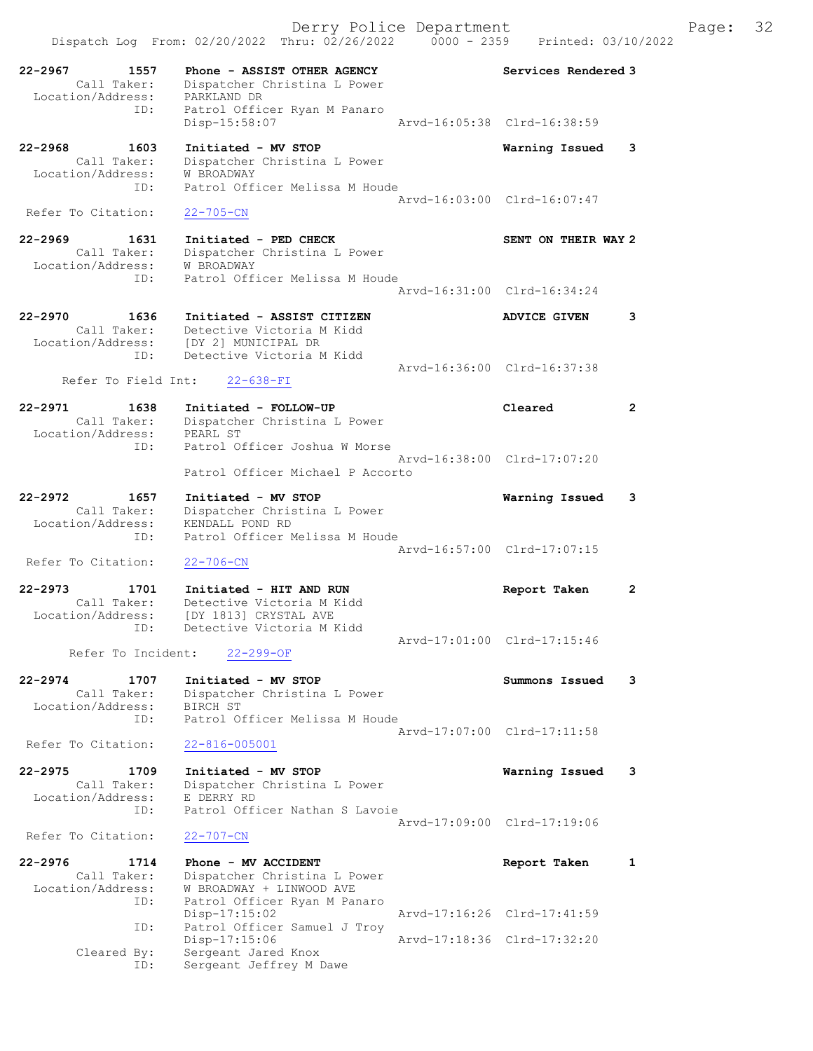Dispatch Log From: 02/20/2022 Thru: 02/26/2022 0000 - 2359 Printed: 03/10/2022

```
22-2967        1557    Phone - ASSIST OTHER AGENCY              Services Rendered 3
        Call Taker:    Dispatcher Christina L Power
  Location/Address:    PARKLAND DR
               ID:     Patrol Officer Ryan M Panaro
                       Disp-15:58:07                Arvd-16:05:38  Clrd-16:38:59

22-2968        1603    Initiated - MV STOP                      Warning Issued   3
        Call Taker:    Dispatcher Christina L Power
  Location/Address:    W BROADWAY
               ID:     Patrol Officer Melissa M Houde
                                                    Arvd-16:03:00  Clrd-16:07:47
 Refer To Citation:    22-705-CN

22-2969        1631    Initiated - PED CHECK                    SENT ON THEIR WAY 2
        Call Taker:    Dispatcher Christina L Power
  Location/Address:    W BROADWAY
               ID:     Patrol Officer Melissa M Houde
                                                    Arvd-16:31:00  Clrd-16:34:24

22-2970        1636    Initiated - ASSIST CITIZEN               ADVICE GIVEN     3
        Call Taker:    Detective Victoria M Kidd
  Location/Address:    [DY 2] MUNICIPAL DR
               ID:     Detective Victoria M Kidd
                                                    Arvd-16:36:00  Clrd-16:37:38
      Refer To Field Int:    22-638-FI

22-2971        1638    Initiated - FOLLOW-UP                    Cleared          2
        Call Taker:    Dispatcher Christina L Power
  Location/Address:    PEARL ST
               ID:     Patrol Officer Joshua W Morse
                                                    Arvd-16:38:00  Clrd-17:07:20
                       Patrol Officer Michael P Accorto

22-2972        1657    Initiated - MV STOP                      Warning Issued   3
        Call Taker:    Dispatcher Christina L Power
  Location/Address:    KENDALL POND RD
               ID:     Patrol Officer Melissa M Houde
                                                    Arvd-16:57:00  Clrd-17:07:15
 Refer To Citation:    22-706-CN

22-2973        1701    Initiated - HIT AND RUN                  Report Taken     2
        Call Taker:    Detective Victoria M Kidd
  Location/Address:    [DY 1813] CRYSTAL AVE
               ID:     Detective Victoria M Kidd
                                                    Arvd-17:01:00  Clrd-17:15:46
       Refer To Incident:    22-299-OF

22-2974        1707    Initiated - MV STOP                      Summons Issued   3
        Call Taker:    Dispatcher Christina L Power
  Location/Address:    BIRCH ST
               ID:     Patrol Officer Melissa M Houde
                                                    Arvd-17:07:00  Clrd-17:11:58
 Refer To Citation:    22-816-005001

22-2975        1709    Initiated - MV STOP                      Warning Issued   3
        Call Taker:    Dispatcher Christina L Power
  Location/Address:    E DERRY RD
               ID:     Patrol Officer Nathan S Lavoie
                                                    Arvd-17:09:00  Clrd-17:19:06
 Refer To Citation:    22-707-CN

22-2976        1714    Phone - MV ACCIDENT                      Report Taken     1
        Call Taker:    Dispatcher Christina L Power
  Location/Address:    W BROADWAY + LINWOOD AVE
               ID:     Patrol Officer Ryan M Panaro
                       Disp-17:15:02                Arvd-17:16:26  Clrd-17:41:59
               ID:     Patrol Officer Samuel J Troy
                       Disp-17:15:06                Arvd-17:18:36  Clrd-17:32:20
        Cleared By:    Sergeant Jared Knox
               ID:     Sergeant Jeffrey M Dawe
```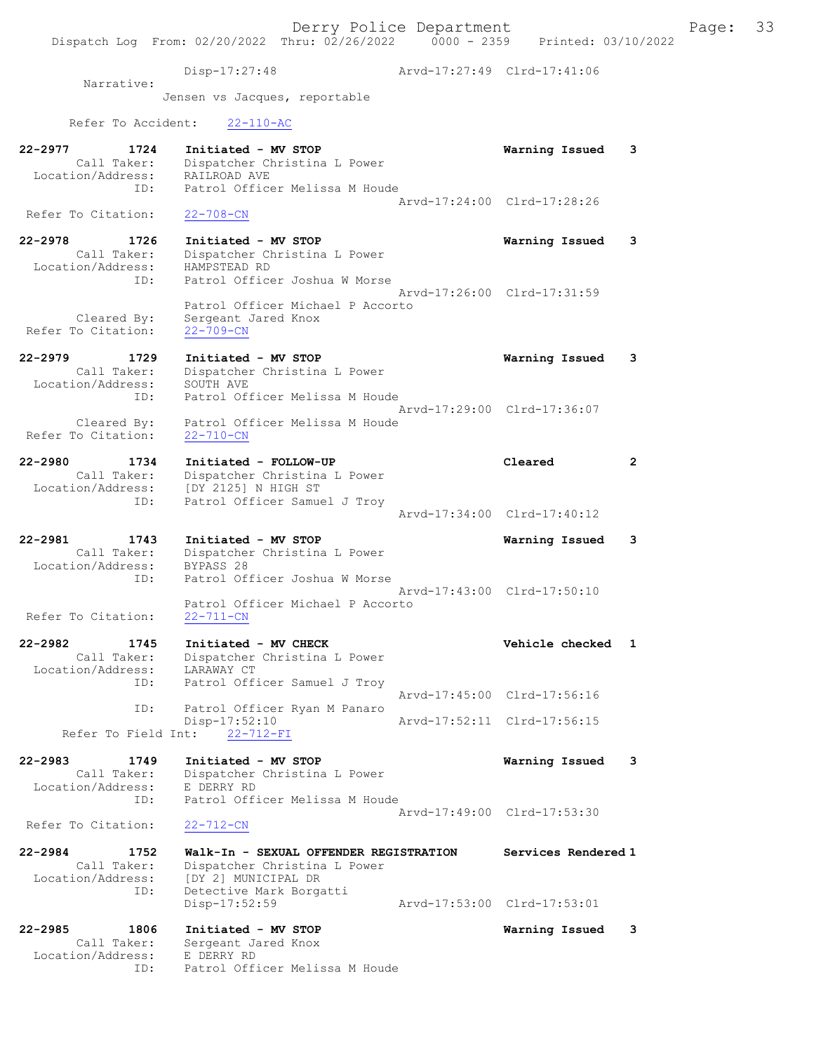```
                Disp-17:27:48               Arvd-17:27:49  Clrd-17:41:06
        Narrative:
                Jensen vs Jacques, reportable

     Refer To Accident:    22-110-AC

22-2977         1724    Initiated - MV STOP                           Warning Issued    3
         Call Taker:    Dispatcher Christina L Power
   Location/Address:    RAILROAD AVE
                ID:     Patrol Officer Melissa M Houde
                                            Arvd-17:24:00  Clrd-17:28:26
  Refer To Citation:    22-708-CN

22-2978         1726    Initiated - MV STOP                           Warning Issued    3
         Call Taker:    Dispatcher Christina L Power
   Location/Address:    HAMPSTEAD RD
                ID:     Patrol Officer Joshua W Morse
                                            Arvd-17:26:00  Clrd-17:31:59
                        Patrol Officer Michael P Accorto
        Cleared By:     Sergeant Jared Knox
  Refer To Citation:    22-709-CN

22-2979         1729    Initiated - MV STOP                           Warning Issued    3
         Call Taker:    Dispatcher Christina L Power
   Location/Address:    SOUTH AVE
                ID:     Patrol Officer Melissa M Houde
                                            Arvd-17:29:00  Clrd-17:36:07
        Cleared By:     Patrol Officer Melissa M Houde
  Refer To Citation:    22-710-CN

22-2980         1734    Initiated - FOLLOW-UP                         Cleared           2
         Call Taker:    Dispatcher Christina L Power
   Location/Address:    [DY 2125] N HIGH ST
                ID:     Patrol Officer Samuel J Troy
                                            Arvd-17:34:00  Clrd-17:40:12

22-2981         1743    Initiated - MV STOP                           Warning Issued    3
         Call Taker:    Dispatcher Christina L Power
   Location/Address:    BYPASS 28
                ID:     Patrol Officer Joshua W Morse
                                            Arvd-17:43:00  Clrd-17:50:10
                        Patrol Officer Michael P Accorto
  Refer To Citation:    22-711-CN

22-2982         1745    Initiated - MV CHECK                          Vehicle checked   1
         Call Taker:    Dispatcher Christina L Power
   Location/Address:    LARAWAY CT
                ID:     Patrol Officer Samuel J Troy
                                            Arvd-17:45:00  Clrd-17:56:16
                ID:     Patrol Officer Ryan M Panaro
                        Disp-17:52:10       Arvd-17:52:11  Clrd-17:56:15
    Refer To Field Int:    22-712-FI

22-2983         1749    Initiated - MV STOP                           Warning Issued    3
         Call Taker:    Dispatcher Christina L Power
   Location/Address:    E DERRY RD
                ID:     Patrol Officer Melissa M Houde
                                            Arvd-17:49:00  Clrd-17:53:30
  Refer To Citation:    22-712-CN

22-2984         1752    Walk-In - SEXUAL OFFENDER REGISTRATION        Services Rendered 1
         Call Taker:    Dispatcher Christina L Power
   Location/Address:    [DY 2] MUNICIPAL DR
                ID:     Detective Mark Borgatti
                        Disp-17:52:59       Arvd-17:53:00  Clrd-17:53:01

22-2985         1806    Initiated - MV STOP                           Warning Issued    3
         Call Taker:    Sergeant Jared Knox
   Location/Address:    E DERRY RD
                ID:     Patrol Officer Melissa M Houde
```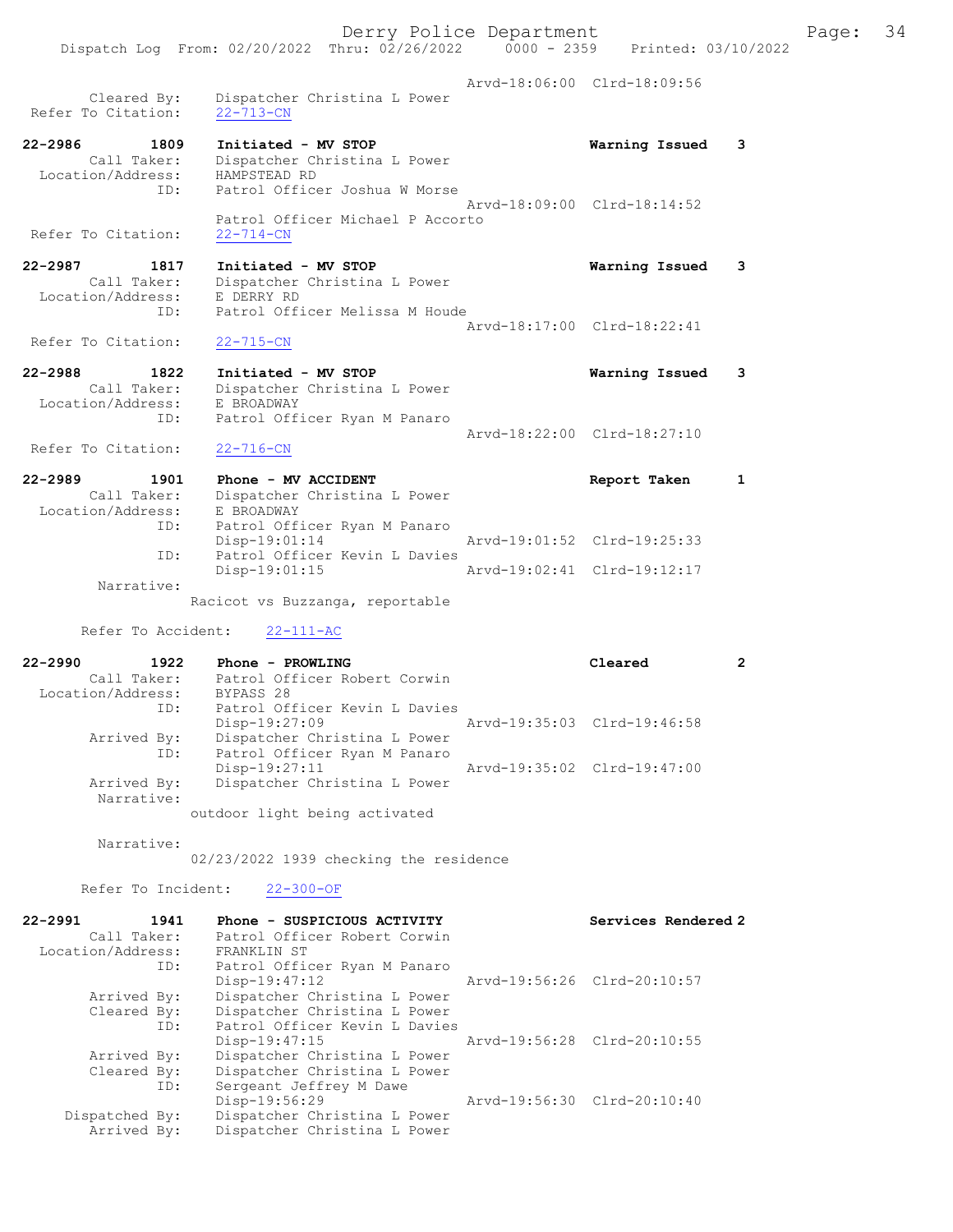```
                                              Arvd-18:06:00  Clrd-18:09:56
        Cleared By:     Dispatcher Christina L Power
   Refer To Citation:   22-713-CN

22-2986         1809    Initiated - MV STOP                     Warning Issued    3
         Call Taker:    Dispatcher Christina L Power
   Location/Address:    HAMPSTEAD RD
                ID:     Patrol Officer Joshua W Morse
                                              Arvd-18:09:00  Clrd-18:14:52
                        Patrol Officer Michael P Accorto
   Refer To Citation:   22-714-CN

22-2987         1817    Initiated - MV STOP                     Warning Issued    3
         Call Taker:    Dispatcher Christina L Power
   Location/Address:    E DERRY RD
                ID:     Patrol Officer Melissa M Houde
                                              Arvd-18:17:00  Clrd-18:22:41
   Refer To Citation:   22-715-CN

22-2988         1822    Initiated - MV STOP                     Warning Issued    3
         Call Taker:    Dispatcher Christina L Power
   Location/Address:    E BROADWAY
                ID:     Patrol Officer Ryan M Panaro
                                              Arvd-18:22:00  Clrd-18:27:10
   Refer To Citation:   22-716-CN

22-2989         1901    Phone - MV ACCIDENT                     Report Taken      1
         Call Taker:    Dispatcher Christina L Power
   Location/Address:    E BROADWAY
                ID:     Patrol Officer Ryan M Panaro
                        Disp-19:01:14         Arvd-19:01:52  Clrd-19:25:33
                ID:     Patrol Officer Kevin L Davies
                        Disp-19:01:15         Arvd-19:02:41  Clrd-19:12:17
          Narrative:
                      Racicot vs Buzzanga, reportable

      Refer To Accident:    22-111-AC

22-2990         1922    Phone - PROWLING                        Cleared           2
         Call Taker:    Patrol Officer Robert Corwin
   Location/Address:    BYPASS 28
                ID:     Patrol Officer Kevin L Davies
                        Disp-19:27:09         Arvd-19:35:03  Clrd-19:46:58
        Arrived By:     Dispatcher Christina L Power
                ID:     Patrol Officer Ryan M Panaro
                        Disp-19:27:11         Arvd-19:35:02  Clrd-19:47:00
        Arrived By:     Dispatcher Christina L Power
          Narrative:
                      outdoor light being activated

          Narrative:
                      02/23/2022 1939 checking the residence

      Refer To Incident:    22-300-OF

22-2991         1941    Phone - SUSPICIOUS ACTIVITY             Services Rendered 2
         Call Taker:    Patrol Officer Robert Corwin
   Location/Address:    FRANKLIN ST
                ID:     Patrol Officer Ryan M Panaro
                        Disp-19:47:12         Arvd-19:56:26  Clrd-20:10:57
        Arrived By:     Dispatcher Christina L Power
        Cleared By:     Dispatcher Christina L Power
                ID:     Patrol Officer Kevin L Davies
                        Disp-19:47:15         Arvd-19:56:28  Clrd-20:10:55
        Arrived By:     Dispatcher Christina L Power
        Cleared By:     Dispatcher Christina L Power
                ID:     Sergeant Jeffrey M Dawe
                        Disp-19:56:29         Arvd-19:56:30  Clrd-20:10:40
     Dispatched By:     Dispatcher Christina L Power
        Arrived By:     Dispatcher Christina L Power
```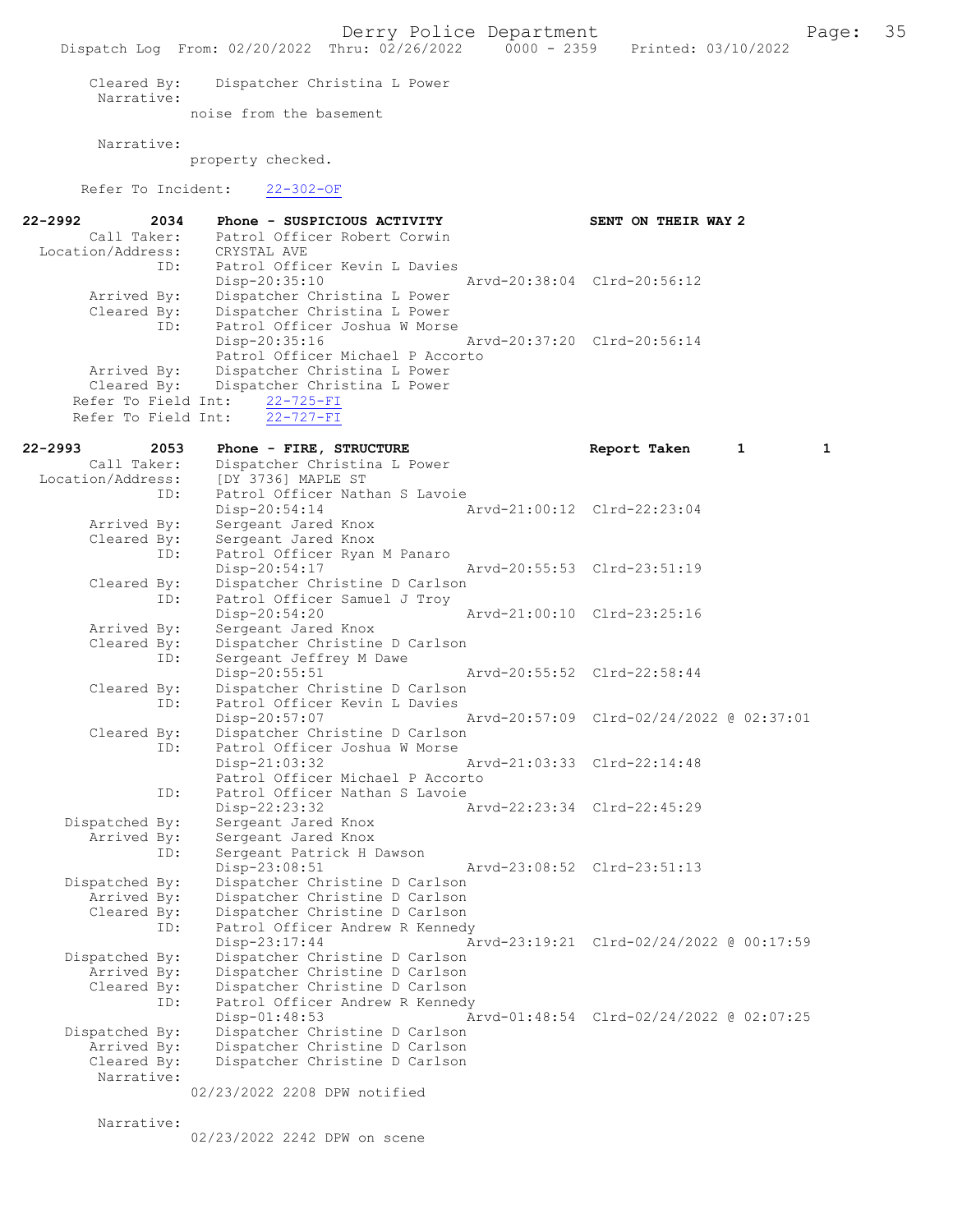Cleared By: Dispatcher Christina L Power
Narrative:
noise from the basement

Narrative:
property checked.

Refer To Incident: 22-302-OF

**22-2992 2034 Phone - SUSPICIOUS ACTIVITY SENT ON THEIR WAY 2**

Call Taker: Patrol Officer Robert Corwin
Location/Address: CRYSTAL AVE
ID: Patrol Officer Kevin L Davies
Disp-20:35:10 Arvd-20:38:04 Clrd-20:56:12
Arrived By: Dispatcher Christina L Power
Cleared By: Dispatcher Christina L Power
ID: Patrol Officer Joshua W Morse
Disp-20:35:16 Arvd-20:37:20 Clrd-20:56:14
Patrol Officer Michael P Accorto
Arrived By: Dispatcher Christina L Power
Cleared By: Dispatcher Christina L Power
Refer To Field Int: 22-725-FI
Refer To Field Int: 22-727-FI

**22-2993 2053 Phone - FIRE, STRUCTURE Report Taken 1 1**

Call Taker: Dispatcher Christina L Power
Location/Address: [DY 3736] MAPLE ST
ID: Patrol Officer Nathan S Lavoie
Disp-20:54:14 Arvd-21:00:12 Clrd-22:23:04
Arrived By: Sergeant Jared Knox
Cleared By: Sergeant Jared Knox
ID: Patrol Officer Ryan M Panaro
Disp-20:54:17 Arvd-20:55:53 Clrd-23:51:19
Cleared By: Dispatcher Christine D Carlson
ID: Patrol Officer Samuel J Troy
Disp-20:54:20 Arvd-21:00:10 Clrd-23:25:16
Arrived By: Sergeant Jared Knox
Cleared By: Dispatcher Christine D Carlson
ID: Sergeant Jeffrey M Dawe
Disp-20:55:51 Arvd-20:55:52 Clrd-22:58:44
Cleared By: Dispatcher Christine D Carlson
ID: Patrol Officer Kevin L Davies
Disp-20:57:07 Arvd-20:57:09 Clrd-02/24/2022 @ 02:37:01
Cleared By: Dispatcher Christine D Carlson
ID: Patrol Officer Joshua W Morse
Disp-21:03:32 Arvd-21:03:33 Clrd-22:14:48
Patrol Officer Michael P Accorto
ID: Patrol Officer Nathan S Lavoie
Disp-22:23:32 Arvd-22:23:34 Clrd-22:45:29
Dispatched By: Sergeant Jared Knox
Arrived By: Sergeant Jared Knox
ID: Sergeant Patrick H Dawson
Disp-23:08:51 Arvd-23:08:52 Clrd-23:51:13
Dispatched By: Dispatcher Christine D Carlson
Arrived By: Dispatcher Christine D Carlson
Cleared By: Dispatcher Christine D Carlson
ID: Patrol Officer Andrew R Kennedy
Disp-23:17:44 Arvd-23:19:21 Clrd-02/24/2022 @ 00:17:59
Dispatched By: Dispatcher Christine D Carlson
Arrived By: Dispatcher Christine D Carlson
Cleared By: Dispatcher Christine D Carlson
ID: Patrol Officer Andrew R Kennedy
Disp-01:48:53 Arvd-01:48:54 Clrd-02/24/2022 @ 02:07:25
Dispatched By: Dispatcher Christine D Carlson
Arrived By: Dispatcher Christine D Carlson
Cleared By: Dispatcher Christine D Carlson
Narrative:
02/23/2022 2208 DPW notified

Narrative:
02/23/2022 2242 DPW on scene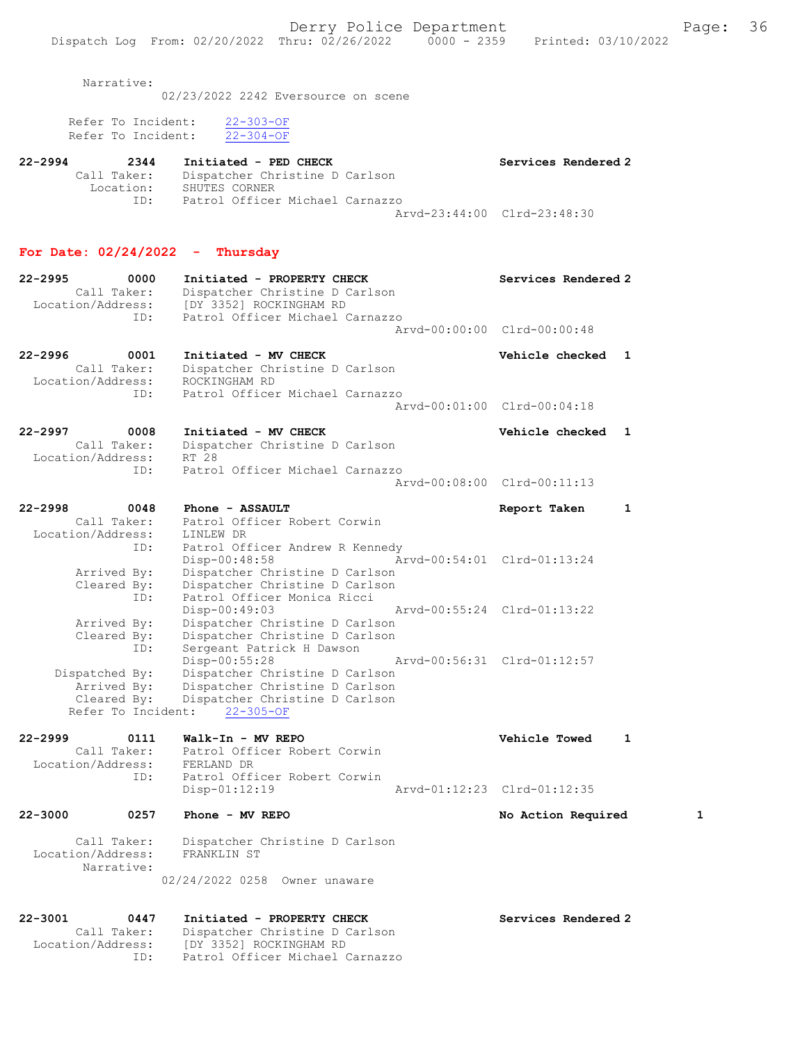Narrative:
02/23/2022 2242 Eversource on scene

Refer To Incident: 22-303-OF
Refer To Incident: 22-304-OF

22-2994 2344 Initiated - PED CHECK Services Rendered 2
Call Taker: Dispatcher Christine D Carlson
Location: SHUTES CORNER
ID: Patrol Officer Michael Carnazzo
Arvd-23:44:00 Clrd-23:48:30

## For Date: 02/24/2022 - Thursday

22-2995 0000 Initiated - PROPERTY CHECK Services Rendered 2
Call Taker: Dispatcher Christine D Carlson
Location/Address: [DY 3352] ROCKINGHAM RD
ID: Patrol Officer Michael Carnazzo
Arvd-00:00:00 Clrd-00:00:48

22-2996 0001 Initiated - MV CHECK Vehicle checked 1
Call Taker: Dispatcher Christine D Carlson
Location/Address: ROCKINGHAM RD
ID: Patrol Officer Michael Carnazzo
Arvd-00:01:00 Clrd-00:04:18

22-2997 0008 Initiated - MV CHECK Vehicle checked 1
Call Taker: Dispatcher Christine D Carlson
Location/Address: RT 28
ID: Patrol Officer Michael Carnazzo
Arvd-00:08:00 Clrd-00:11:13

22-2998 0048 Phone - ASSAULT Report Taken 1
Call Taker: Patrol Officer Robert Corwin
Location/Address: LINLEW DR
ID: Patrol Officer Andrew R Kennedy
Disp-00:48:58 Arvd-00:54:01 Clrd-01:13:24
Arrived By: Dispatcher Christine D Carlson
Cleared By: Dispatcher Christine D Carlson
ID: Patrol Officer Monica Ricci
Disp-00:49:03 Arvd-00:55:24 Clrd-01:13:22
Arrived By: Dispatcher Christine D Carlson
Cleared By: Dispatcher Christine D Carlson
ID: Sergeant Patrick H Dawson
Disp-00:55:28 Arvd-00:56:31 Clrd-01:12:57
Dispatched By: Dispatcher Christine D Carlson
Arrived By: Dispatcher Christine D Carlson
Cleared By: Dispatcher Christine D Carlson
Refer To Incident: 22-305-OF

22-2999 0111 Walk-In - MV REPO Vehicle Towed 1
Call Taker: Patrol Officer Robert Corwin
Location/Address: FERLAND DR
ID: Patrol Officer Robert Corwin
Disp-01:12:19 Arvd-01:12:23 Clrd-01:12:35

22-3000 0257 Phone - MV REPO No Action Required 1
Call Taker: Dispatcher Christine D Carlson
Location/Address: FRANKLIN ST
Narrative:
02/24/2022 0258 Owner unaware

22-3001 0447 Initiated - PROPERTY CHECK Services Rendered 2
Call Taker: Dispatcher Christine D Carlson
Location/Address: [DY 3352] ROCKINGHAM RD
ID: Patrol Officer Michael Carnazzo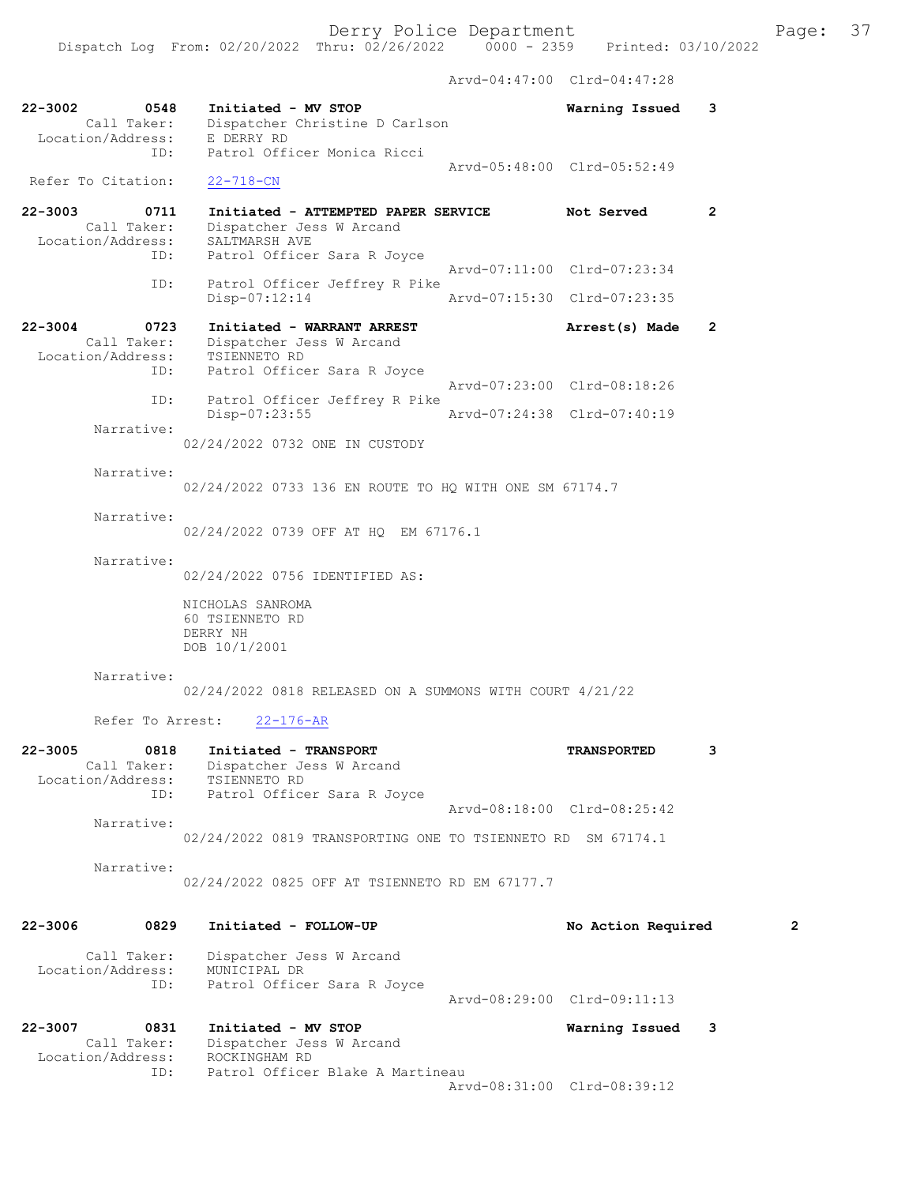Arvd-04:47:00 Clrd-04:47:28

```
22-3002        0548    Initiated - MV STOP                    Warning Issued    3
        Call Taker:    Dispatcher Christine D Carlson
  Location/Address:    E DERRY RD
                ID:    Patrol Officer Monica Ricci
                                                  Arvd-05:48:00  Clrd-05:52:49
 Refer To Citation:    22-718-CN

22-3003        0711    Initiated - ATTEMPTED PAPER SERVICE    Not Served        2
        Call Taker:    Dispatcher Jess W Arcand
  Location/Address:    SALTMARSH AVE
                ID:    Patrol Officer Sara R Joyce
                                                  Arvd-07:11:00  Clrd-07:23:34
                ID:    Patrol Officer Jeffrey R Pike
                       Disp-07:12:14              Arvd-07:15:30  Clrd-07:23:35

22-3004        0723    Initiated - WARRANT ARREST             Arrest(s) Made    2
        Call Taker:    Dispatcher Jess W Arcand
  Location/Address:    TSIENNETO RD
                ID:    Patrol Officer Sara R Joyce
                                                  Arvd-07:23:00  Clrd-08:18:26
                ID:    Patrol Officer Jeffrey R Pike
                       Disp-07:23:55              Arvd-07:24:38  Clrd-07:40:19
         Narrative:
                     02/24/2022 0732 ONE IN CUSTODY

         Narrative:
                     02/24/2022 0733 136 EN ROUTE TO HQ WITH ONE SM 67174.7

         Narrative:
                     02/24/2022 0739 OFF AT HQ  EM 67176.1

         Narrative:
                     02/24/2022 0756 IDENTIFIED AS:

                     NICHOLAS SANROMA
                     60 TSIENNETO RD
                     DERRY NH
                     DOB 10/1/2001

         Narrative:
                     02/24/2022 0818 RELEASED ON A SUMMONS WITH COURT 4/21/22

         Refer To Arrest:    22-176-AR

22-3005        0818    Initiated - TRANSPORT                  TRANSPORTED       3
        Call Taker:    Dispatcher Jess W Arcand
  Location/Address:    TSIENNETO RD
                ID:    Patrol Officer Sara R Joyce
                                                  Arvd-08:18:00  Clrd-08:25:42
         Narrative:
                     02/24/2022 0819 TRANSPORTING ONE TO TSIENNETO RD  SM 67174.1

         Narrative:
                     02/24/2022 0825 OFF AT TSIENNETO RD EM 67177.7

22-3006        0829    Initiated - FOLLOW-UP                  No Action Required        2

        Call Taker:    Dispatcher Jess W Arcand
  Location/Address:    MUNICIPAL DR
                ID:    Patrol Officer Sara R Joyce
                                                  Arvd-08:29:00  Clrd-09:11:13

22-3007        0831    Initiated - MV STOP                    Warning Issued    3
        Call Taker:    Dispatcher Jess W Arcand
  Location/Address:    ROCKINGHAM RD
                ID:    Patrol Officer Blake A Martineau
                                                  Arvd-08:31:00  Clrd-08:39:12
```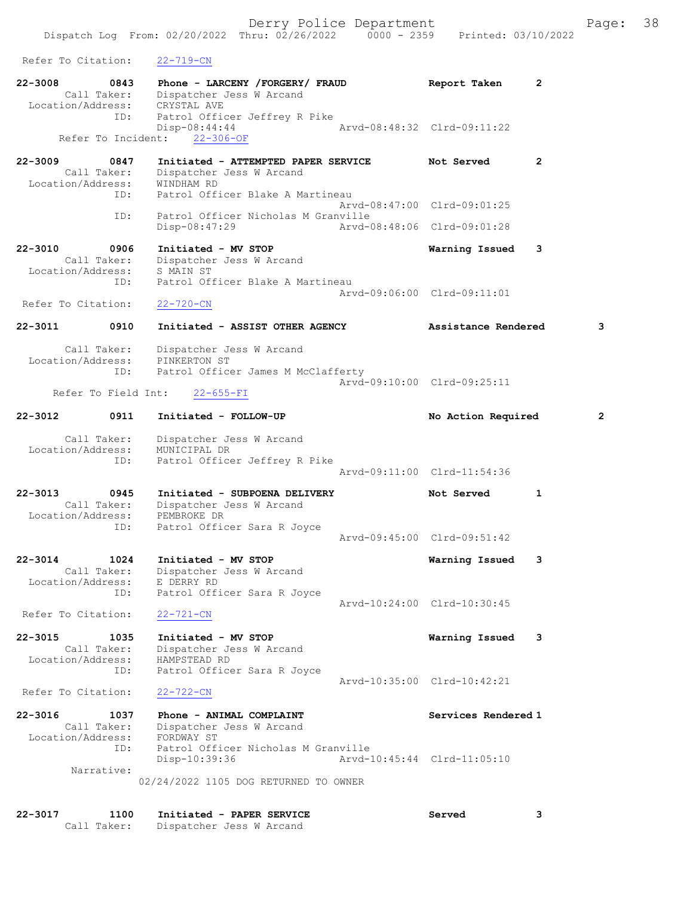Refer To Citation: 22-719-CN

```
22-3008        0843    Phone - LARCENY /FORGERY/ FRAUD             Report Taken      2
        Call Taker:    Dispatcher Jess W Arcand
   Location/Address:   CRYSTAL AVE
                ID:    Patrol Officer Jeffrey R Pike
                       Disp-08:44:44                  Arvd-08:48:32  Clrd-09:11:22
      Refer To Incident:    22-306-OF

22-3009        0847    Initiated - ATTEMPTED PAPER SERVICE          Not Served        2
        Call Taker:    Dispatcher Jess W Arcand
   Location/Address:   WINDHAM RD
                ID:    Patrol Officer Blake A Martineau
                                                      Arvd-08:47:00  Clrd-09:01:25
                ID:    Patrol Officer Nicholas M Granville
                       Disp-08:47:29                  Arvd-08:48:06  Clrd-09:01:28

22-3010        0906    Initiated - MV STOP                          Warning Issued    3
        Call Taker:    Dispatcher Jess W Arcand
   Location/Address:   S MAIN ST
                ID:    Patrol Officer Blake A Martineau
                                                      Arvd-09:06:00  Clrd-09:11:01
 Refer To Citation:    22-720-CN

22-3011        0910    Initiated - ASSIST OTHER AGENCY              Assistance Rendered       3

        Call Taker:    Dispatcher Jess W Arcand
   Location/Address:   PINKERTON ST
                ID:    Patrol Officer James M McClafferty
                                                      Arvd-09:10:00  Clrd-09:25:11
     Refer To Field Int:    22-655-FI

22-3012        0911    Initiated - FOLLOW-UP                        No Action Required        2

        Call Taker:    Dispatcher Jess W Arcand
   Location/Address:   MUNICIPAL DR
                ID:    Patrol Officer Jeffrey R Pike
                                                      Arvd-09:11:00  Clrd-11:54:36

22-3013        0945    Initiated - SUBPOENA DELIVERY                Not Served        1
        Call Taker:    Dispatcher Jess W Arcand
   Location/Address:   PEMBROKE DR
                ID:    Patrol Officer Sara R Joyce
                                                      Arvd-09:45:00  Clrd-09:51:42

22-3014        1024    Initiated - MV STOP                          Warning Issued    3
        Call Taker:    Dispatcher Jess W Arcand
   Location/Address:   E DERRY RD
                ID:    Patrol Officer Sara R Joyce
                                                      Arvd-10:24:00  Clrd-10:30:45
 Refer To Citation:    22-721-CN

22-3015        1035    Initiated - MV STOP                          Warning Issued    3
        Call Taker:    Dispatcher Jess W Arcand
   Location/Address:   HAMPSTEAD RD
                ID:    Patrol Officer Sara R Joyce
                                                      Arvd-10:35:00  Clrd-10:42:21
 Refer To Citation:    22-722-CN

22-3016        1037    Phone - ANIMAL COMPLAINT                     Services Rendered 1
        Call Taker:    Dispatcher Jess W Arcand
   Location/Address:   FORDWAY ST
                ID:    Patrol Officer Nicholas M Granville
                       Disp-10:39:36                  Arvd-10:45:44  Clrd-11:05:10
         Narrative:
                     02/24/2022 1105 DOG RETURNED TO OWNER


22-3017        1100    Initiated - PAPER SERVICE                    Served            3
        Call Taker:    Dispatcher Jess W Arcand
```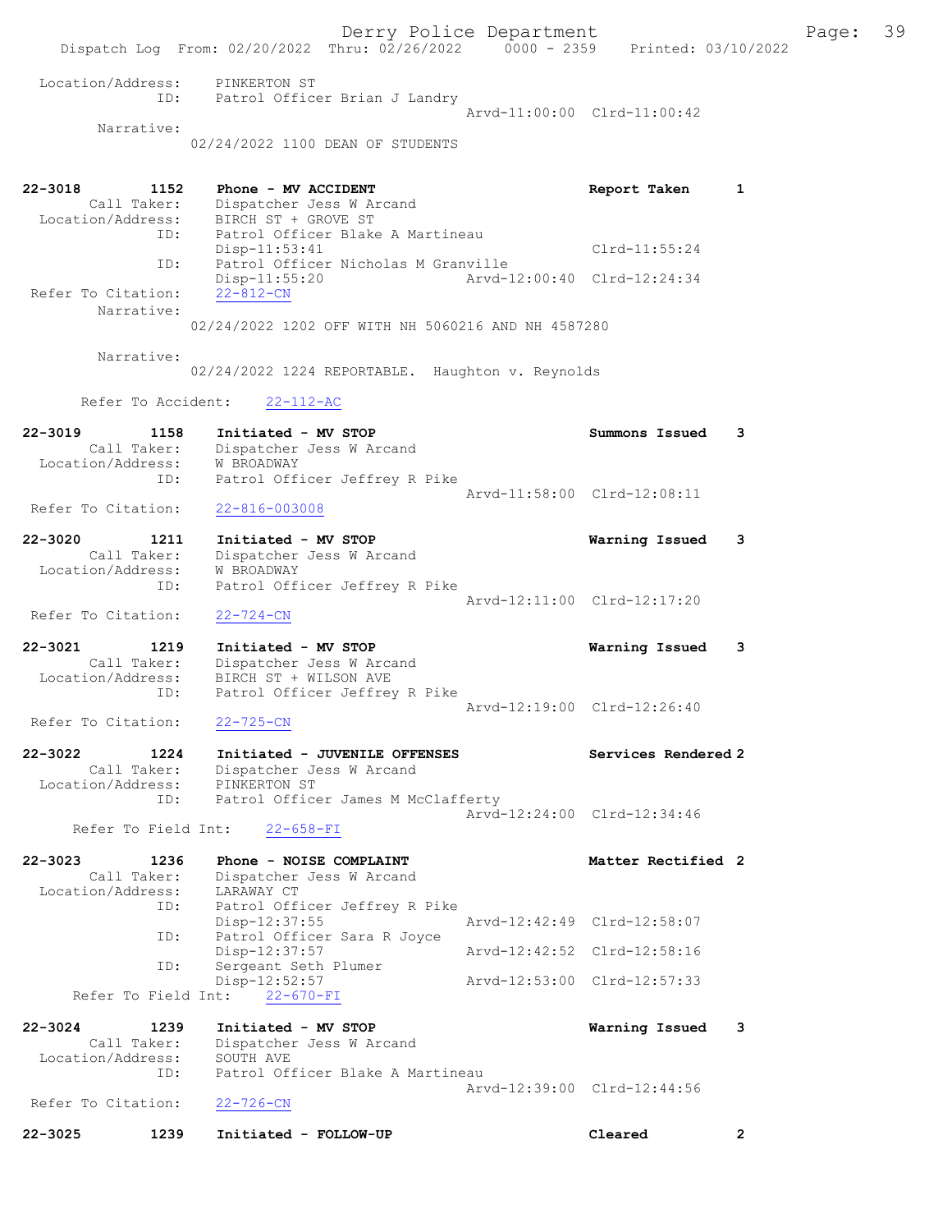```
        Location/Address:    PINKERTON ST
                     ID:    Patrol Officer Brian J Landry
                                                      Arvd-11:00:00  Clrd-11:00:42
              Narrative:
                          02/24/2022 1100 DEAN OF STUDENTS


22-3018          1152    Phone - MV ACCIDENT                          Report Taken      1
             Call Taker:    Dispatcher Jess W Arcand
        Location/Address:    BIRCH ST + GROVE ST
                     ID:    Patrol Officer Blake A Martineau
                            Disp-11:53:41                              Clrd-11:55:24
                     ID:    Patrol Officer Nicholas M Granville
                            Disp-11:55:20              Arvd-12:00:40  Clrd-12:24:34
      Refer To Citation:    22-812-CN
              Narrative:
                          02/24/2022 1202 OFF WITH NH 5060216 AND NH 4587280

              Narrative:
                          02/24/2022 1224 REPORTABLE.  Haughton v. Reynolds

          Refer To Accident:    22-112-AC

22-3019          1158    Initiated - MV STOP                          Summons Issued    3
             Call Taker:    Dispatcher Jess W Arcand
        Location/Address:    W BROADWAY
                     ID:    Patrol Officer Jeffrey R Pike
                                                      Arvd-11:58:00  Clrd-12:08:11
      Refer To Citation:    22-816-003008

22-3020          1211    Initiated - MV STOP                          Warning Issued    3
             Call Taker:    Dispatcher Jess W Arcand
        Location/Address:    W BROADWAY
                     ID:    Patrol Officer Jeffrey R Pike
                                                      Arvd-12:11:00  Clrd-12:17:20
      Refer To Citation:    22-724-CN

22-3021          1219    Initiated - MV STOP                          Warning Issued    3
             Call Taker:    Dispatcher Jess W Arcand
        Location/Address:    BIRCH ST + WILSON AVE
                     ID:    Patrol Officer Jeffrey R Pike
                                                      Arvd-12:19:00  Clrd-12:26:40
      Refer To Citation:    22-725-CN

22-3022          1224    Initiated - JUVENILE OFFENSES                Services Rendered 2
             Call Taker:    Dispatcher Jess W Arcand
        Location/Address:    PINKERTON ST
                     ID:    Patrol Officer James M McClafferty
                                                      Arvd-12:24:00  Clrd-12:34:46
          Refer To Field Int:    22-658-FI

22-3023          1236    Phone - NOISE COMPLAINT                      Matter Rectified 2
             Call Taker:    Dispatcher Jess W Arcand
        Location/Address:    LARAWAY CT
                     ID:    Patrol Officer Jeffrey R Pike
                            Disp-12:37:55              Arvd-12:42:49  Clrd-12:58:07
                     ID:    Patrol Officer Sara R Joyce
                            Disp-12:37:57              Arvd-12:42:52  Clrd-12:58:16
                     ID:    Sergeant Seth Plumer
                            Disp-12:52:57              Arvd-12:53:00  Clrd-12:57:33
          Refer To Field Int:    22-670-FI

22-3024          1239    Initiated - MV STOP                          Warning Issued    3
             Call Taker:    Dispatcher Jess W Arcand
        Location/Address:    SOUTH AVE
                     ID:    Patrol Officer Blake A Martineau
                                                      Arvd-12:39:00  Clrd-12:44:56
      Refer To Citation:    22-726-CN

22-3025          1239    Initiated - FOLLOW-UP                        Cleared           2
```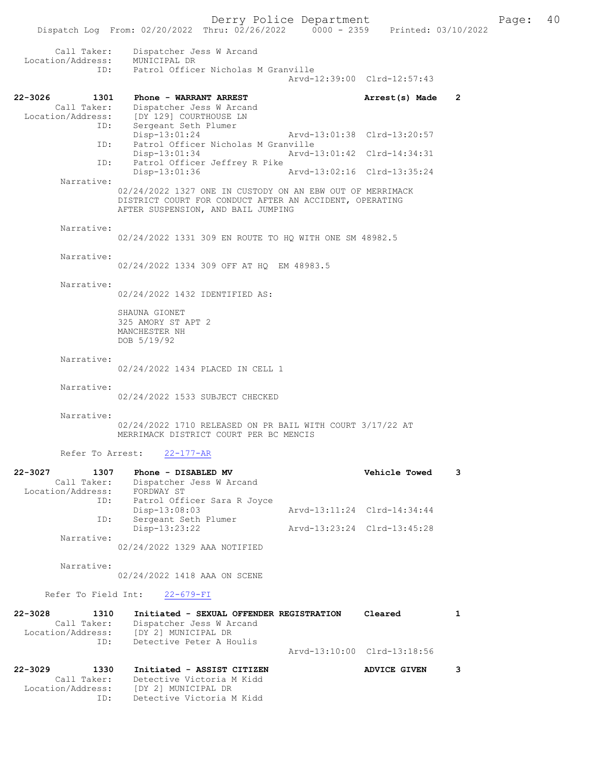Call Taker: Dispatcher Jess W Arcand
Location/Address: MUNICIPAL DR
ID: Patrol Officer Nicholas M Granville
Arvd-12:39:00 Clrd-12:57:43

**22-3026 1301 Phone - WARRANT ARREST** — **Arrest(s) Made 2**

Call Taker: Dispatcher Jess W Arcand
Location/Address: [DY 129] COURTHOUSE LN
ID: Sergeant Seth Plumer
Disp-13:01:24 Arvd-13:01:38 Clrd-13:20:57
ID: Patrol Officer Nicholas M Granville
Disp-13:01:34 Arvd-13:01:42 Clrd-14:34:31
ID: Patrol Officer Jeffrey R Pike
Disp-13:01:36 Arvd-13:02:16 Clrd-13:35:24

Narrative:
02/24/2022 1327 ONE IN CUSTODY ON AN EBW OUT OF MERRIMACK DISTRICT COURT FOR CONDUCT AFTER AN ACCIDENT, OPERATING AFTER SUSPENSION, AND BAIL JUMPING

Narrative:
02/24/2022 1331 309 EN ROUTE TO HQ WITH ONE SM 48982.5

Narrative:
02/24/2022 1334 309 OFF AT HQ EM 48983.5

Narrative:
02/24/2022 1432 IDENTIFIED AS:

SHAUNA GIONET
325 AMORY ST APT 2
MANCHESTER NH
DOB 5/19/92

Narrative:
02/24/2022 1434 PLACED IN CELL 1

Narrative:
02/24/2022 1533 SUBJECT CHECKED

Narrative:
02/24/2022 1710 RELEASED ON PR BAIL WITH COURT 3/17/22 AT MERRIMACK DISTRICT COURT PER BC MENCIS

Refer To Arrest: 22-177-AR

**22-3027 1307 Phone - DISABLED MV** — **Vehicle Towed 3**

Call Taker: Dispatcher Jess W Arcand
Location/Address: FORDWAY ST
ID: Patrol Officer Sara R Joyce
Disp-13:08:03 Arvd-13:11:24 Clrd-14:34:44
ID: Sergeant Seth Plumer
Disp-13:23:22 Arvd-13:23:24 Clrd-13:45:28

Narrative:
02/24/2022 1329 AAA NOTIFIED

Narrative:
02/24/2022 1418 AAA ON SCENE

Refer To Field Int: 22-679-FI

**22-3028 1310 Initiated - SEXUAL OFFENDER REGISTRATION** — **Cleared 1**

Call Taker: Dispatcher Jess W Arcand
Location/Address: [DY 2] MUNICIPAL DR
ID: Detective Peter A Houlis
Arvd-13:10:00 Clrd-13:18:56

**22-3029 1330 Initiated - ASSIST CITIZEN** — **ADVICE GIVEN 3**

Call Taker: Detective Victoria M Kidd
Location/Address: [DY 2] MUNICIPAL DR
ID: Detective Victoria M Kidd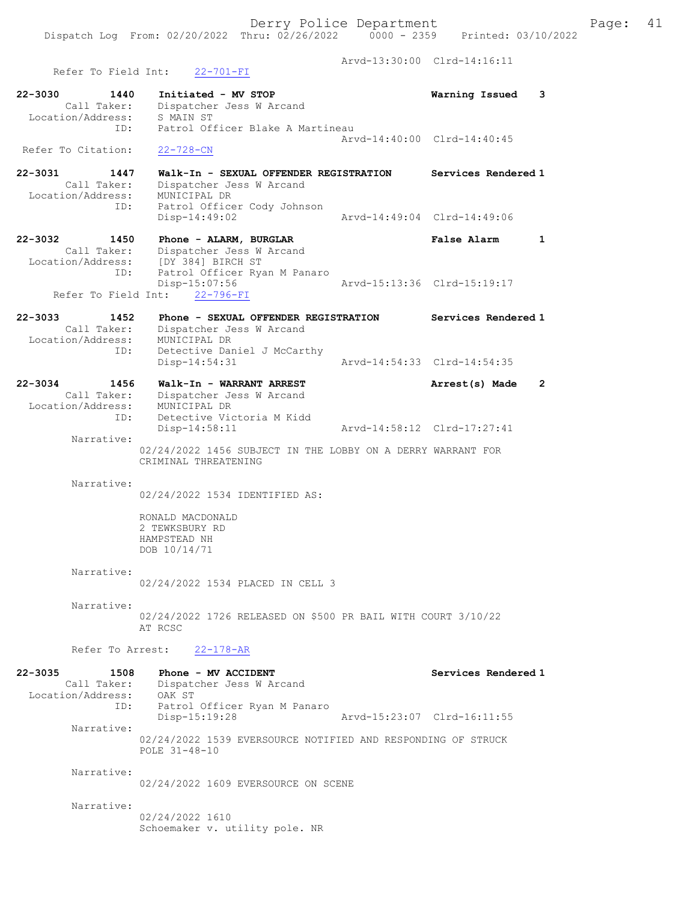Arvd-13:30:00 Clrd-14:16:11
Refer To Field Int: 22-701-FI

**22-3030 1440 Initiated - MV STOP** — Warning Issued 3
Call Taker: Dispatcher Jess W Arcand
Location/Address: S MAIN ST
ID: Patrol Officer Blake A Martineau
Arvd-14:40:00 Clrd-14:40:45
Refer To Citation: 22-728-CN

**22-3031 1447 Walk-In - SEXUAL OFFENDER REGISTRATION** — Services Rendered 1
Call Taker: Dispatcher Jess W Arcand
Location/Address: MUNICIPAL DR
ID: Patrol Officer Cody Johnson
Disp-14:49:02 Arvd-14:49:04 Clrd-14:49:06

**22-3032 1450 Phone - ALARM, BURGLAR** — False Alarm 1
Call Taker: Dispatcher Jess W Arcand
Location/Address: [DY 384] BIRCH ST
ID: Patrol Officer Ryan M Panaro
Disp-15:07:56 Arvd-15:13:36 Clrd-15:19:17
Refer To Field Int: 22-796-FI

**22-3033 1452 Phone - SEXUAL OFFENDER REGISTRATION** — Services Rendered 1
Call Taker: Dispatcher Jess W Arcand
Location/Address: MUNICIPAL DR
ID: Detective Daniel J McCarthy
Disp-14:54:31 Arvd-14:54:33 Clrd-14:54:35

**22-3034 1456 Walk-In - WARRANT ARREST** — Arrest(s) Made 2
Call Taker: Dispatcher Jess W Arcand
Location/Address: MUNICIPAL DR
ID: Detective Victoria M Kidd
Disp-14:58:11 Arvd-14:58:12 Clrd-17:27:41

Narrative:
02/24/2022 1456 SUBJECT IN THE LOBBY ON A DERRY WARRANT FOR CRIMINAL THREATENING

Narrative:
02/24/2022 1534 IDENTIFIED AS:

RONALD MACDONALD
2 TEWKSBURY RD
HAMPSTEAD NH
DOB 10/14/71

Narrative:
02/24/2022 1534 PLACED IN CELL 3

Narrative:
02/24/2022 1726 RELEASED ON $500 PR BAIL WITH COURT 3/10/22 AT RCSC

Refer To Arrest: 22-178-AR

**22-3035 1508 Phone - MV ACCIDENT** — Services Rendered 1
Call Taker: Dispatcher Jess W Arcand
Location/Address: OAK ST
ID: Patrol Officer Ryan M Panaro
Disp-15:19:28 Arvd-15:23:07 Clrd-16:11:55

Narrative:
02/24/2022 1539 EVERSOURCE NOTIFIED AND RESPONDING OF STRUCK POLE 31-48-10

Narrative:
02/24/2022 1609 EVERSOURCE ON SCENE

Narrative:
02/24/2022 1610
Schoemaker v. utility pole. NR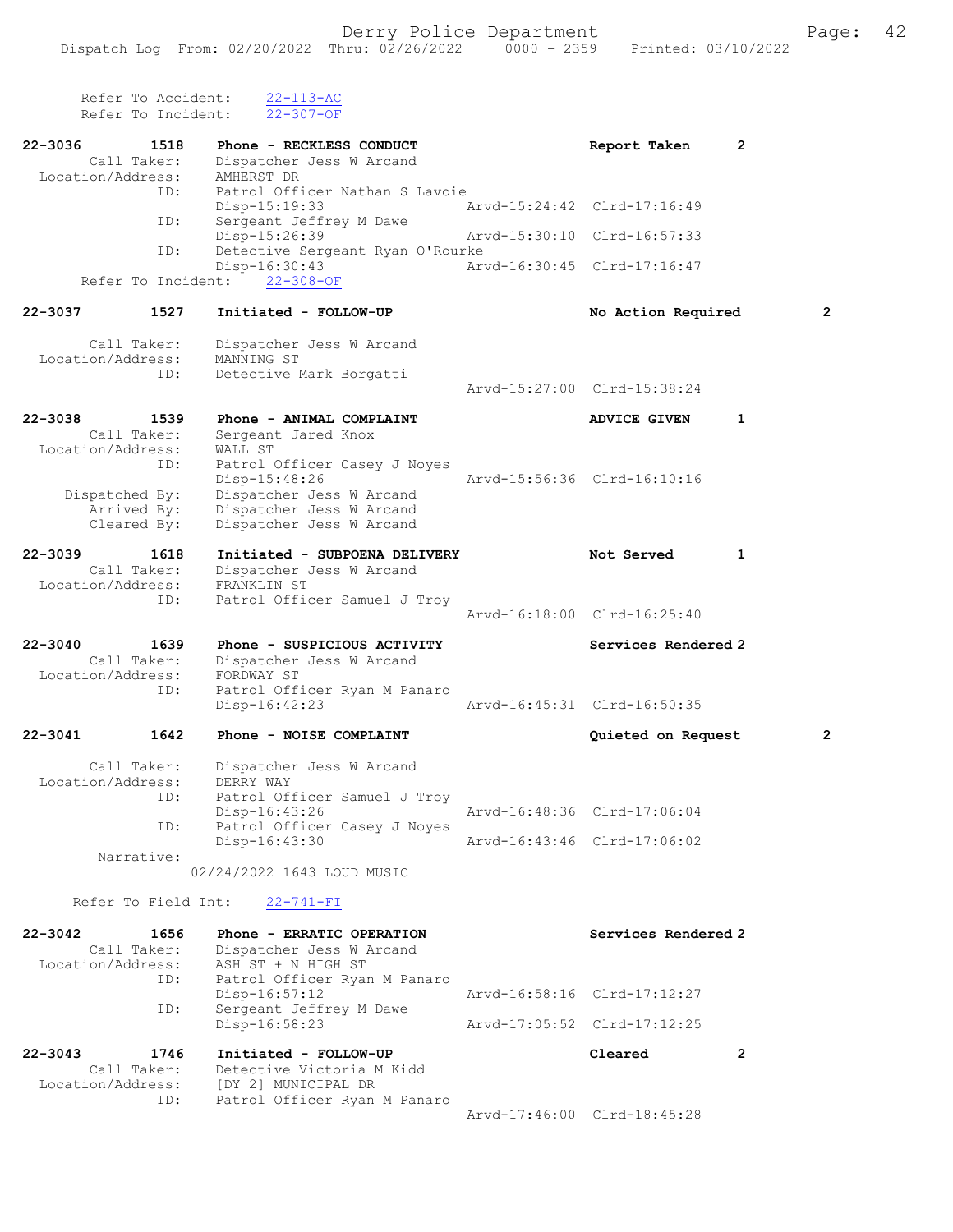Refer To Accident: 22-113-AC
Refer To Incident: 22-307-OF

```
22-3036        1518    Phone - RECKLESS CONDUCT                    Report Taken       2
       Call Taker:     Dispatcher Jess W Arcand
  Location/Address:    AMHERST DR
               ID:     Patrol Officer Nathan S Lavoie
                       Disp-15:19:33              Arvd-15:24:42  Clrd-17:16:49
               ID:     Sergeant Jeffrey M Dawe
                       Disp-15:26:39              Arvd-15:30:10  Clrd-16:57:33
               ID:     Detective Sergeant Ryan O'Rourke
                       Disp-16:30:43              Arvd-16:30:45  Clrd-17:16:47
     Refer To Incident:    22-308-OF

22-3037        1527    Initiated - FOLLOW-UP                       No Action Required         2

       Call Taker:     Dispatcher Jess W Arcand
  Location/Address:    MANNING ST
               ID:     Detective Mark Borgatti
                                                  Arvd-15:27:00  Clrd-15:38:24

22-3038        1539    Phone - ANIMAL COMPLAINT                    ADVICE GIVEN       1
       Call Taker:     Sergeant Jared Knox
  Location/Address:    WALL ST
               ID:     Patrol Officer Casey J Noyes
                       Disp-15:48:26              Arvd-15:56:36  Clrd-16:10:16
    Dispatched By:     Dispatcher Jess W Arcand
       Arrived By:     Dispatcher Jess W Arcand
       Cleared By:     Dispatcher Jess W Arcand

22-3039        1618    Initiated - SUBPOENA DELIVERY               Not Served         1
       Call Taker:     Dispatcher Jess W Arcand
  Location/Address:    FRANKLIN ST
               ID:     Patrol Officer Samuel J Troy
                                                  Arvd-16:18:00  Clrd-16:25:40

22-3040        1639    Phone - SUSPICIOUS ACTIVITY                 Services Rendered 2
       Call Taker:     Dispatcher Jess W Arcand
  Location/Address:    FORDWAY ST
               ID:     Patrol Officer Ryan M Panaro
                       Disp-16:42:23              Arvd-16:45:31  Clrd-16:50:35

22-3041        1642    Phone - NOISE COMPLAINT                     Quieted on Request         2

       Call Taker:     Dispatcher Jess W Arcand
  Location/Address:    DERRY WAY
               ID:     Patrol Officer Samuel J Troy
                       Disp-16:43:26              Arvd-16:48:36  Clrd-17:06:04
               ID:     Patrol Officer Casey J Noyes
                       Disp-16:43:30              Arvd-16:43:46  Clrd-17:06:02
        Narrative:
                    02/24/2022 1643 LOUD MUSIC

     Refer To Field Int:    22-741-FI

22-3042        1656    Phone - ERRATIC OPERATION                   Services Rendered 2
       Call Taker:     Dispatcher Jess W Arcand
  Location/Address:    ASH ST + N HIGH ST
               ID:     Patrol Officer Ryan M Panaro
                       Disp-16:57:12              Arvd-16:58:16  Clrd-17:12:27
               ID:     Sergeant Jeffrey M Dawe
                       Disp-16:58:23              Arvd-17:05:52  Clrd-17:12:25

22-3043        1746    Initiated - FOLLOW-UP                       Cleared            2
       Call Taker:     Detective Victoria M Kidd
  Location/Address:    [DY 2] MUNICIPAL DR
               ID:     Patrol Officer Ryan M Panaro
                                                  Arvd-17:46:00  Clrd-18:45:28
```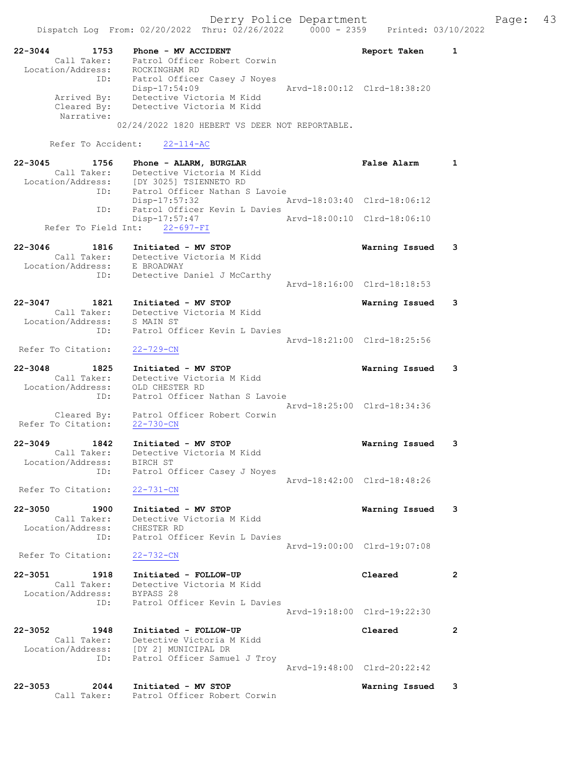22-3044 1753 Phone - MV ACCIDENT Report Taken 1
Call Taker: Patrol Officer Robert Corwin
Location/Address: ROCKINGHAM RD
ID: Patrol Officer Casey J Noyes
Disp-17:54:09 Arvd-18:00:12 Clrd-18:38:20
Arrived By: Detective Victoria M Kidd
Cleared By: Detective Victoria M Kidd
Narrative:
02/24/2022 1820 HEBERT VS DEER NOT REPORTABLE.

Refer To Accident: 22-114-AC

22-3045 1756 Phone - ALARM, BURGLAR False Alarm 1
Call Taker: Detective Victoria M Kidd
Location/Address: [DY 3025] TSIENNETO RD
ID: Patrol Officer Nathan S Lavoie
Disp-17:57:32 Arvd-18:03:40 Clrd-18:06:12
ID: Patrol Officer Kevin L Davies
Disp-17:57:47 Arvd-18:00:10 Clrd-18:06:10
Refer To Field Int: 22-697-FI

22-3046 1816 Initiated - MV STOP Warning Issued 3
Call Taker: Detective Victoria M Kidd
Location/Address: E BROADWAY
ID: Detective Daniel J McCarthy
Arvd-18:16:00 Clrd-18:18:53

22-3047 1821 Initiated - MV STOP Warning Issued 3
Call Taker: Detective Victoria M Kidd
Location/Address: S MAIN ST
ID: Patrol Officer Kevin L Davies
Arvd-18:21:00 Clrd-18:25:56
Refer To Citation: 22-729-CN

22-3048 1825 Initiated - MV STOP Warning Issued 3
Call Taker: Detective Victoria M Kidd
Location/Address: OLD CHESTER RD
ID: Patrol Officer Nathan S Lavoie
Arvd-18:25:00 Clrd-18:34:36
Cleared By: Patrol Officer Robert Corwin
Refer To Citation: 22-730-CN

22-3049 1842 Initiated - MV STOP Warning Issued 3
Call Taker: Detective Victoria M Kidd
Location/Address: BIRCH ST
ID: Patrol Officer Casey J Noyes
Arvd-18:42:00 Clrd-18:48:26
Refer To Citation: 22-731-CN

22-3050 1900 Initiated - MV STOP Warning Issued 3
Call Taker: Detective Victoria M Kidd
Location/Address: CHESTER RD
ID: Patrol Officer Kevin L Davies
Arvd-19:00:00 Clrd-19:07:08
Refer To Citation: 22-732-CN

22-3051 1918 Initiated - FOLLOW-UP Cleared 2
Call Taker: Detective Victoria M Kidd
Location/Address: BYPASS 28
ID: Patrol Officer Kevin L Davies
Arvd-19:18:00 Clrd-19:22:30

22-3052 1948 Initiated - FOLLOW-UP Cleared 2
Call Taker: Detective Victoria M Kidd
Location/Address: [DY 2] MUNICIPAL DR
ID: Patrol Officer Samuel J Troy
Arvd-19:48:00 Clrd-20:22:42

22-3053 2044 Initiated - MV STOP Warning Issued 3
Call Taker: Patrol Officer Robert Corwin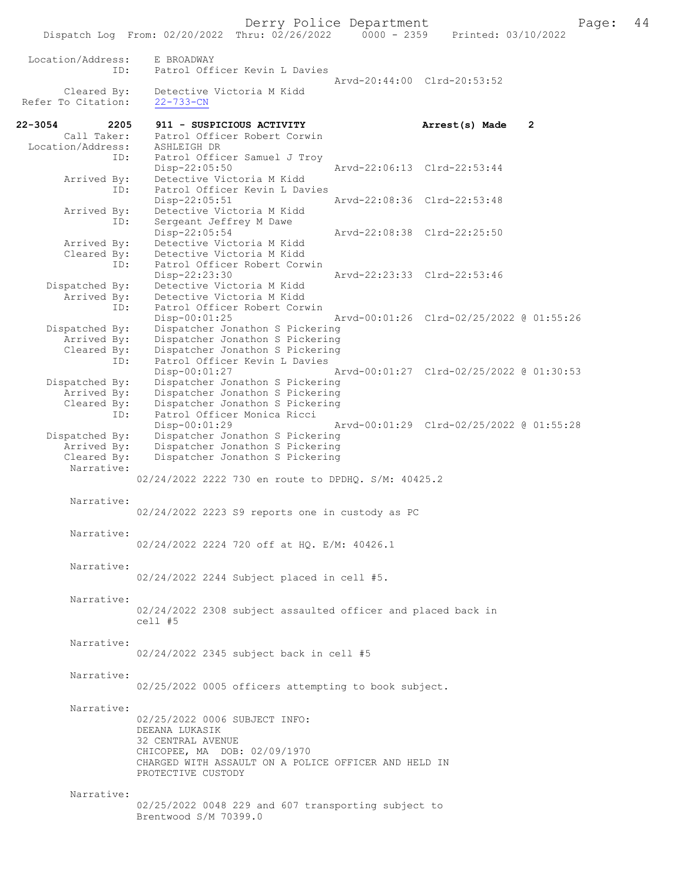```
 Location/Address:    E BROADWAY
              ID:     Patrol Officer Kevin L Davies
                                                  Arvd-20:44:00  Clrd-20:53:52
       Cleared By:    Detective Victoria M Kidd
 Refer To Citation:   22-733-CN

22-3054        2205   911 - SUSPICIOUS ACTIVITY                  Arrest(s) Made    2
       Call Taker:    Patrol Officer Robert Corwin
 Location/Address:    ASHLEIGH DR
              ID:     Patrol Officer Samuel J Troy
                      Disp-22:05:50               Arvd-22:06:13  Clrd-22:53:44
       Arrived By:    Detective Victoria M Kidd
              ID:     Patrol Officer Kevin L Davies
                      Disp-22:05:51               Arvd-22:08:36  Clrd-22:53:48
       Arrived By:    Detective Victoria M Kidd
              ID:     Sergeant Jeffrey M Dawe
                      Disp-22:05:54               Arvd-22:08:38  Clrd-22:25:50
       Arrived By:    Detective Victoria M Kidd
       Cleared By:    Detective Victoria M Kidd
              ID:     Patrol Officer Robert Corwin
                      Disp-22:23:30               Arvd-22:23:33  Clrd-22:53:46
    Dispatched By:    Detective Victoria M Kidd
       Arrived By:    Detective Victoria M Kidd
              ID:     Patrol Officer Robert Corwin
                      Disp-00:01:25               Arvd-00:01:26  Clrd-02/25/2022 @ 01:55:26
    Dispatched By:    Dispatcher Jonathon S Pickering
       Arrived By:    Dispatcher Jonathon S Pickering
       Cleared By:    Dispatcher Jonathon S Pickering
              ID:     Patrol Officer Kevin L Davies
                      Disp-00:01:27               Arvd-00:01:27  Clrd-02/25/2022 @ 01:30:53
    Dispatched By:    Dispatcher Jonathon S Pickering
       Arrived By:    Dispatcher Jonathon S Pickering
       Cleared By:    Dispatcher Jonathon S Pickering
              ID:     Patrol Officer Monica Ricci
                      Disp-00:01:29               Arvd-00:01:29  Clrd-02/25/2022 @ 01:55:28
    Dispatched By:    Dispatcher Jonathon S Pickering
       Arrived By:    Dispatcher Jonathon S Pickering
       Cleared By:    Dispatcher Jonathon S Pickering
        Narrative:
                  02/24/2022 2222 730 en route to DPDHQ. S/M: 40425.2

        Narrative:
                  02/24/2022 2223 S9 reports one in custody as PC

        Narrative:
                  02/24/2022 2224 720 off at HQ. E/M: 40426.1

        Narrative:
                  02/24/2022 2244 Subject placed in cell #5.

        Narrative:
                  02/24/2022 2308 subject assaulted officer and placed back in
                  cell #5

        Narrative:
                  02/24/2022 2345 subject back in cell #5

        Narrative:
                  02/25/2022 0005 officers attempting to book subject.

        Narrative:
                  02/25/2022 0006 SUBJECT INFO:
                  DEEANA LUKASIK
                  32 CENTRAL AVENUE
                  CHICOPEE, MA  DOB: 02/09/1970
                  CHARGED WITH ASSAULT ON A POLICE OFFICER AND HELD IN
                  PROTECTIVE CUSTODY

        Narrative:
                  02/25/2022 0048 229 and 607 transporting subject to
                  Brentwood S/M 70399.0
```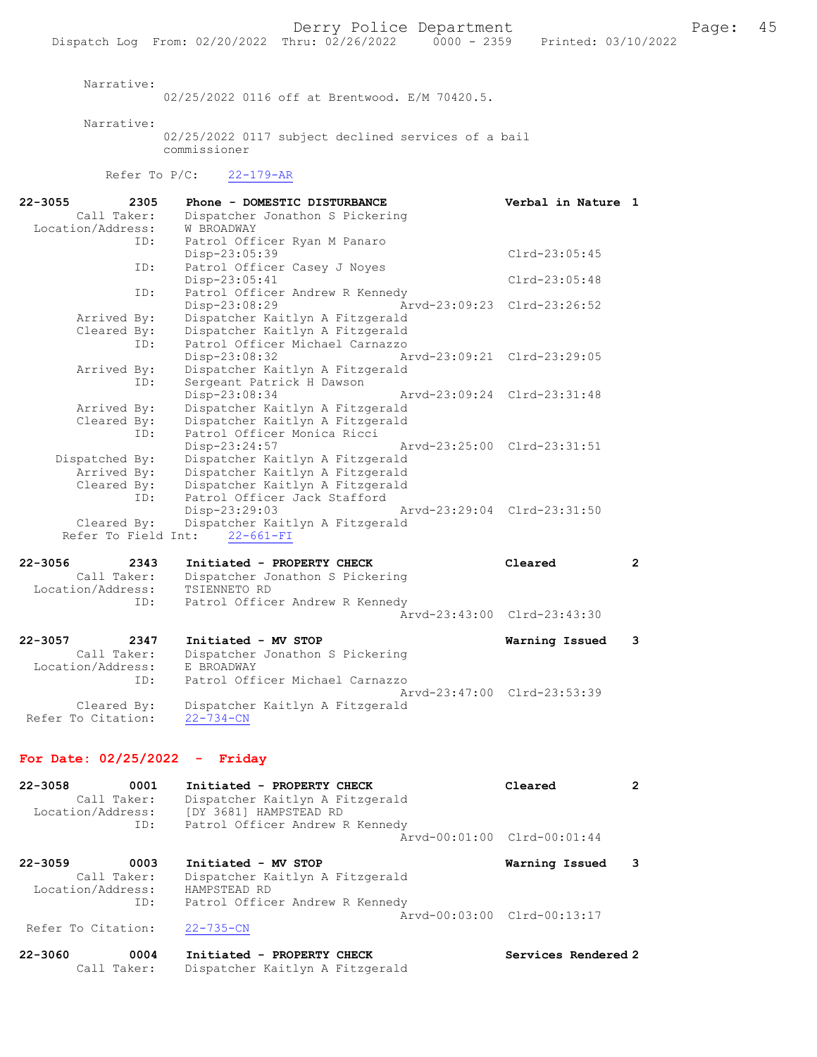Narrative:
02/25/2022 0116 off at Brentwood. E/M 70420.5.

Narrative:
02/25/2022 0117 subject declined services of a bail commissioner

Refer To P/C: 22-179-AR

**22-3055 2305 Phone - DOMESTIC DISTURBANCE — Verbal in Nature 1**
Call Taker: Dispatcher Jonathon S Pickering
Location/Address: W BROADWAY
ID: Patrol Officer Ryan M Panaro
Disp-23:05:39 Clrd-23:05:45
ID: Patrol Officer Casey J Noyes
Disp-23:05:41 Clrd-23:05:48
ID: Patrol Officer Andrew R Kennedy
Disp-23:08:29 Arvd-23:09:23 Clrd-23:26:52
Arrived By: Dispatcher Kaitlyn A Fitzgerald
Cleared By: Dispatcher Kaitlyn A Fitzgerald
ID: Patrol Officer Michael Carnazzo
Disp-23:08:32 Arvd-23:09:21 Clrd-23:29:05
Arrived By: Dispatcher Kaitlyn A Fitzgerald
ID: Sergeant Patrick H Dawson
Disp-23:08:34 Arvd-23:09:24 Clrd-23:31:48
Arrived By: Dispatcher Kaitlyn A Fitzgerald
Cleared By: Dispatcher Kaitlyn A Fitzgerald
ID: Patrol Officer Monica Ricci
Disp-23:24:57 Arvd-23:25:00 Clrd-23:31:51
Dispatched By: Dispatcher Kaitlyn A Fitzgerald
Arrived By: Dispatcher Kaitlyn A Fitzgerald
Cleared By: Dispatcher Kaitlyn A Fitzgerald
ID: Patrol Officer Jack Stafford
Disp-23:29:03 Arvd-23:29:04 Clrd-23:31:50
Cleared By: Dispatcher Kaitlyn A Fitzgerald
Refer To Field Int: 22-661-FI

**22-3056 2343 Initiated - PROPERTY CHECK — Cleared 2**
Call Taker: Dispatcher Jonathon S Pickering
Location/Address: TSIENNETO RD
ID: Patrol Officer Andrew R Kennedy
Arvd-23:43:00 Clrd-23:43:30

**22-3057 2347 Initiated - MV STOP — Warning Issued 3**
Call Taker: Dispatcher Jonathon S Pickering
Location/Address: E BROADWAY
ID: Patrol Officer Michael Carnazzo
Arvd-23:47:00 Clrd-23:53:39
Cleared By: Dispatcher Kaitlyn A Fitzgerald
Refer To Citation: 22-734-CN

## For Date: 02/25/2022 - Friday

**22-3058 0001 Initiated - PROPERTY CHECK — Cleared 2**
Call Taker: Dispatcher Kaitlyn A Fitzgerald
Location/Address: [DY 3681] HAMPSTEAD RD
ID: Patrol Officer Andrew R Kennedy
Arvd-00:01:00 Clrd-00:01:44

**22-3059 0003 Initiated - MV STOP — Warning Issued 3**
Call Taker: Dispatcher Kaitlyn A Fitzgerald
Location/Address: HAMPSTEAD RD
ID: Patrol Officer Andrew R Kennedy
Arvd-00:03:00 Clrd-00:13:17
Refer To Citation: 22-735-CN

**22-3060 0004 Initiated - PROPERTY CHECK — Services Rendered 2**
Call Taker: Dispatcher Kaitlyn A Fitzgerald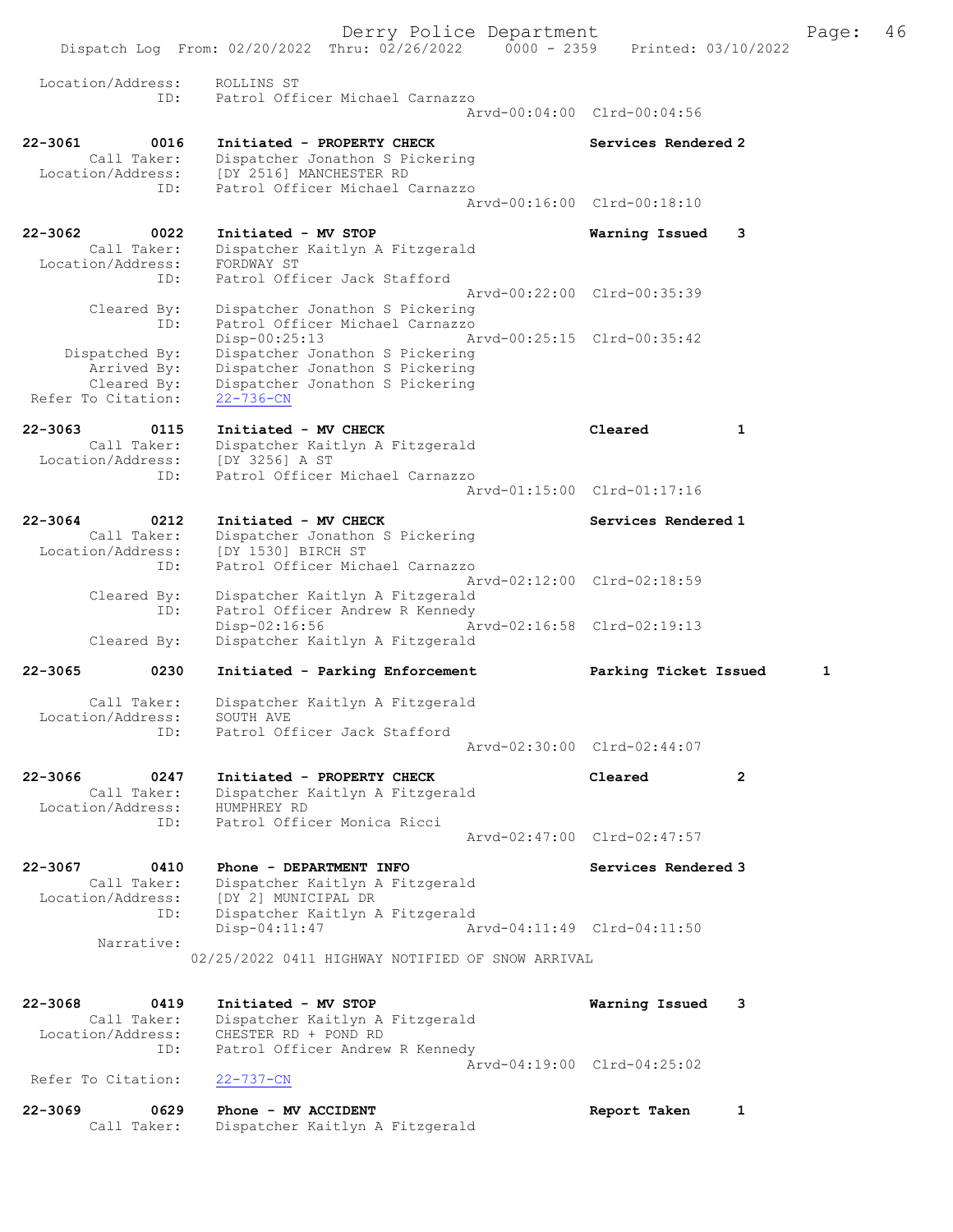```
 Location/Address:     ROLLINS ST
               ID:     Patrol Officer Michael Carnazzo
                                            Arvd-00:04:00  Clrd-00:04:56

22-3061        0016    Initiated - PROPERTY CHECK              Services Rendered 2
       Call Taker:     Dispatcher Jonathon S Pickering
 Location/Address:     [DY 2516] MANCHESTER RD
               ID:     Patrol Officer Michael Carnazzo
                                            Arvd-00:16:00  Clrd-00:18:10

22-3062        0022    Initiated - MV STOP                     Warning Issued    3
       Call Taker:     Dispatcher Kaitlyn A Fitzgerald
 Location/Address:     FORDWAY ST
               ID:     Patrol Officer Jack Stafford
                                            Arvd-00:22:00  Clrd-00:35:39
       Cleared By:     Dispatcher Jonathon S Pickering
               ID:     Patrol Officer Michael Carnazzo
                       Disp-00:25:13        Arvd-00:25:15  Clrd-00:35:42
    Dispatched By:     Dispatcher Jonathon S Pickering
       Arrived By:     Dispatcher Jonathon S Pickering
       Cleared By:     Dispatcher Jonathon S Pickering
Refer To Citation:     22-736-CN

22-3063        0115    Initiated - MV CHECK                    Cleared           1
       Call Taker:     Dispatcher Kaitlyn A Fitzgerald
 Location/Address:     [DY 3256] A ST
               ID:     Patrol Officer Michael Carnazzo
                                            Arvd-01:15:00  Clrd-01:17:16

22-3064        0212    Initiated - MV CHECK                    Services Rendered 1
       Call Taker:     Dispatcher Jonathon S Pickering
 Location/Address:     [DY 1530] BIRCH ST
               ID:     Patrol Officer Michael Carnazzo
                                            Arvd-02:12:00  Clrd-02:18:59
       Cleared By:     Dispatcher Kaitlyn A Fitzgerald
               ID:     Patrol Officer Andrew R Kennedy
                       Disp-02:16:56        Arvd-02:16:58  Clrd-02:19:13
       Cleared By:     Dispatcher Kaitlyn A Fitzgerald

22-3065        0230    Initiated - Parking Enforcement         Parking Ticket Issued      1

       Call Taker:     Dispatcher Kaitlyn A Fitzgerald
 Location/Address:     SOUTH AVE
               ID:     Patrol Officer Jack Stafford
                                            Arvd-02:30:00  Clrd-02:44:07

22-3066        0247    Initiated - PROPERTY CHECK              Cleared           2
       Call Taker:     Dispatcher Kaitlyn A Fitzgerald
 Location/Address:     HUMPHREY RD
               ID:     Patrol Officer Monica Ricci
                                            Arvd-02:47:00  Clrd-02:47:57

22-3067        0410    Phone - DEPARTMENT INFO                 Services Rendered 3
       Call Taker:     Dispatcher Kaitlyn A Fitzgerald
 Location/Address:     [DY 2] MUNICIPAL DR
               ID:     Dispatcher Kaitlyn A Fitzgerald
                       Disp-04:11:47        Arvd-04:11:49  Clrd-04:11:50
        Narrative:
                    02/25/2022 0411 HIGHWAY NOTIFIED OF SNOW ARRIVAL


22-3068        0419    Initiated - MV STOP                     Warning Issued    3
       Call Taker:     Dispatcher Kaitlyn A Fitzgerald
 Location/Address:     CHESTER RD + POND RD
               ID:     Patrol Officer Andrew R Kennedy
                                            Arvd-04:19:00  Clrd-04:25:02
Refer To Citation:     22-737-CN

22-3069        0629    Phone - MV ACCIDENT                     Report Taken      1
       Call Taker:     Dispatcher Kaitlyn A Fitzgerald
```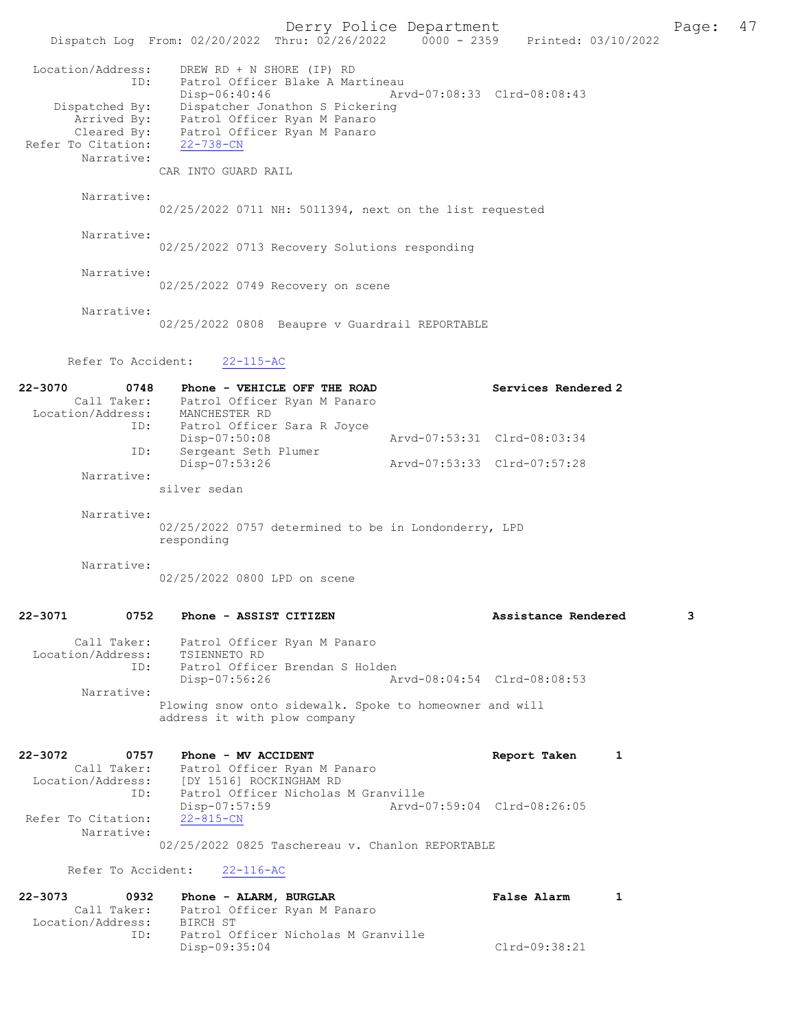```
 Location/Address:    DREW RD + N SHORE (IP) RD
               ID:    Patrol Officer Blake A Martineau
                      Disp-06:40:46                Arvd-07:08:33  Clrd-08:08:43
    Dispatched By:    Dispatcher Jonathon S Pickering
       Arrived By:    Patrol Officer Ryan M Panaro
       Cleared By:    Patrol Officer Ryan M Panaro
 Refer To Citation:   22-738-CN
        Narrative:
                  CAR INTO GUARD RAIL

        Narrative:
                  02/25/2022 0711 NH: 5011394, next on the list requested

        Narrative:
                  02/25/2022 0713 Recovery Solutions responding

        Narrative:
                  02/25/2022 0749 Recovery on scene

        Narrative:
                  02/25/2022 0808  Beaupre v Guardrail REPORTABLE

       Refer To Accident:    22-115-AC

22-3070        0748    Phone - VEHICLE OFF THE ROAD                 Services Rendered 2
        Call Taker:    Patrol Officer Ryan M Panaro
  Location/Address:    MANCHESTER RD
               ID:    Patrol Officer Sara R Joyce
                      Disp-07:50:08                Arvd-07:53:31  Clrd-08:03:34
               ID:    Sergeant Seth Plumer
                      Disp-07:53:26                Arvd-07:53:33  Clrd-07:57:28
        Narrative:
                  silver sedan

        Narrative:
                  02/25/2022 0757 determined to be in Londonderry, LPD
                  responding

        Narrative:
                  02/25/2022 0800 LPD on scene

22-3071        0752    Phone - ASSIST CITIZEN                       Assistance Rendered        3

        Call Taker:    Patrol Officer Ryan M Panaro
  Location/Address:    TSIENNETO RD
               ID:    Patrol Officer Brendan S Holden
                      Disp-07:56:26                Arvd-08:04:54  Clrd-08:08:53
        Narrative:
                  Plowing snow onto sidewalk. Spoke to homeowner and will
                  address it with plow company

22-3072        0757    Phone - MV ACCIDENT                          Report Taken       1
        Call Taker:    Patrol Officer Ryan M Panaro
  Location/Address:    [DY 1516] ROCKINGHAM RD
               ID:    Patrol Officer Nicholas M Granville
                      Disp-07:57:59                Arvd-07:59:04  Clrd-08:26:05
 Refer To Citation:   22-815-CN
        Narrative:
                  02/25/2022 0825 Taschereau v. Chanlon REPORTABLE

       Refer To Accident:    22-116-AC

22-3073        0932    Phone - ALARM, BURGLAR                       False Alarm        1
        Call Taker:    Patrol Officer Ryan M Panaro
  Location/Address:    BIRCH ST
               ID:    Patrol Officer Nicholas M Granville
                      Disp-09:35:04                               Clrd-09:38:21
```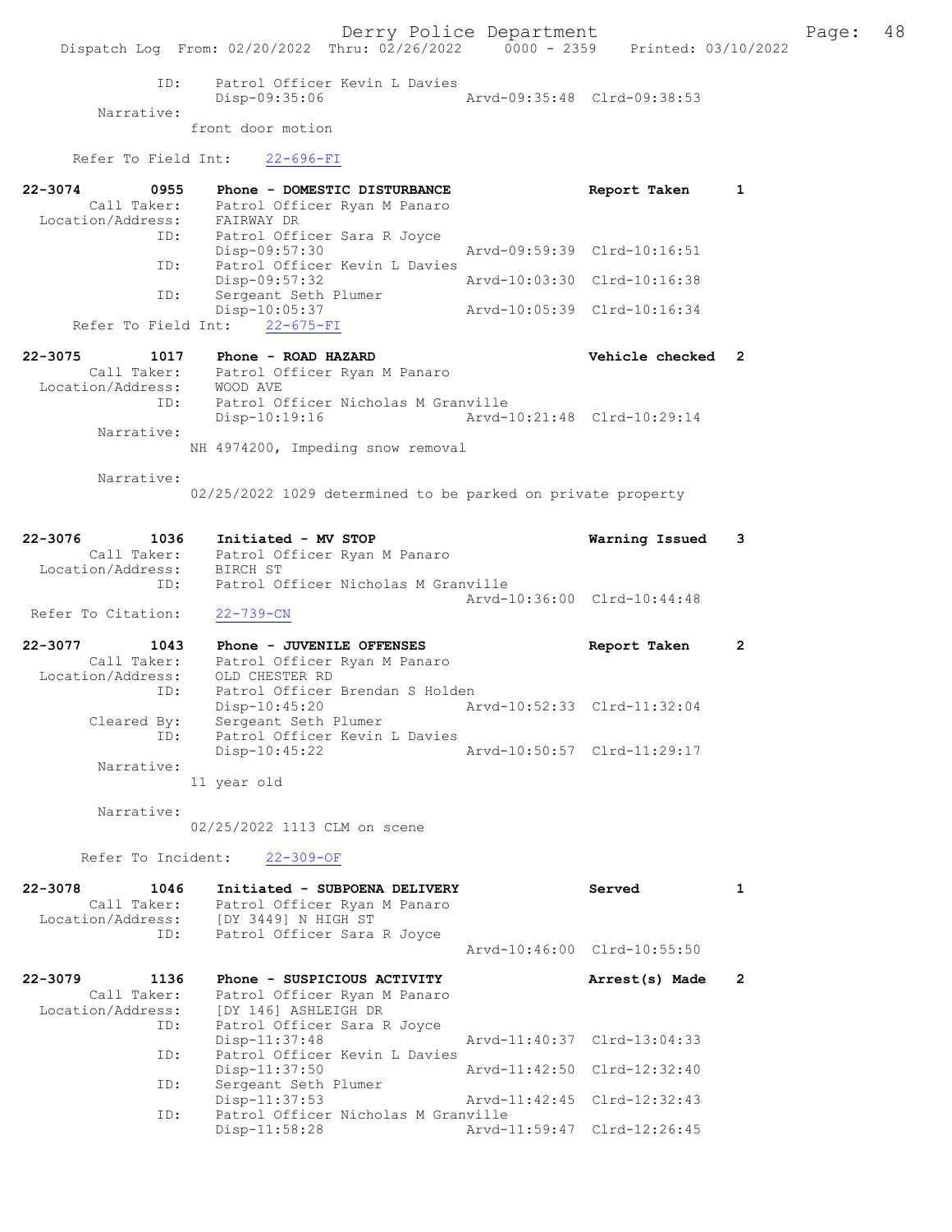```
            ID:    Patrol Officer Kevin L Davies
                   Disp-09:35:06                Arvd-09:35:48  Clrd-09:38:53
     Narrative:
                 front door motion

   Refer To Field Int:    22-696-FI

22-3074        0955    Phone - DOMESTIC DISTURBANCE              Report Taken      1
      Call Taker:      Patrol Officer Ryan M Panaro
  Location/Address:    FAIRWAY DR
            ID:        Patrol Officer Sara R Joyce
                       Disp-09:57:30                Arvd-09:59:39  Clrd-10:16:51
            ID:        Patrol Officer Kevin L Davies
                       Disp-09:57:32                Arvd-10:03:30  Clrd-10:16:38
            ID:        Sergeant Seth Plumer
                       Disp-10:05:37                Arvd-10:05:39  Clrd-10:16:34
   Refer To Field Int:    22-675-FI

22-3075        1017    Phone - ROAD HAZARD                       Vehicle checked   2
      Call Taker:      Patrol Officer Ryan M Panaro
  Location/Address:    WOOD AVE
            ID:        Patrol Officer Nicholas M Granville
                       Disp-10:19:16                Arvd-10:21:48  Clrd-10:29:14
     Narrative:
                 NH 4974200, Impeding snow removal

     Narrative:
                 02/25/2022 1029 determined to be parked on private property

22-3076        1036    Initiated - MV STOP                       Warning Issued    3
      Call Taker:      Patrol Officer Ryan M Panaro
  Location/Address:    BIRCH ST
            ID:        Patrol Officer Nicholas M Granville
                                                    Arvd-10:36:00  Clrd-10:44:48
  Refer To Citation:   22-739-CN

22-3077        1043    Phone - JUVENILE OFFENSES                 Report Taken      2
      Call Taker:      Patrol Officer Ryan M Panaro
  Location/Address:    OLD CHESTER RD
            ID:        Patrol Officer Brendan S Holden
                       Disp-10:45:20                Arvd-10:52:33  Clrd-11:32:04
      Cleared By:      Sergeant Seth Plumer
            ID:        Patrol Officer Kevin L Davies
                       Disp-10:45:22                Arvd-10:50:57  Clrd-11:29:17
     Narrative:
                 11 year old

     Narrative:
                 02/25/2022 1113 CLM on scene

   Refer To Incident:    22-309-OF

22-3078        1046    Initiated - SUBPOENA DELIVERY             Served            1
      Call Taker:      Patrol Officer Ryan M Panaro
  Location/Address:    [DY 3449] N HIGH ST
            ID:        Patrol Officer Sara R Joyce
                                                    Arvd-10:46:00  Clrd-10:55:50

22-3079        1136    Phone - SUSPICIOUS ACTIVITY               Arrest(s) Made    2
      Call Taker:      Patrol Officer Ryan M Panaro
  Location/Address:    [DY 146] ASHLEIGH DR
            ID:        Patrol Officer Sara R Joyce
                       Disp-11:37:48                Arvd-11:40:37  Clrd-13:04:33
            ID:        Patrol Officer Kevin L Davies
                       Disp-11:37:50                Arvd-11:42:50  Clrd-12:32:40
            ID:        Sergeant Seth Plumer
                       Disp-11:37:53                Arvd-11:42:45  Clrd-12:32:43
            ID:        Patrol Officer Nicholas M Granville
                       Disp-11:58:28                Arvd-11:59:47  Clrd-12:26:45
```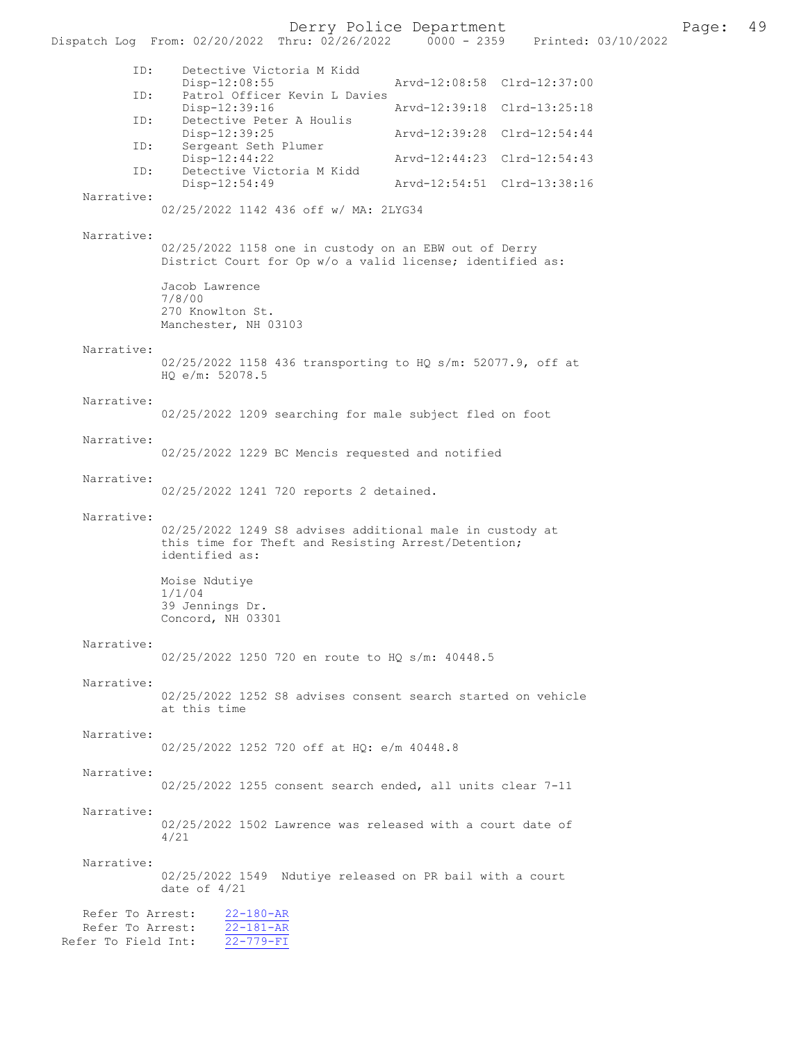| ID: | Detective Victoria M Kidd | | |
|---|---|---|---|
| | Disp-12:08:55 | Arvd-12:08:58 | Clrd-12:37:00 |
| ID: | Patrol Officer Kevin L Davies | | |
| | Disp-12:39:16 | Arvd-12:39:18 | Clrd-13:25:18 |
| ID: | Detective Peter A Houlis | | |
| | Disp-12:39:25 | Arvd-12:39:28 | Clrd-12:54:44 |
| ID: | Sergeant Seth Plumer | | |
| | Disp-12:44:22 | Arvd-12:44:23 | Clrd-12:54:43 |
| ID: | Detective Victoria M Kidd | | |
| | Disp-12:54:49 | Arvd-12:54:51 | Clrd-13:38:16 |

Narrative:
02/25/2022 1142 436 off w/ MA: 2LYG34

Narrative:
02/25/2022 1158 one in custody on an EBW out of Derry District Court for Op w/o a valid license; identified as:

Jacob Lawrence
7/8/00
270 Knowlton St.
Manchester, NH 03103

Narrative:
02/25/2022 1158 436 transporting to HQ s/m: 52077.9, off at HQ e/m: 52078.5

Narrative:
02/25/2022 1209 searching for male subject fled on foot

Narrative:
02/25/2022 1229 BC Mencis requested and notified

Narrative:
02/25/2022 1241 720 reports 2 detained.

Narrative:
02/25/2022 1249 S8 advises additional male in custody at this time for Theft and Resisting Arrest/Detention; identified as:

Moise Ndutiye
1/1/04
39 Jennings Dr.
Concord, NH 03301

Narrative:
02/25/2022 1250 720 en route to HQ s/m: 40448.5

Narrative:
02/25/2022 1252 S8 advises consent search started on vehicle at this time

Narrative:
02/25/2022 1252 720 off at HQ: e/m 40448.8

Narrative:
02/25/2022 1255 consent search ended, all units clear 7-11

Narrative:
02/25/2022 1502 Lawrence was released with a court date of 4/21

Narrative:
02/25/2022 1549 Ndutiye released on PR bail with a court date of 4/21

Refer To Arrest: 22-180-AR
Refer To Arrest: 22-181-AR
Refer To Field Int: 22-779-FI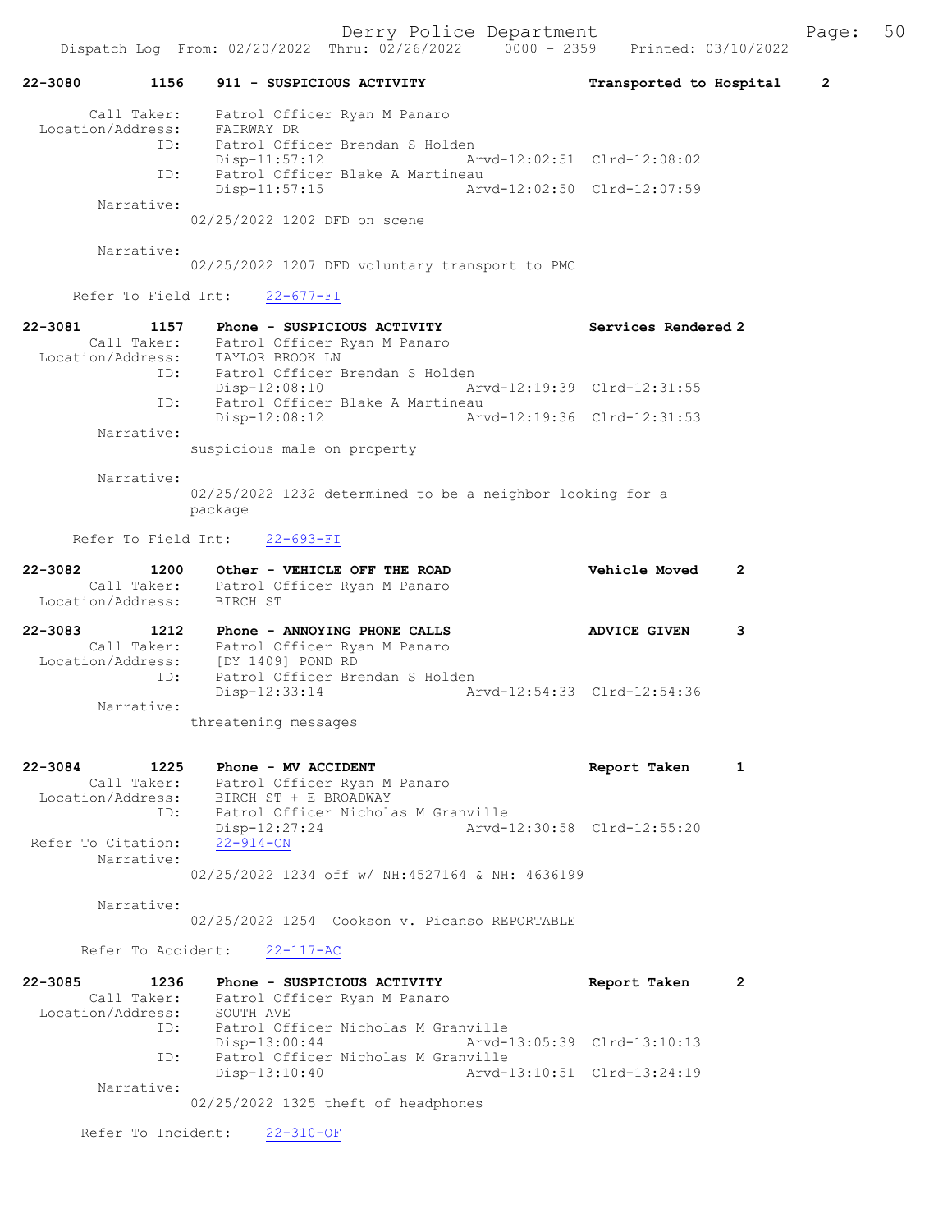22-3080 1156 911 - SUSPICIOUS ACTIVITY Transported to Hospital 2

Call Taker: Patrol Officer Ryan M Panaro
Location/Address: FAIRWAY DR
ID: Patrol Officer Brendan S Holden
Disp-11:57:12 Arvd-12:02:51 Clrd-12:08:02
ID: Patrol Officer Blake A Martineau
Disp-11:57:15 Arvd-12:02:50 Clrd-12:07:59
Narrative:
02/25/2022 1202 DFD on scene

Narrative:
02/25/2022 1207 DFD voluntary transport to PMC

Refer To Field Int: 22-677-FI

22-3081 1157 Phone - SUSPICIOUS ACTIVITY Services Rendered 2
Call Taker: Patrol Officer Ryan M Panaro
Location/Address: TAYLOR BROOK LN
ID: Patrol Officer Brendan S Holden
Disp-12:08:10 Arvd-12:19:39 Clrd-12:31:55
ID: Patrol Officer Blake A Martineau
Disp-12:08:12 Arvd-12:19:36 Clrd-12:31:53
Narrative:
suspicious male on property

Narrative:
02/25/2022 1232 determined to be a neighbor looking for a package

Refer To Field Int: 22-693-FI

22-3082 1200 Other - VEHICLE OFF THE ROAD Vehicle Moved 2
Call Taker: Patrol Officer Ryan M Panaro
Location/Address: BIRCH ST

22-3083 1212 Phone - ANNOYING PHONE CALLS ADVICE GIVEN 3
Call Taker: Patrol Officer Ryan M Panaro
Location/Address: [DY 1409] POND RD
ID: Patrol Officer Brendan S Holden
Disp-12:33:14 Arvd-12:54:33 Clrd-12:54:36
Narrative:
threatening messages

22-3084 1225 Phone - MV ACCIDENT Report Taken 1
Call Taker: Patrol Officer Ryan M Panaro
Location/Address: BIRCH ST + E BROADWAY
ID: Patrol Officer Nicholas M Granville
Disp-12:27:24 Arvd-12:30:58 Clrd-12:55:20
Refer To Citation: 22-914-CN
Narrative:
02/25/2022 1234 off w/ NH:4527164 & NH: 4636199

Narrative:
02/25/2022 1254 Cookson v. Picanso REPORTABLE

Refer To Accident: 22-117-AC

22-3085 1236 Phone - SUSPICIOUS ACTIVITY Report Taken 2
Call Taker: Patrol Officer Ryan M Panaro
Location/Address: SOUTH AVE
ID: Patrol Officer Nicholas M Granville
Disp-13:00:44 Arvd-13:05:39 Clrd-13:10:13
ID: Patrol Officer Nicholas M Granville
Disp-13:10:40 Arvd-13:10:51 Clrd-13:24:19
Narrative:
02/25/2022 1325 theft of headphones

Refer To Incident: 22-310-OF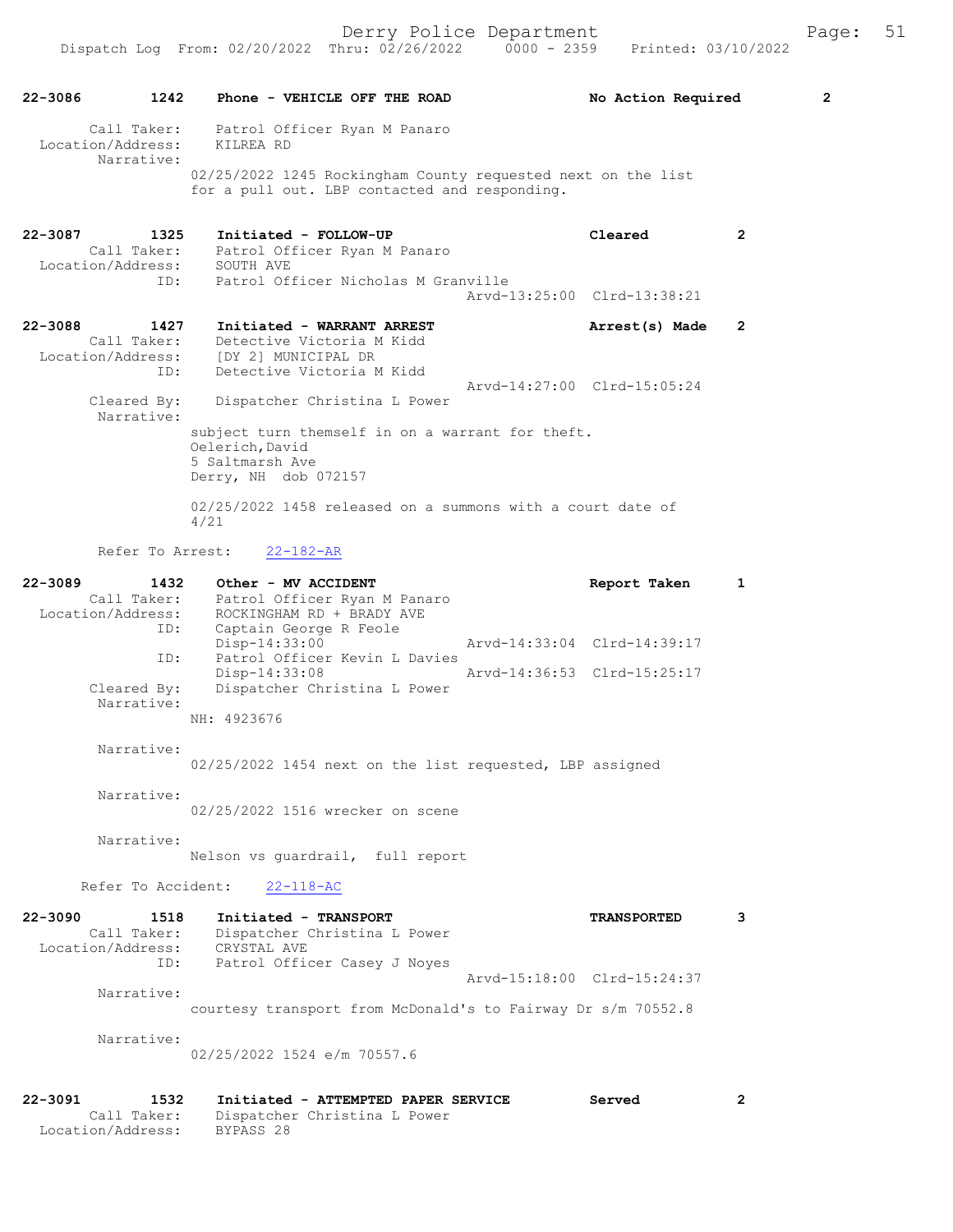**22-3086 1242 Phone - VEHICLE OFF THE ROAD No Action Required 2**

Call Taker: Patrol Officer Ryan M Panaro
Location/Address: KILREA RD
Narrative:
02/25/2022 1245 Rockingham County requested next on the list for a pull out. LBP contacted and responding.

**22-3087 1325 Initiated - FOLLOW-UP Cleared 2**

Call Taker: Patrol Officer Ryan M Panaro
Location/Address: SOUTH AVE
ID: Patrol Officer Nicholas M Granville
Arvd-13:25:00 Clrd-13:38:21

**22-3088 1427 Initiated - WARRANT ARREST Arrest(s) Made 2**

Call Taker: Detective Victoria M Kidd
Location/Address: [DY 2] MUNICIPAL DR
ID: Detective Victoria M Kidd
Arvd-14:27:00 Clrd-15:05:24
Cleared By: Dispatcher Christina L Power
Narrative:
subject turn themself in on a warrant for theft.
Oelerich,David
5 Saltmarsh Ave
Derry, NH dob 072157

02/25/2022 1458 released on a summons with a court date of 4/21

Refer To Arrest: 22-182-AR

**22-3089 1432 Other - MV ACCIDENT Report Taken 1**

Call Taker: Patrol Officer Ryan M Panaro
Location/Address: ROCKINGHAM RD + BRADY AVE
ID: Captain George R Feole
Disp-14:33:00 Arvd-14:33:04 Clrd-14:39:17
ID: Patrol Officer Kevin L Davies
Disp-14:33:08 Arvd-14:36:53 Clrd-15:25:17
Cleared By: Dispatcher Christina L Power
Narrative:
NH: 4923676

Narrative:
02/25/2022 1454 next on the list requested, LBP assigned

Narrative:
02/25/2022 1516 wrecker on scene

Narrative:
Nelson vs guardrail, full report

Refer To Accident: 22-118-AC

**22-3090 1518 Initiated - TRANSPORT TRANSPORTED 3**

Call Taker: Dispatcher Christina L Power
Location/Address: CRYSTAL AVE
ID: Patrol Officer Casey J Noyes
Arvd-15:18:00 Clrd-15:24:37
Narrative:
courtesy transport from McDonald's to Fairway Dr s/m 70552.8

Narrative:
02/25/2022 1524 e/m 70557.6

**22-3091 1532 Initiated - ATTEMPTED PAPER SERVICE Served 2**

Call Taker: Dispatcher Christina L Power
Location/Address: BYPASS 28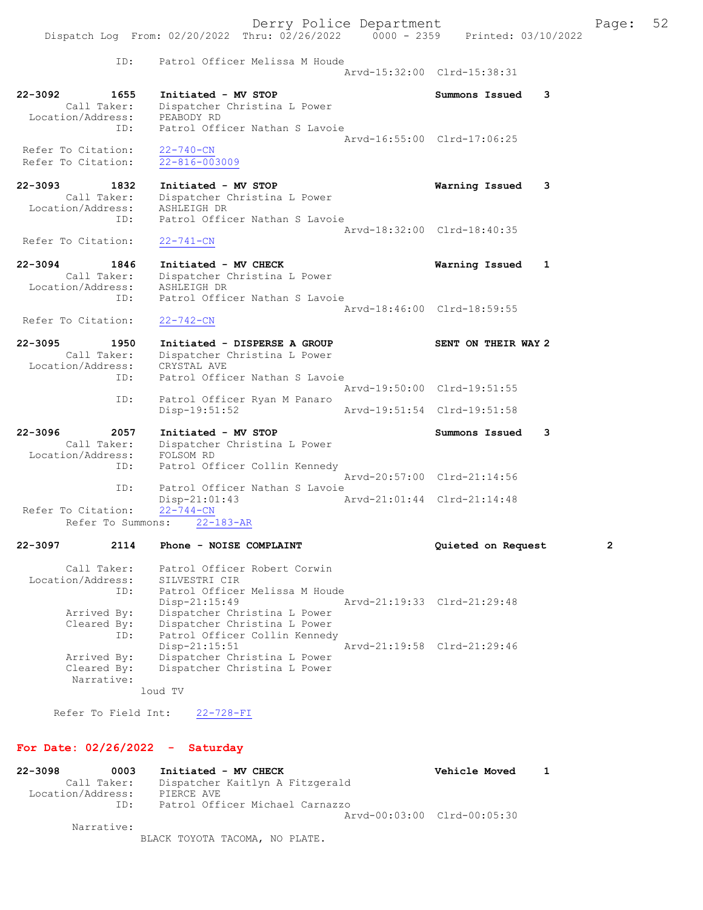ID: Patrol Officer Melissa M Houde
Arvd-15:32:00 Clrd-15:38:31

22-3092 1655 Initiated - MV STOP Summons Issued 3
Call Taker: Dispatcher Christina L Power
Location/Address: PEABODY RD
ID: Patrol Officer Nathan S Lavoie
Arvd-16:55:00 Clrd-17:06:25
Refer To Citation: 22-740-CN
Refer To Citation: 22-816-003009

22-3093 1832 Initiated - MV STOP Warning Issued 3
Call Taker: Dispatcher Christina L Power
Location/Address: ASHLEIGH DR
ID: Patrol Officer Nathan S Lavoie
Arvd-18:32:00 Clrd-18:40:35
Refer To Citation: 22-741-CN

22-3094 1846 Initiated - MV CHECK Warning Issued 1
Call Taker: Dispatcher Christina L Power
Location/Address: ASHLEIGH DR
ID: Patrol Officer Nathan S Lavoie
Arvd-18:46:00 Clrd-18:59:55
Refer To Citation: 22-742-CN

22-3095 1950 Initiated - DISPERSE A GROUP SENT ON THEIR WAY 2
Call Taker: Dispatcher Christina L Power
Location/Address: CRYSTAL AVE
ID: Patrol Officer Nathan S Lavoie
Arvd-19:50:00 Clrd-19:51:55
ID: Patrol Officer Ryan M Panaro
Disp-19:51:52 Arvd-19:51:54 Clrd-19:51:58

22-3096 2057 Initiated - MV STOP Summons Issued 3
Call Taker: Dispatcher Christina L Power
Location/Address: FOLSOM RD
ID: Patrol Officer Collin Kennedy
Arvd-20:57:00 Clrd-21:14:56
ID: Patrol Officer Nathan S Lavoie
Disp-21:01:43 Arvd-21:01:44 Clrd-21:14:48
Refer To Citation: 22-744-CN
Refer To Summons: 22-183-AR

22-3097 2114 Phone - NOISE COMPLAINT Quieted on Request 2
Call Taker: Patrol Officer Robert Corwin
Location/Address: SILVESTRI CIR
ID: Patrol Officer Melissa M Houde
Disp-21:15:49 Arvd-21:19:33 Clrd-21:29:48
Arrived By: Dispatcher Christina L Power
Cleared By: Dispatcher Christina L Power
ID: Patrol Officer Collin Kennedy
Disp-21:15:51 Arvd-21:19:58 Clrd-21:29:46
Arrived By: Dispatcher Christina L Power
Cleared By: Dispatcher Christina L Power
Narrative:
loud TV

Refer To Field Int: 22-728-FI

**For Date: 02/26/2022 - Saturday**

22-3098 0003 Initiated - MV CHECK Vehicle Moved 1
Call Taker: Dispatcher Kaitlyn A Fitzgerald
Location/Address: PIERCE AVE
ID: Patrol Officer Michael Carnazzo
Arvd-00:03:00 Clrd-00:05:30
Narrative:
BLACK TOYOTA TACOMA, NO PLATE.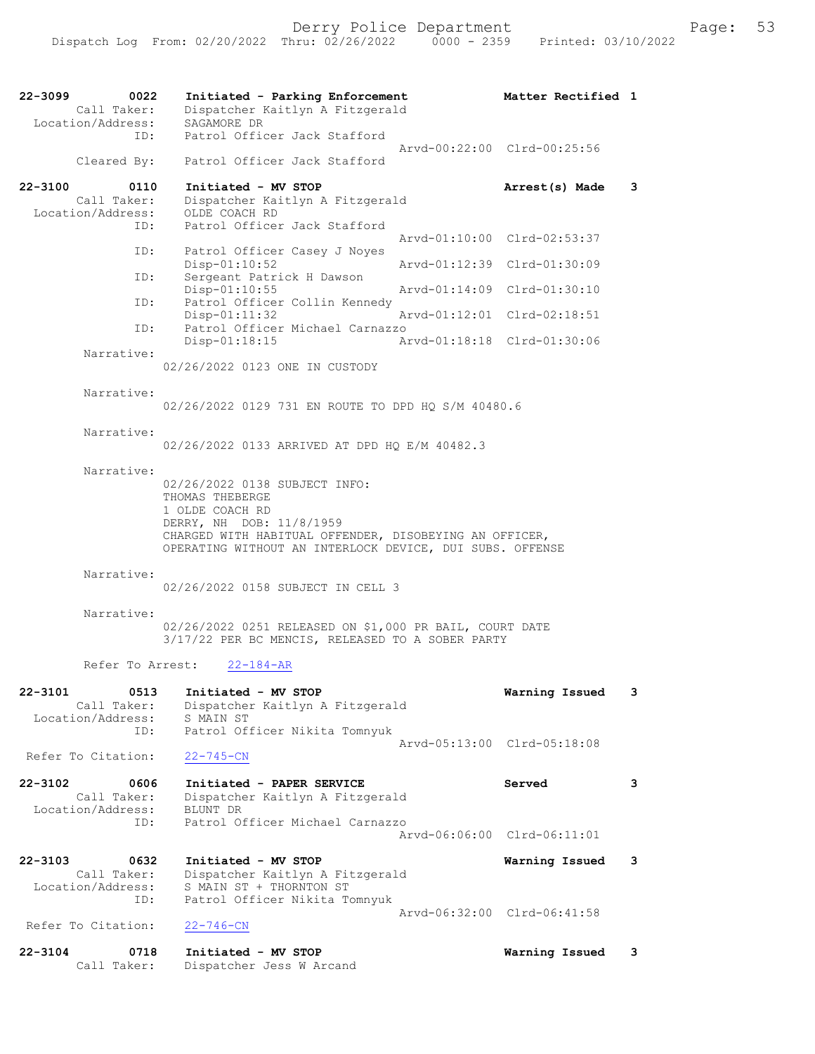```
22-3099        0022    Initiated - Parking Enforcement          Matter Rectified 1
        Call Taker:    Dispatcher Kaitlyn A Fitzgerald
  Location/Address:    SAGAMORE DR
                ID:    Patrol Officer Jack Stafford
                                               Arvd-00:22:00  Clrd-00:25:56
        Cleared By:    Patrol Officer Jack Stafford

22-3100        0110    Initiated - MV STOP                      Arrest(s) Made    3
        Call Taker:    Dispatcher Kaitlyn A Fitzgerald
  Location/Address:    OLDE COACH RD
                ID:    Patrol Officer Jack Stafford
                                               Arvd-01:10:00  Clrd-02:53:37
                ID:    Patrol Officer Casey J Noyes
                       Disp-01:10:52           Arvd-01:12:39  Clrd-01:30:09
                ID:    Sergeant Patrick H Dawson
                       Disp-01:10:55           Arvd-01:14:09  Clrd-01:30:10
                ID:    Patrol Officer Collin Kennedy
                       Disp-01:11:32           Arvd-01:12:01  Clrd-02:18:51
                ID:    Patrol Officer Michael Carnazzo
                       Disp-01:18:15           Arvd-01:18:18  Clrd-01:30:06
         Narrative:
                    02/26/2022 0123 ONE IN CUSTODY

         Narrative:
                    02/26/2022 0129 731 EN ROUTE TO DPD HQ S/M 40480.6

         Narrative:
                    02/26/2022 0133 ARRIVED AT DPD HQ E/M 40482.3

         Narrative:
                    02/26/2022 0138 SUBJECT INFO:
                    THOMAS THEBERGE
                    1 OLDE COACH RD
                    DERRY, NH  DOB: 11/8/1959
                    CHARGED WITH HABITUAL OFFENDER, DISOBEYING AN OFFICER,
                    OPERATING WITHOUT AN INTERLOCK DEVICE, DUI SUBS. OFFENSE

         Narrative:
                    02/26/2022 0158 SUBJECT IN CELL 3

         Narrative:
                    02/26/2022 0251 RELEASED ON $1,000 PR BAIL, COURT DATE
                    3/17/22 PER BC MENCIS, RELEASED TO A SOBER PARTY

         Refer To Arrest:    22-184-AR

22-3101        0513    Initiated - MV STOP                      Warning Issued    3
        Call Taker:    Dispatcher Kaitlyn A Fitzgerald
  Location/Address:    S MAIN ST
                ID:    Patrol Officer Nikita Tomnyuk
                                               Arvd-05:13:00  Clrd-05:18:08
  Refer To Citation:   22-745-CN

22-3102        0606    Initiated - PAPER SERVICE                Served            3
        Call Taker:    Dispatcher Kaitlyn A Fitzgerald
  Location/Address:    BLUNT DR
                ID:    Patrol Officer Michael Carnazzo
                                               Arvd-06:06:00  Clrd-06:11:01

22-3103        0632    Initiated - MV STOP                      Warning Issued    3
        Call Taker:    Dispatcher Kaitlyn A Fitzgerald
  Location/Address:    S MAIN ST + THORNTON ST
                ID:    Patrol Officer Nikita Tomnyuk
                                               Arvd-06:32:00  Clrd-06:41:58
  Refer To Citation:   22-746-CN

22-3104        0718    Initiated - MV STOP                      Warning Issued    3
        Call Taker:    Dispatcher Jess W Arcand
```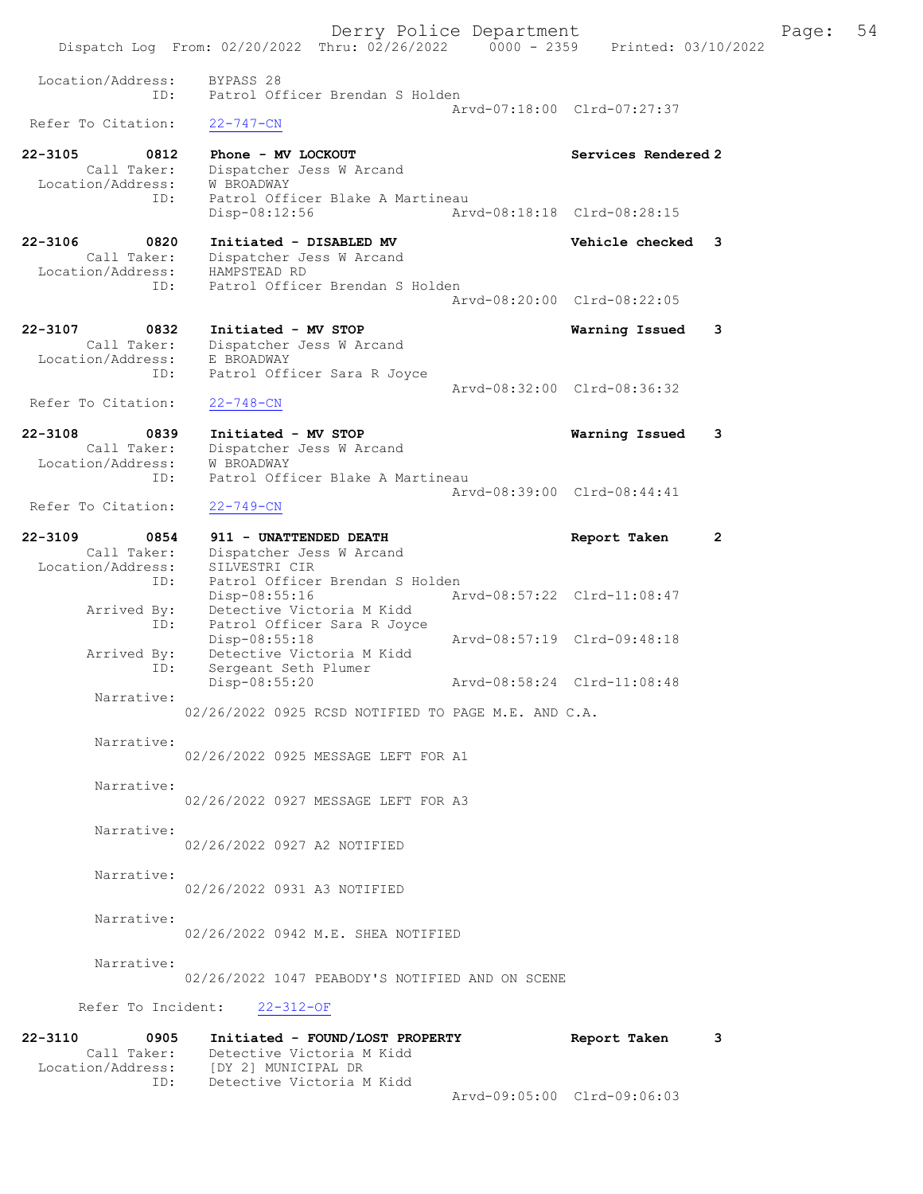```
Location/Address:    BYPASS 28
             ID:     Patrol Officer Brendan S Holden
                                               Arvd-07:18:00  Clrd-07:27:37
 Refer To Citation:   22-747-CN

22-3105        0812    Phone - MV LOCKOUT                          Services Rendered 2
        Call Taker:    Dispatcher Jess W Arcand
  Location/Address:    W BROADWAY
               ID:     Patrol Officer Blake A Martineau
                       Disp-08:12:56           Arvd-08:18:18  Clrd-08:28:15

22-3106        0820    Initiated - DISABLED MV                     Vehicle checked  3
        Call Taker:    Dispatcher Jess W Arcand
  Location/Address:    HAMPSTEAD RD
               ID:     Patrol Officer Brendan S Holden
                                               Arvd-08:20:00  Clrd-08:22:05

22-3107        0832    Initiated - MV STOP                         Warning Issued   3
        Call Taker:    Dispatcher Jess W Arcand
  Location/Address:    E BROADWAY
               ID:     Patrol Officer Sara R Joyce
                                               Arvd-08:32:00  Clrd-08:36:32
 Refer To Citation:   22-748-CN

22-3108        0839    Initiated - MV STOP                         Warning Issued   3
        Call Taker:    Dispatcher Jess W Arcand
  Location/Address:    W BROADWAY
               ID:     Patrol Officer Blake A Martineau
                                               Arvd-08:39:00  Clrd-08:44:41
 Refer To Citation:   22-749-CN

22-3109        0854    911 - UNATTENDED DEATH                      Report Taken     2
        Call Taker:    Dispatcher Jess W Arcand
  Location/Address:    SILVESTRI CIR
               ID:     Patrol Officer Brendan S Holden
                       Disp-08:55:16           Arvd-08:57:22  Clrd-11:08:47
       Arrived By:     Detective Victoria M Kidd
               ID:     Patrol Officer Sara R Joyce
                       Disp-08:55:18           Arvd-08:57:19  Clrd-09:48:18
       Arrived By:     Detective Victoria M Kidd
               ID:     Sergeant Seth Plumer
                       Disp-08:55:20           Arvd-08:58:24  Clrd-11:08:48
        Narrative:
                  02/26/2022 0925 RCSD NOTIFIED TO PAGE M.E. AND C.A.

        Narrative:
                  02/26/2022 0925 MESSAGE LEFT FOR A1

        Narrative:
                  02/26/2022 0927 MESSAGE LEFT FOR A3

        Narrative:
                  02/26/2022 0927 A2 NOTIFIED

        Narrative:
                  02/26/2022 0931 A3 NOTIFIED

        Narrative:
                  02/26/2022 0942 M.E. SHEA NOTIFIED

        Narrative:
                  02/26/2022 1047 PEABODY'S NOTIFIED AND ON SCENE

      Refer To Incident:    22-312-OF

22-3110        0905    Initiated - FOUND/LOST PROPERTY             Report Taken     3
        Call Taker:    Detective Victoria M Kidd
  Location/Address:    [DY 2] MUNICIPAL DR
               ID:     Detective Victoria M Kidd
                                               Arvd-09:05:00  Clrd-09:06:03
```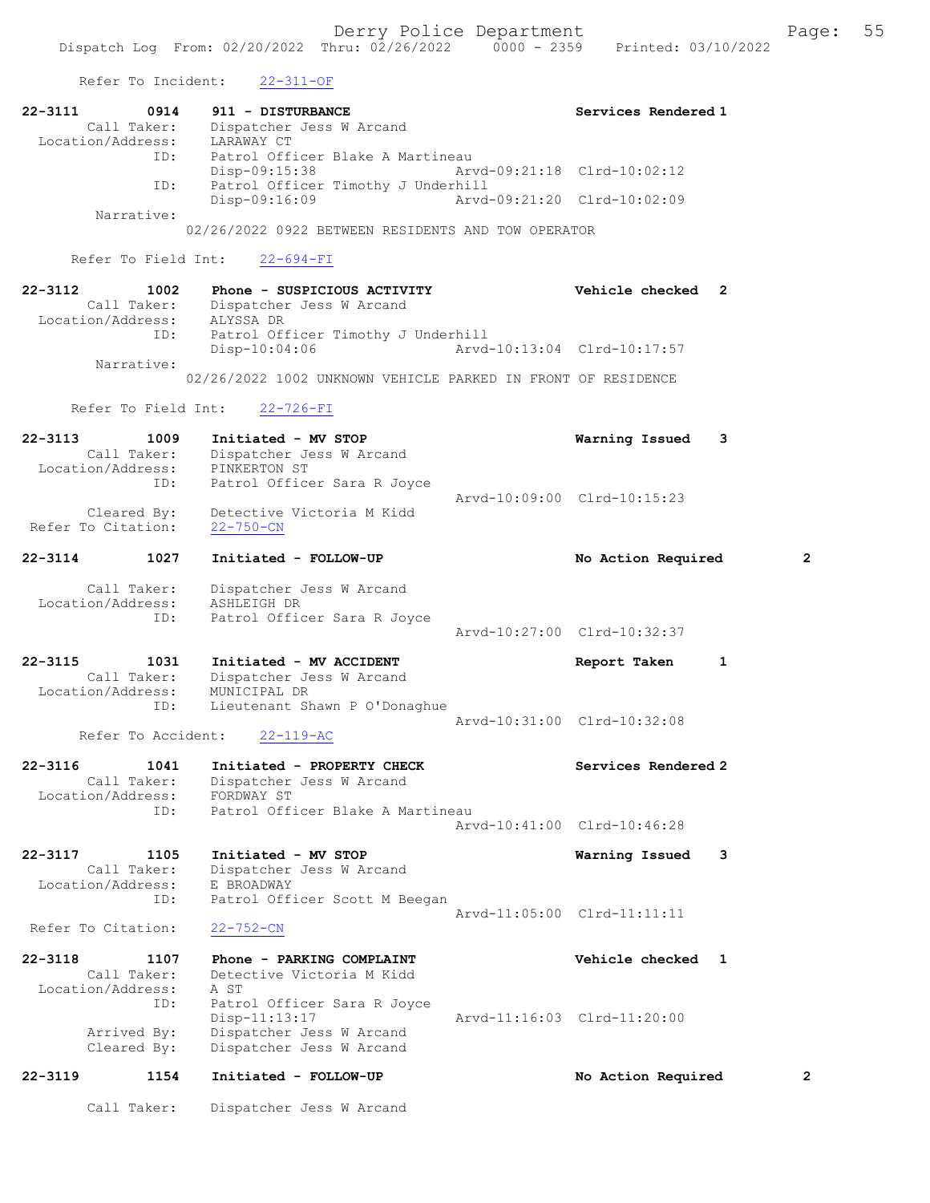Refer To Incident: 22-311-OF

```
22-3111        0914    911 - DISTURBANCE                           Services Rendered 1
        Call Taker:    Dispatcher Jess W Arcand
  Location/Address:    LARAWAY CT
                ID:    Patrol Officer Blake A Martineau
                       Disp-09:15:38              Arvd-09:21:18  Clrd-10:02:12
                ID:    Patrol Officer Timothy J Underhill
                       Disp-09:16:09              Arvd-09:21:20  Clrd-10:02:09
         Narrative:
                   02/26/2022 0922 BETWEEN RESIDENTS AND TOW OPERATOR

       Refer To Field Int:    22-694-FI

22-3112        1002    Phone - SUSPICIOUS ACTIVITY                 Vehicle checked  2
        Call Taker:    Dispatcher Jess W Arcand
  Location/Address:    ALYSSA DR
                ID:    Patrol Officer Timothy J Underhill
                       Disp-10:04:06              Arvd-10:13:04  Clrd-10:17:57
         Narrative:
                   02/26/2022 1002 UNKNOWN VEHICLE PARKED IN FRONT OF RESIDENCE

       Refer To Field Int:    22-726-FI

22-3113        1009    Initiated - MV STOP                         Warning Issued   3
        Call Taker:    Dispatcher Jess W Arcand
  Location/Address:    PINKERTON ST
                ID:    Patrol Officer Sara R Joyce
                                                  Arvd-10:09:00  Clrd-10:15:23
        Cleared By:    Detective Victoria M Kidd
 Refer To Citation:    22-750-CN

22-3114        1027    Initiated - FOLLOW-UP                       No Action Required        2

        Call Taker:    Dispatcher Jess W Arcand
  Location/Address:    ASHLEIGH DR
                ID:    Patrol Officer Sara R Joyce
                                                  Arvd-10:27:00  Clrd-10:32:37

22-3115        1031    Initiated - MV ACCIDENT                     Report Taken     1
        Call Taker:    Dispatcher Jess W Arcand
  Location/Address:    MUNICIPAL DR
                ID:    Lieutenant Shawn P O'Donaghue
                                                  Arvd-10:31:00  Clrd-10:32:08
       Refer To Accident:    22-119-AC

22-3116        1041    Initiated - PROPERTY CHECK                  Services Rendered 2
        Call Taker:    Dispatcher Jess W Arcand
  Location/Address:    FORDWAY ST
                ID:    Patrol Officer Blake A Martineau
                                                  Arvd-10:41:00  Clrd-10:46:28

22-3117        1105    Initiated - MV STOP                         Warning Issued   3
        Call Taker:    Dispatcher Jess W Arcand
  Location/Address:    E BROADWAY
                ID:    Patrol Officer Scott M Beegan
                                                  Arvd-11:05:00  Clrd-11:11:11
 Refer To Citation:    22-752-CN

22-3118        1107    Phone - PARKING COMPLAINT                   Vehicle checked  1
        Call Taker:    Detective Victoria M Kidd
  Location/Address:    A ST
                ID:    Patrol Officer Sara R Joyce
                       Disp-11:13:17              Arvd-11:16:03  Clrd-11:20:00
        Arrived By:    Dispatcher Jess W Arcand
        Cleared By:    Dispatcher Jess W Arcand

22-3119        1154    Initiated - FOLLOW-UP                       No Action Required        2

        Call Taker:    Dispatcher Jess W Arcand
```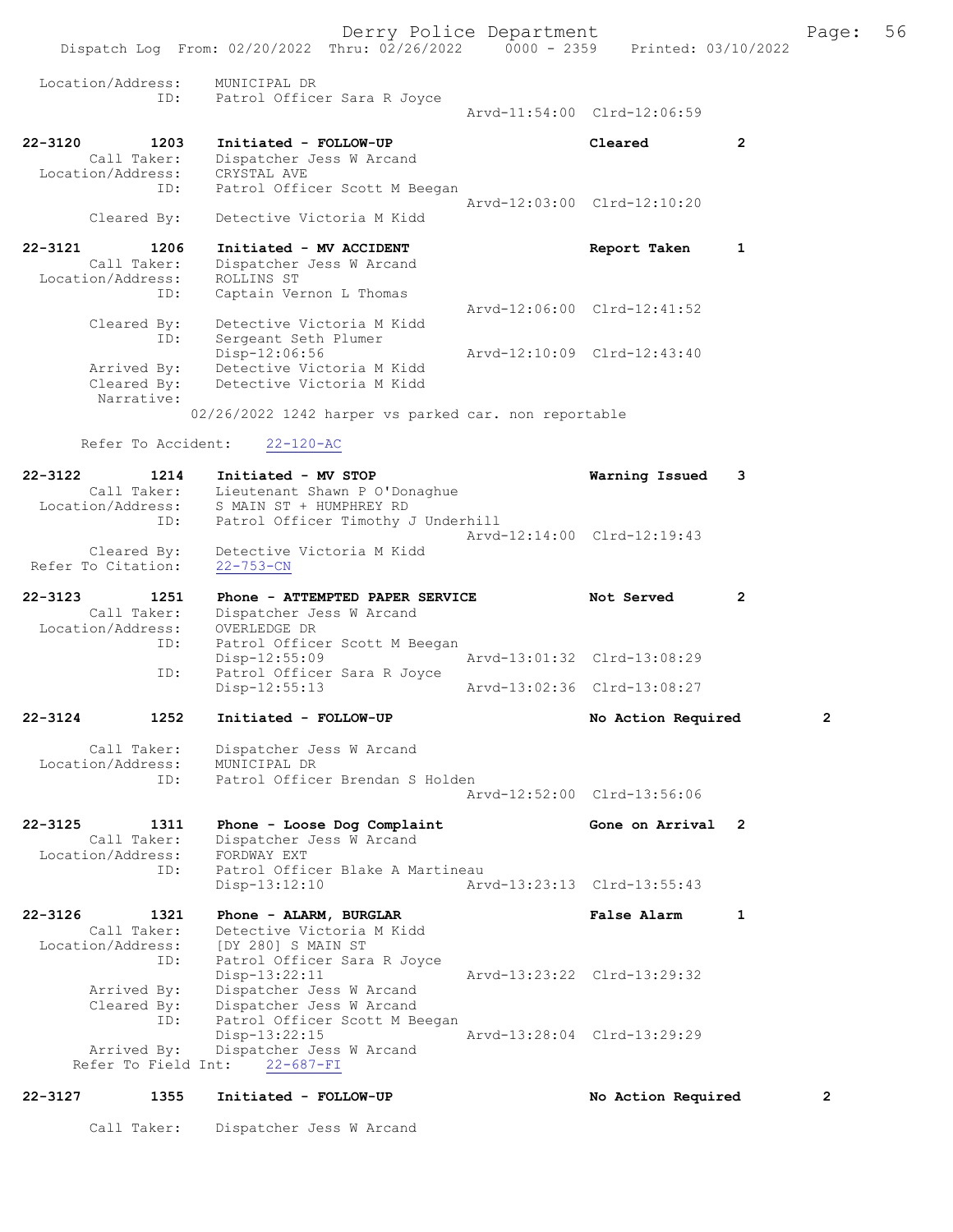Location/Address: MUNICIPAL DR
ID: Patrol Officer Sara R Joyce
Arvd-11:54:00 Clrd-12:06:59

22-3120 1203 Initiated - FOLLOW-UP Cleared 2
Call Taker: Dispatcher Jess W Arcand
Location/Address: CRYSTAL AVE
ID: Patrol Officer Scott M Beegan
Arvd-12:03:00 Clrd-12:10:20
Cleared By: Detective Victoria M Kidd

22-3121 1206 Initiated - MV ACCIDENT Report Taken 1
Call Taker: Dispatcher Jess W Arcand
Location/Address: ROLLINS ST
ID: Captain Vernon L Thomas
Arvd-12:06:00 Clrd-12:41:52
Cleared By: Detective Victoria M Kidd
ID: Sergeant Seth Plumer
Disp-12:06:56 Arvd-12:10:09 Clrd-12:43:40
Arrived By: Detective Victoria M Kidd
Cleared By: Detective Victoria M Kidd
Narrative:
02/26/2022 1242 harper vs parked car. non reportable

Refer To Accident: 22-120-AC

22-3122 1214 Initiated - MV STOP Warning Issued 3
Call Taker: Lieutenant Shawn P O'Donaghue
Location/Address: S MAIN ST + HUMPHREY RD
ID: Patrol Officer Timothy J Underhill
Arvd-12:14:00 Clrd-12:19:43
Cleared By: Detective Victoria M Kidd
Refer To Citation: 22-753-CN

22-3123 1251 Phone - ATTEMPTED PAPER SERVICE Not Served 2
Call Taker: Dispatcher Jess W Arcand
Location/Address: OVERLEDGE DR
ID: Patrol Officer Scott M Beegan
Disp-12:55:09 Arvd-13:01:32 Clrd-13:08:29
ID: Patrol Officer Sara R Joyce
Disp-12:55:13 Arvd-13:02:36 Clrd-13:08:27

22-3124 1252 Initiated - FOLLOW-UP No Action Required 2

Call Taker: Dispatcher Jess W Arcand
Location/Address: MUNICIPAL DR
ID: Patrol Officer Brendan S Holden
Arvd-12:52:00 Clrd-13:56:06

22-3125 1311 Phone - Loose Dog Complaint Gone on Arrival 2
Call Taker: Dispatcher Jess W Arcand
Location/Address: FORDWAY EXT
ID: Patrol Officer Blake A Martineau
Disp-13:12:10 Arvd-13:23:13 Clrd-13:55:43

22-3126 1321 Phone - ALARM, BURGLAR False Alarm 1
Call Taker: Detective Victoria M Kidd
Location/Address: [DY 280] S MAIN ST
ID: Patrol Officer Sara R Joyce
Disp-13:22:11 Arvd-13:23:22 Clrd-13:29:32
Arrived By: Dispatcher Jess W Arcand
Cleared By: Dispatcher Jess W Arcand
ID: Patrol Officer Scott M Beegan
Disp-13:22:15 Arvd-13:28:04 Clrd-13:29:29
Arrived By: Dispatcher Jess W Arcand
Refer To Field Int: 22-687-FI

22-3127 1355 Initiated - FOLLOW-UP No Action Required 2

Call Taker: Dispatcher Jess W Arcand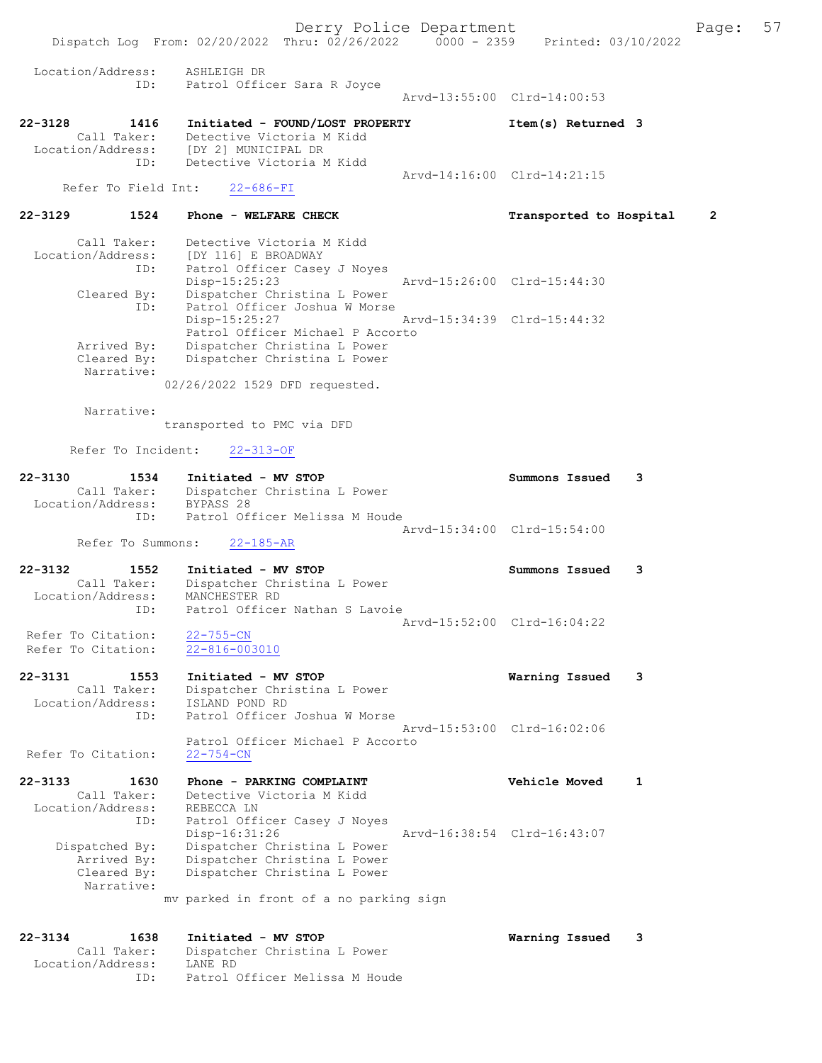```
 Location/Address:    ASHLEIGH DR
                ID:   Patrol Officer Sara R Joyce
                                                    Arvd-13:55:00  Clrd-14:00:53

22-3128        1416    Initiated - FOUND/LOST PROPERTY               Item(s) Returned  3
        Call Taker:    Detective Victoria M Kidd
  Location/Address:    [DY 2] MUNICIPAL DR
                ID:    Detective Victoria M Kidd
                                                    Arvd-14:16:00  Clrd-14:21:15
     Refer To Field Int:    22-686-FI

22-3129        1524    Phone - WELFARE CHECK                         Transported to Hospital     2

        Call Taker:    Detective Victoria M Kidd
  Location/Address:    [DY 116] E BROADWAY
                ID:    Patrol Officer Casey J Noyes
                       Disp-15:25:23                Arvd-15:26:00  Clrd-15:44:30
        Cleared By:    Dispatcher Christina L Power
                ID:    Patrol Officer Joshua W Morse
                       Disp-15:25:27                Arvd-15:34:39  Clrd-15:44:32
                       Patrol Officer Michael P Accorto
        Arrived By:    Dispatcher Christina L Power
        Cleared By:    Dispatcher Christina L Power
         Narrative:
                    02/26/2022 1529 DFD requested.

         Narrative:
                    transported to PMC via DFD

       Refer To Incident:    22-313-OF

22-3130        1534    Initiated - MV STOP                           Summons Issued    3
        Call Taker:    Dispatcher Christina L Power
  Location/Address:    BYPASS 28
                ID:    Patrol Officer Melissa M Houde
                                                    Arvd-15:34:00  Clrd-15:54:00
       Refer To Summons:    22-185-AR

22-3132        1552    Initiated - MV STOP                           Summons Issued    3
        Call Taker:    Dispatcher Christina L Power
  Location/Address:    MANCHESTER RD
                ID:    Patrol Officer Nathan S Lavoie
                                                    Arvd-15:52:00  Clrd-16:04:22
  Refer To Citation:    22-755-CN
  Refer To Citation:    22-816-003010

22-3131        1553    Initiated - MV STOP                           Warning Issued    3
        Call Taker:    Dispatcher Christina L Power
  Location/Address:    ISLAND POND RD
                ID:    Patrol Officer Joshua W Morse
                                                    Arvd-15:53:00  Clrd-16:02:06
                       Patrol Officer Michael P Accorto
  Refer To Citation:    22-754-CN

22-3133        1630    Phone - PARKING COMPLAINT                     Vehicle Moved     1
        Call Taker:    Detective Victoria M Kidd
  Location/Address:    REBECCA LN
                ID:    Patrol Officer Casey J Noyes
                       Disp-16:31:26                Arvd-16:38:54  Clrd-16:43:07
     Dispatched By:    Dispatcher Christina L Power
        Arrived By:    Dispatcher Christina L Power
        Cleared By:    Dispatcher Christina L Power
         Narrative:
                    mv parked in front of a no parking sign

22-3134        1638    Initiated - MV STOP                           Warning Issued    3
        Call Taker:    Dispatcher Christina L Power
  Location/Address:    LANE RD
                ID:    Patrol Officer Melissa M Houde
```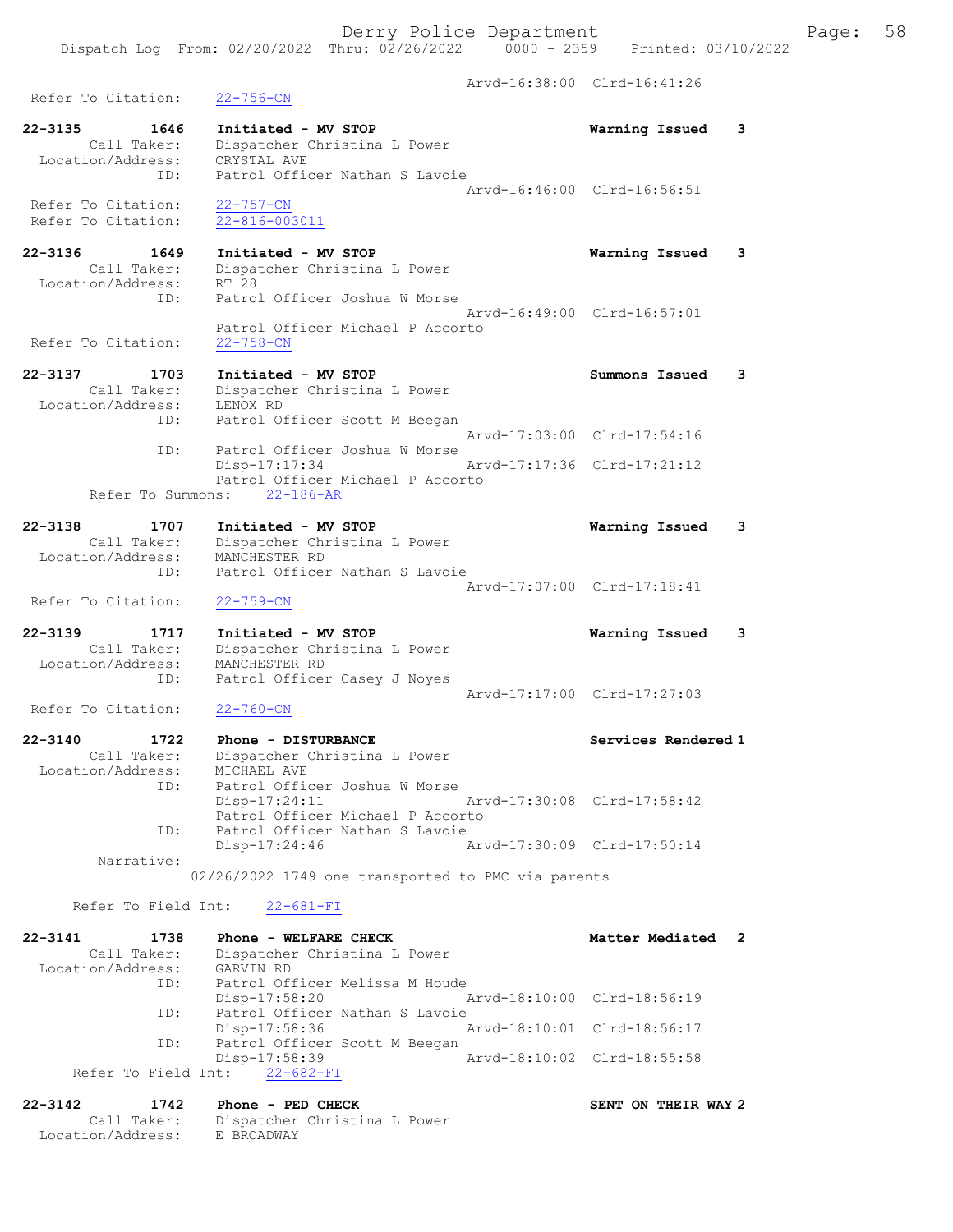Arvd-16:38:00 Clrd-16:41:26

Refer To Citation: 22-756-CN

**22-3135** 1646 **Initiated - MV STOP** **Warning Issued 3**
Call Taker: Dispatcher Christina L Power
Location/Address: CRYSTAL AVE
ID: Patrol Officer Nathan S Lavoie
Arvd-16:46:00 Clrd-16:56:51
Refer To Citation: 22-757-CN
Refer To Citation: 22-816-003011

**22-3136** 1649 **Initiated - MV STOP** **Warning Issued 3**
Call Taker: Dispatcher Christina L Power
Location/Address: RT 28
ID: Patrol Officer Joshua W Morse
Arvd-16:49:00 Clrd-16:57:01
Patrol Officer Michael P Accorto
Refer To Citation: 22-758-CN

**22-3137** 1703 **Initiated - MV STOP** **Summons Issued 3**
Call Taker: Dispatcher Christina L Power
Location/Address: LENOX RD
ID: Patrol Officer Scott M Beegan
Arvd-17:03:00 Clrd-17:54:16
ID: Patrol Officer Joshua W Morse
Disp-17:17:34 Arvd-17:17:36 Clrd-17:21:12
Patrol Officer Michael P Accorto
Refer To Summons: 22-186-AR

**22-3138** 1707 **Initiated - MV STOP** **Warning Issued 3**
Call Taker: Dispatcher Christina L Power
Location/Address: MANCHESTER RD
ID: Patrol Officer Nathan S Lavoie
Arvd-17:07:00 Clrd-17:18:41
Refer To Citation: 22-759-CN

**22-3139** 1717 **Initiated - MV STOP** **Warning Issued 3**
Call Taker: Dispatcher Christina L Power
Location/Address: MANCHESTER RD
ID: Patrol Officer Casey J Noyes
Arvd-17:17:00 Clrd-17:27:03
Refer To Citation: 22-760-CN

**22-3140** 1722 **Phone - DISTURBANCE** **Services Rendered 1**
Call Taker: Dispatcher Christina L Power
Location/Address: MICHAEL AVE
ID: Patrol Officer Joshua W Morse
Disp-17:24:11 Arvd-17:30:08 Clrd-17:58:42
Patrol Officer Michael P Accorto
ID: Patrol Officer Nathan S Lavoie
Disp-17:24:46 Arvd-17:30:09 Clrd-17:50:14
Narrative:
02/26/2022 1749 one transported to PMC via parents

Refer To Field Int: 22-681-FI

**22-3141** 1738 **Phone - WELFARE CHECK** **Matter Mediated 2**
Call Taker: Dispatcher Christina L Power
Location/Address: GARVIN RD
ID: Patrol Officer Melissa M Houde
Disp-17:58:20 Arvd-18:10:00 Clrd-18:56:19
ID: Patrol Officer Nathan S Lavoie
Disp-17:58:36 Arvd-18:10:01 Clrd-18:56:17
ID: Patrol Officer Scott M Beegan
Disp-17:58:39 Arvd-18:10:02 Clrd-18:55:58
Refer To Field Int: 22-682-FI

**22-3142** 1742 **Phone - PED CHECK** **SENT ON THEIR WAY 2**
Call Taker: Dispatcher Christina L Power
Location/Address: E BROADWAY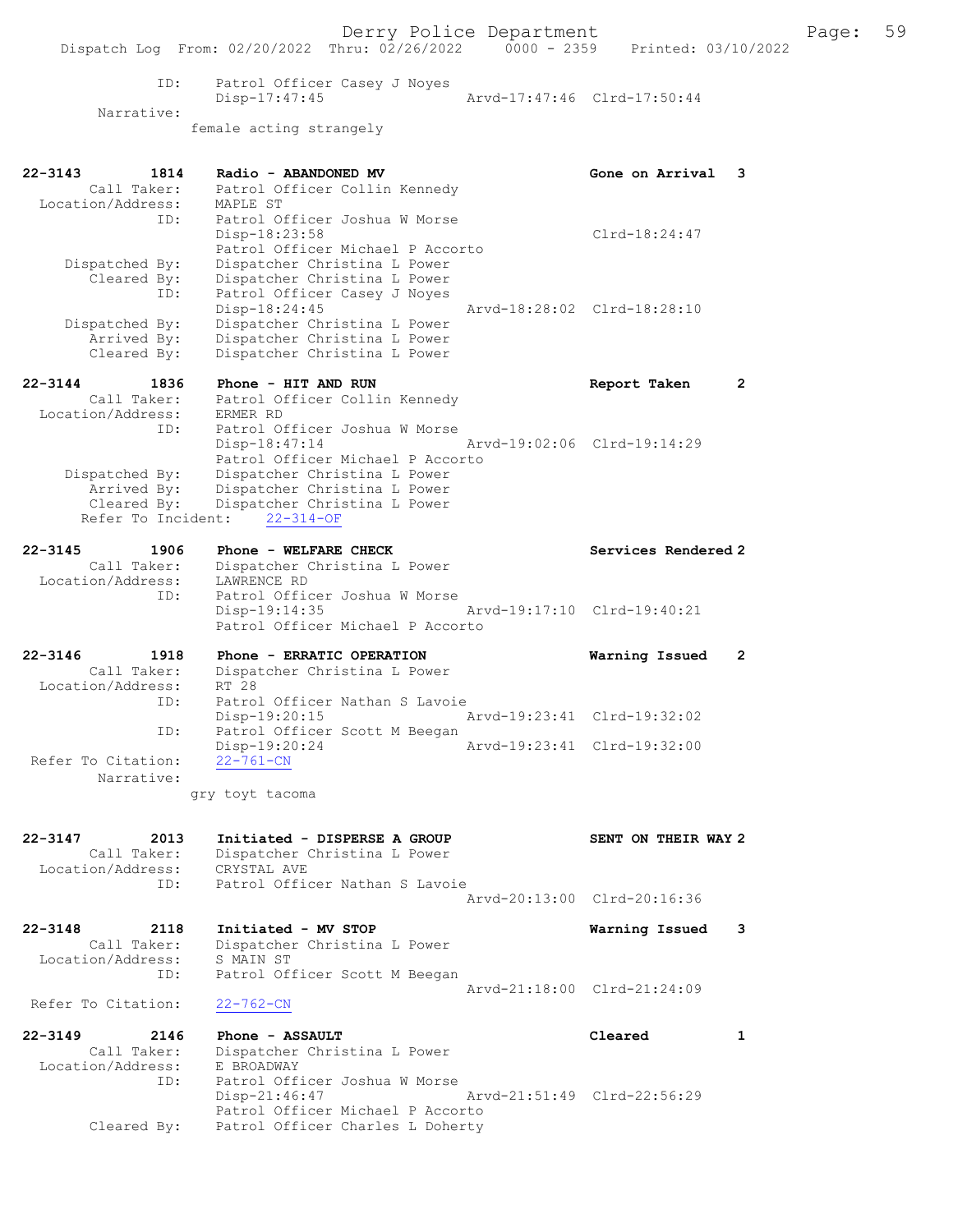```
            ID:     Patrol Officer Casey J Noyes
                    Disp-17:47:45                 Arvd-17:47:46  Clrd-17:50:44
        Narrative:
                  female acting strangely


22-3143        1814    Radio - ABANDONED MV                        Gone on Arrival   3
        Call Taker:    Patrol Officer Collin Kennedy
  Location/Address:    MAPLE ST
                ID:    Patrol Officer Joshua W Morse
                       Disp-18:23:58                              Clrd-18:24:47
                       Patrol Officer Michael P Accorto
     Dispatched By:    Dispatcher Christina L Power
        Cleared By:    Dispatcher Christina L Power
                ID:    Patrol Officer Casey J Noyes
                       Disp-18:24:45                 Arvd-18:28:02  Clrd-18:28:10
     Dispatched By:    Dispatcher Christina L Power
        Arrived By:    Dispatcher Christina L Power
        Cleared By:    Dispatcher Christina L Power

22-3144        1836    Phone - HIT AND RUN                         Report Taken      2
        Call Taker:    Patrol Officer Collin Kennedy
  Location/Address:    ERMER RD
                ID:    Patrol Officer Joshua W Morse
                       Disp-18:47:14                 Arvd-19:02:06  Clrd-19:14:29
                       Patrol Officer Michael P Accorto
     Dispatched By:    Dispatcher Christina L Power
        Arrived By:    Dispatcher Christina L Power
        Cleared By:    Dispatcher Christina L Power
    Refer To Incident:    22-314-OF

22-3145        1906    Phone - WELFARE CHECK                       Services Rendered 2
        Call Taker:    Dispatcher Christina L Power
  Location/Address:    LAWRENCE RD
                ID:    Patrol Officer Joshua W Morse
                       Disp-19:14:35                 Arvd-19:17:10  Clrd-19:40:21
                       Patrol Officer Michael P Accorto

22-3146        1918    Phone - ERRATIC OPERATION                   Warning Issued    2
        Call Taker:    Dispatcher Christina L Power
  Location/Address:    RT 28
                ID:    Patrol Officer Nathan S Lavoie
                       Disp-19:20:15                 Arvd-19:23:41  Clrd-19:32:02
                ID:    Patrol Officer Scott M Beegan
                       Disp-19:20:24                 Arvd-19:23:41  Clrd-19:32:00
 Refer To Citation:    22-761-CN
        Narrative:
                  gry toyt tacoma


22-3147        2013    Initiated - DISPERSE A GROUP                SENT ON THEIR WAY 2
        Call Taker:    Dispatcher Christina L Power
  Location/Address:    CRYSTAL AVE
                ID:    Patrol Officer Nathan S Lavoie
                                                     Arvd-20:13:00  Clrd-20:16:36

22-3148        2118    Initiated - MV STOP                         Warning Issued    3
        Call Taker:    Dispatcher Christina L Power
  Location/Address:    S MAIN ST
                ID:    Patrol Officer Scott M Beegan
                                                     Arvd-21:18:00  Clrd-21:24:09
 Refer To Citation:    22-762-CN

22-3149        2146    Phone - ASSAULT                             Cleared           1
        Call Taker:    Dispatcher Christina L Power
  Location/Address:    E BROADWAY
                ID:    Patrol Officer Joshua W Morse
                       Disp-21:46:47                 Arvd-21:51:49  Clrd-22:56:29
                       Patrol Officer Michael P Accorto
        Cleared By:    Patrol Officer Charles L Doherty
```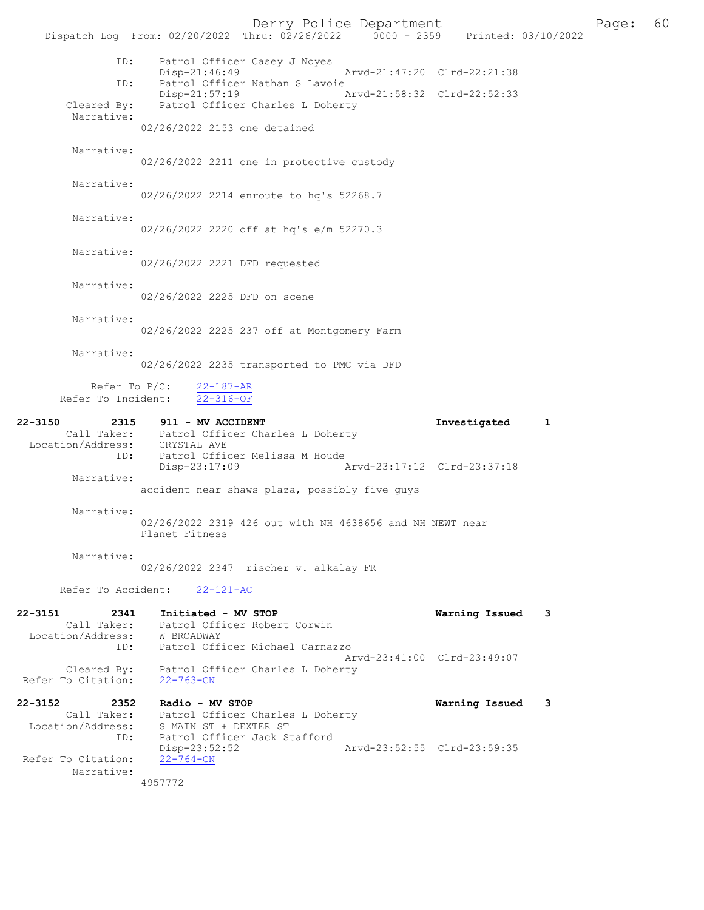```
            ID:     Patrol Officer Casey J Noyes
                    Disp-21:46:49                Arvd-21:47:20  Clrd-22:21:38
            ID:     Patrol Officer Nathan S Lavoie
                    Disp-21:57:19                Arvd-21:58:32  Clrd-22:52:33
    Cleared By:     Patrol Officer Charles L Doherty
     Narrative:
                 02/26/2022 2153 one detained

     Narrative:
                 02/26/2022 2211 one in protective custody

     Narrative:
                 02/26/2022 2214 enroute to hq's 52268.7

     Narrative:
                 02/26/2022 2220 off at hq's e/m 52270.3

     Narrative:
                 02/26/2022 2221 DFD requested

     Narrative:
                 02/26/2022 2225 DFD on scene

     Narrative:
                 02/26/2022 2225 237 off at Montgomery Farm

     Narrative:
                 02/26/2022 2235 transported to PMC via DFD

      Refer To P/C:     22-187-AR
   Refer To Incident:   22-316-OF

22-3150        2315    911 - MV ACCIDENT                       Investigated     1
      Call Taker:     Patrol Officer Charles L Doherty
 Location/Address:    CRYSTAL AVE
            ID:       Patrol Officer Melissa M Houde
                      Disp-23:17:09              Arvd-23:17:12  Clrd-23:37:18
     Narrative:
                 accident near shaws plaza, possibly five guys

     Narrative:
                 02/26/2022 2319 426 out with NH 4638656 and NH NEWT near
                 Planet Fitness

     Narrative:
                 02/26/2022 2347  rischer v. alkalay FR

   Refer To Accident:   22-121-AC

22-3151        2341    Initiated - MV STOP                     Warning Issued   3
      Call Taker:     Patrol Officer Robert Corwin
 Location/Address:    W BROADWAY
            ID:       Patrol Officer Michael Carnazzo
                                                 Arvd-23:41:00  Clrd-23:49:07
      Cleared By:     Patrol Officer Charles L Doherty
Refer To Citation:    22-763-CN

22-3152        2352    Radio - MV STOP                         Warning Issued   3
      Call Taker:     Patrol Officer Charles L Doherty
 Location/Address:    S MAIN ST + DEXTER ST
            ID:       Patrol Officer Jack Stafford
                      Disp-23:52:52              Arvd-23:52:55  Clrd-23:59:35
Refer To Citation:    22-764-CN
     Narrative:
                 4957772
```